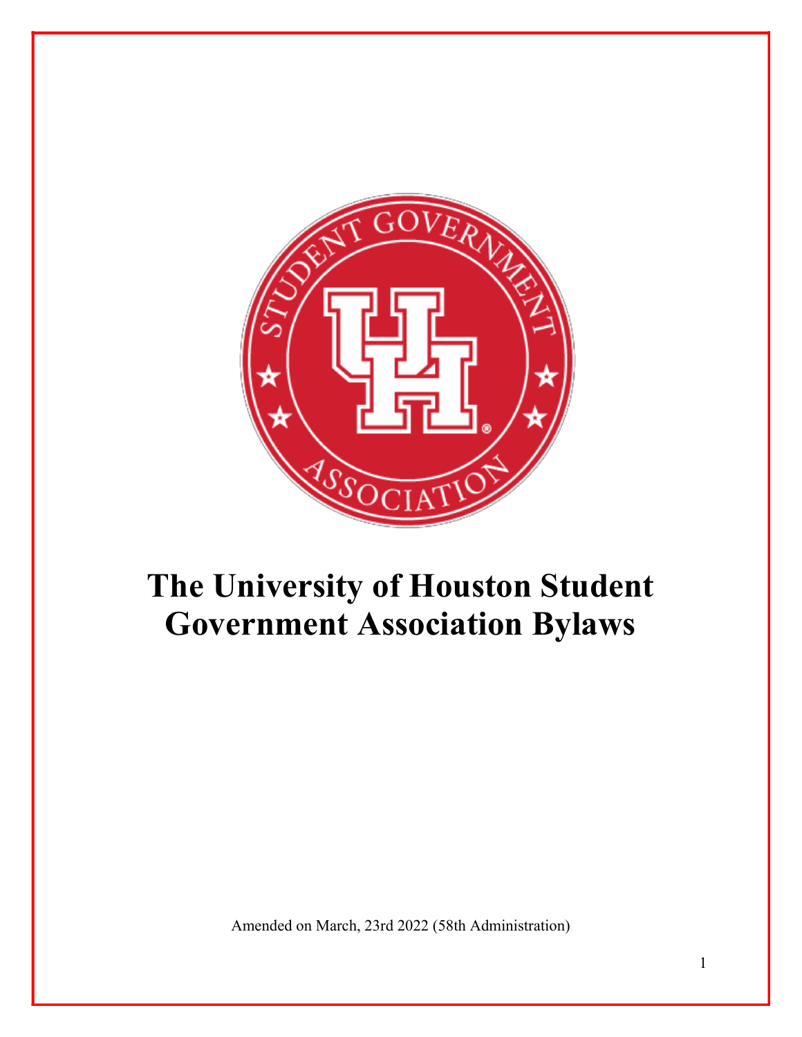# The University of Houston Student Government Association Bylaws

Amended on March, 23rd 2022 (58th Administration)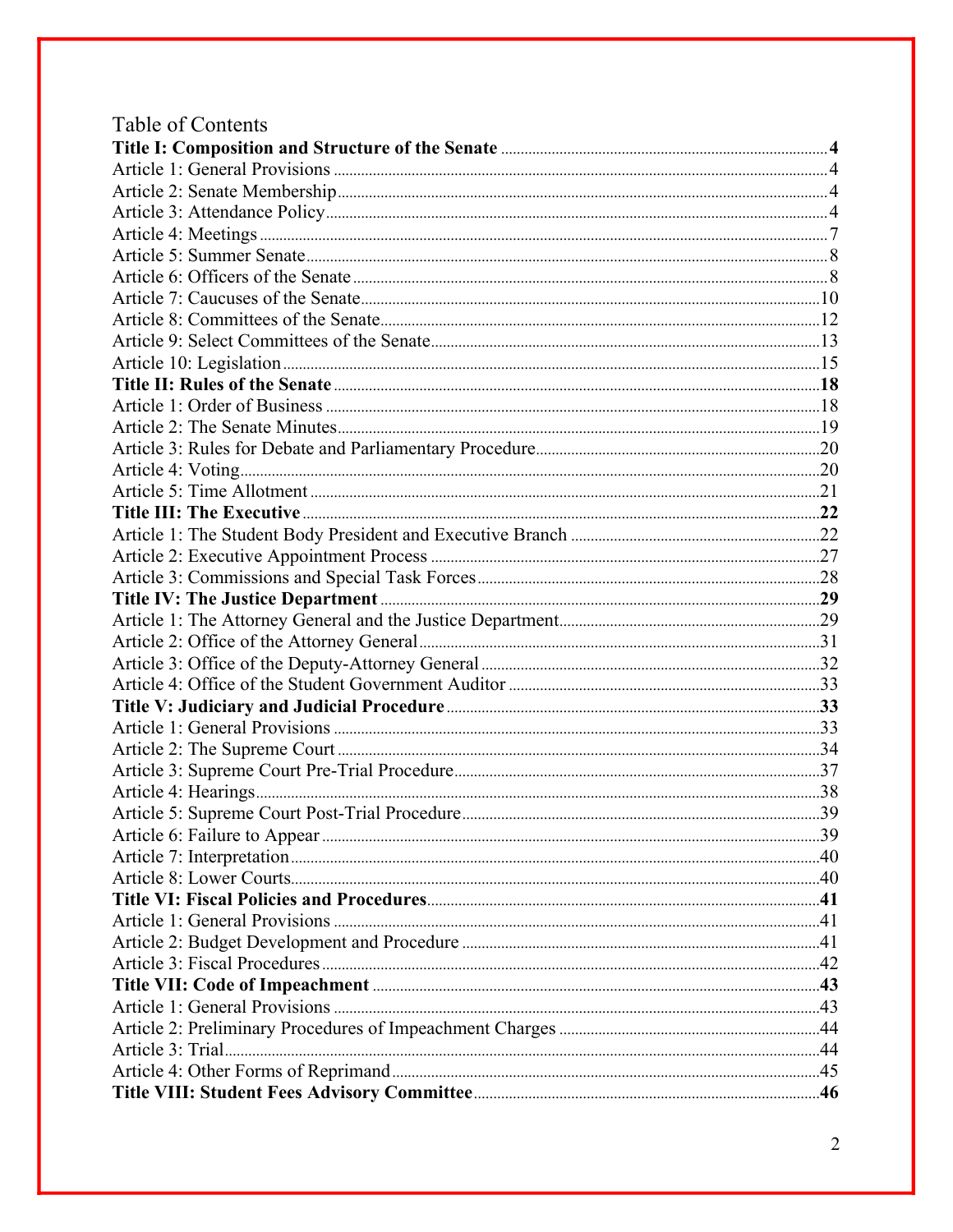# Table of Contents

**Title I: Composition and Structure of the Senate** .......... **4**

Article 1: General Provisions .......... 4

Article 2: Senate Membership .......... 4

Article 3: Attendance Policy .......... 4

Article 4: Meetings .......... 7

Article 5: Summer Senate .......... 8

Article 6: Officers of the Senate .......... 8

Article 7: Caucuses of the Senate .......... 10

Article 8: Committees of the Senate .......... 12

Article 9: Select Committees of the Senate .......... 13

Article 10: Legislation .......... 15

**Title II: Rules of the Senate** .......... **18**

Article 1: Order of Business .......... 18

Article 2: The Senate Minutes .......... 19

Article 3: Rules for Debate and Parliamentary Procedure .......... 20

Article 4: Voting .......... 20

Article 5: Time Allotment .......... 21

**Title III: The Executive** .......... **22**

Article 1: The Student Body President and Executive Branch .......... 22

Article 2: Executive Appointment Process .......... 27

Article 3: Commissions and Special Task Forces .......... 28

**Title IV: The Justice Department** .......... **29**

Article 1: The Attorney General and the Justice Department .......... 29

Article 2: Office of the Attorney General .......... 31

Article 3: Office of the Deputy-Attorney General .......... 32

Article 4: Office of the Student Government Auditor .......... 33

**Title V: Judiciary and Judicial Procedure** .......... **33**

Article 1: General Provisions .......... 33

Article 2: The Supreme Court .......... 34

Article 3: Supreme Court Pre-Trial Procedure .......... 37

Article 4: Hearings .......... 38

Article 5: Supreme Court Post-Trial Procedure .......... 39

Article 6: Failure to Appear .......... 39

Article 7: Interpretation .......... 40

Article 8: Lower Courts .......... 40

**Title VI: Fiscal Policies and Procedures** .......... **41**

Article 1: General Provisions .......... 41

Article 2: Budget Development and Procedure .......... 41

Article 3: Fiscal Procedures .......... 42

**Title VII: Code of Impeachment** .......... **43**

Article 1: General Provisions .......... 43

Article 2: Preliminary Procedures of Impeachment Charges .......... 44

Article 3: Trial .......... 44

Article 4: Other Forms of Reprimand .......... 45

**Title VIII: Student Fees Advisory Committee** .......... **46**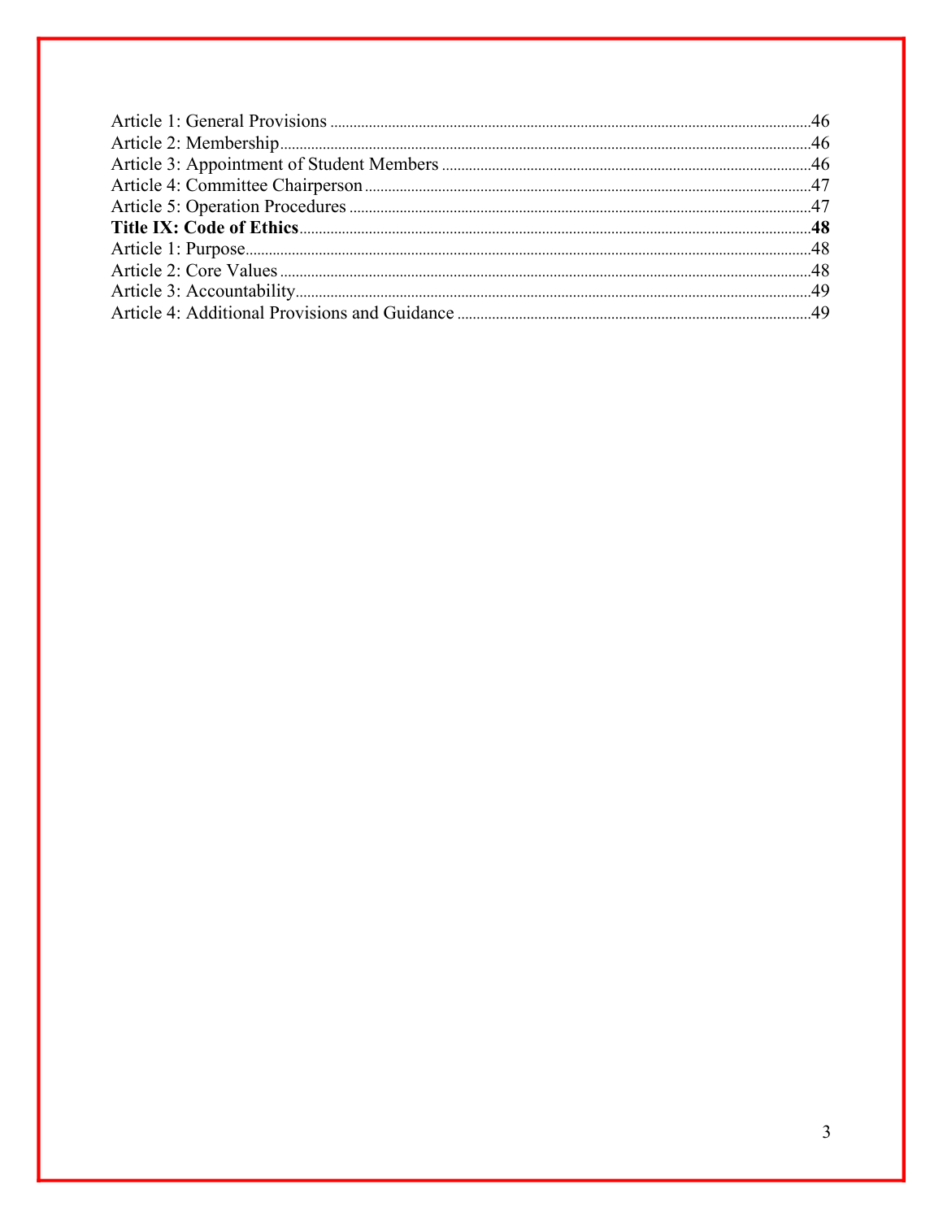Article 1: General Provisions ....................................................................................................46
Article 2: Membership....................................................................................................46
Article 3: Appointment of Student Members ....................................................................................................46
Article 4: Committee Chairperson ....................................................................................................47
Article 5: Operation Procedures ....................................................................................................47
**Title IX: Code of Ethics....................................................................................................48**
Article 1: Purpose....................................................................................................48
Article 2: Core Values ....................................................................................................48
Article 3: Accountability....................................................................................................49
Article 4: Additional Provisions and Guidance ....................................................................................................49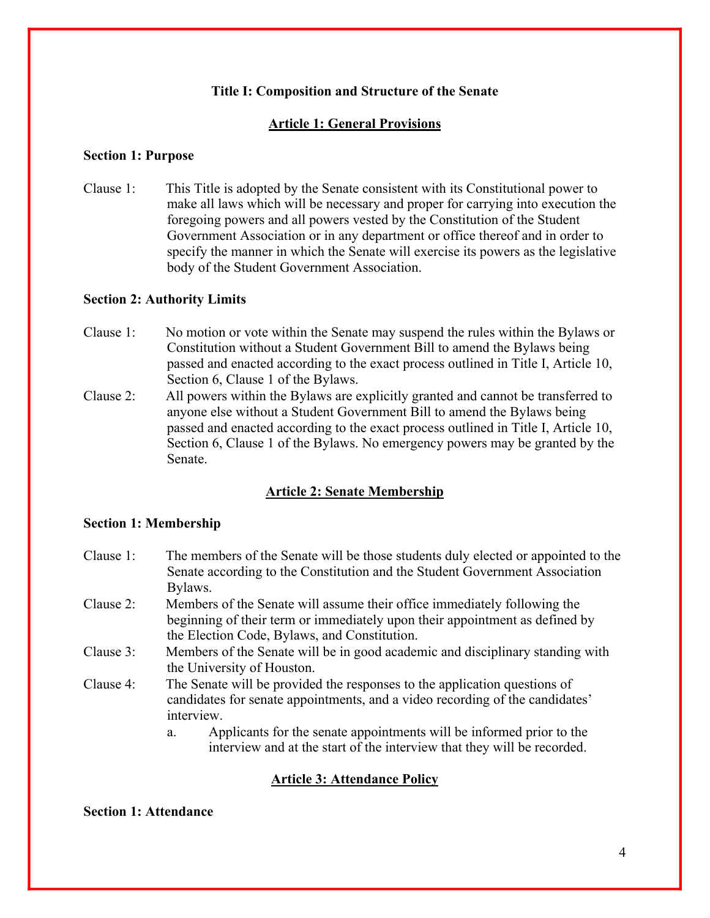## Title I: Composition and Structure of the Senate

### Article 1: General Provisions

**Section 1: Purpose**

Clause 1: This Title is adopted by the Senate consistent with its Constitutional power to make all laws which will be necessary and proper for carrying into execution the foregoing powers and all powers vested by the Constitution of the Student Government Association or in any department or office thereof and in order to specify the manner in which the Senate will exercise its powers as the legislative body of the Student Government Association.

**Section 2: Authority Limits**

Clause 1: No motion or vote within the Senate may suspend the rules within the Bylaws or Constitution without a Student Government Bill to amend the Bylaws being passed and enacted according to the exact process outlined in Title I, Article 10, Section 6, Clause 1 of the Bylaws.

Clause 2: All powers within the Bylaws are explicitly granted and cannot be transferred to anyone else without a Student Government Bill to amend the Bylaws being passed and enacted according to the exact process outlined in Title I, Article 10, Section 6, Clause 1 of the Bylaws. No emergency powers may be granted by the Senate.

### Article 2: Senate Membership

**Section 1: Membership**

Clause 1: The members of the Senate will be those students duly elected or appointed to the Senate according to the Constitution and the Student Government Association Bylaws.

Clause 2: Members of the Senate will assume their office immediately following the beginning of their term or immediately upon their appointment as defined by the Election Code, Bylaws, and Constitution.

Clause 3: Members of the Senate will be in good academic and disciplinary standing with the University of Houston.

Clause 4: The Senate will be provided the responses to the application questions of candidates for senate appointments, and a video recording of the candidates' interview.

- a. Applicants for the senate appointments will be informed prior to the interview and at the start of the interview that they will be recorded.

### Article 3: Attendance Policy

**Section 1: Attendance**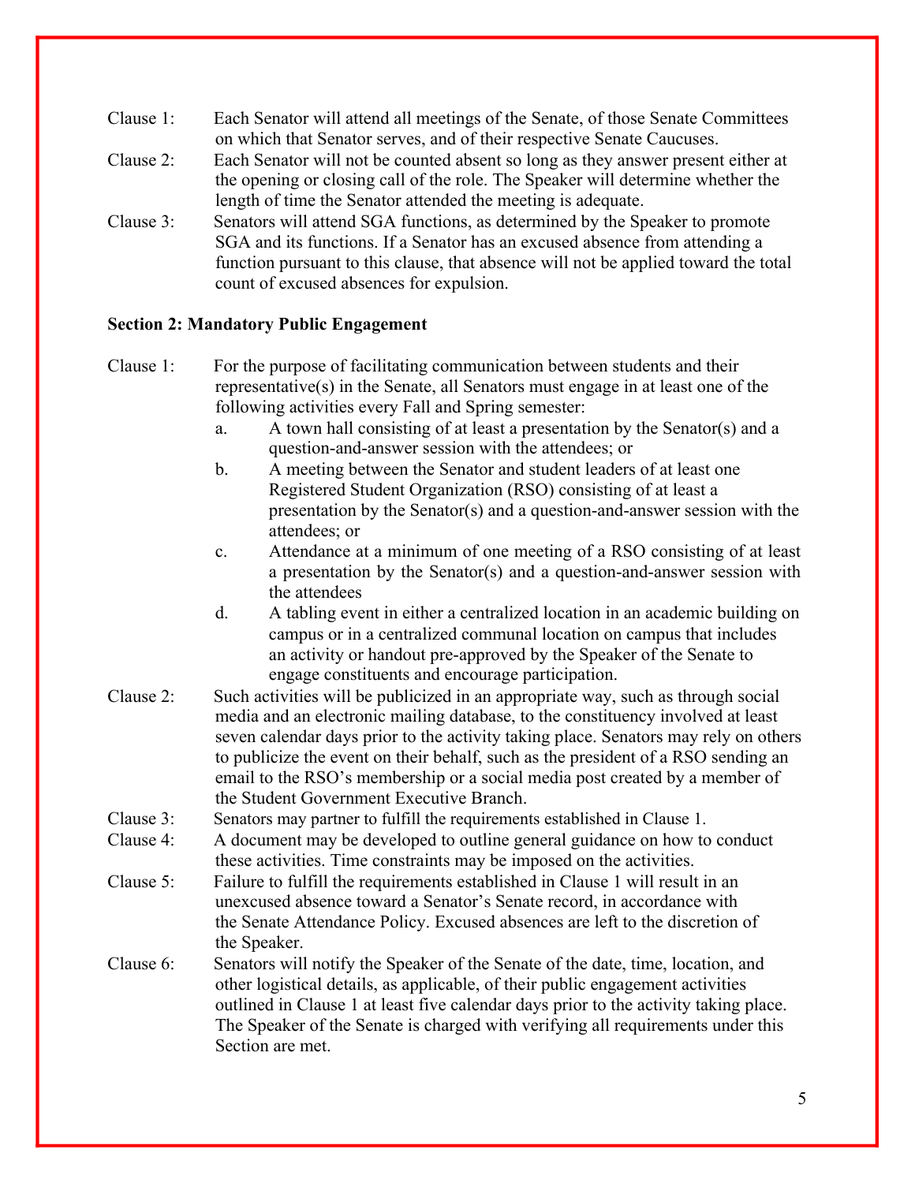Clause 1: Each Senator will attend all meetings of the Senate, of those Senate Committees on which that Senator serves, and of their respective Senate Caucuses.

Clause 2: Each Senator will not be counted absent so long as they answer present either at the opening or closing call of the role. The Speaker will determine whether the length of time the Senator attended the meeting is adequate.

Clause 3: Senators will attend SGA functions, as determined by the Speaker to promote SGA and its functions. If a Senator has an excused absence from attending a function pursuant to this clause, that absence will not be applied toward the total count of excused absences for expulsion.

**Section 2: Mandatory Public Engagement**

Clause 1: For the purpose of facilitating communication between students and their representative(s) in the Senate, all Senators must engage in at least one of the following activities every Fall and Spring semester:

a. A town hall consisting of at least a presentation by the Senator(s) and a question-and-answer session with the attendees; or

b. A meeting between the Senator and student leaders of at least one Registered Student Organization (RSO) consisting of at least a presentation by the Senator(s) and a question-and-answer session with the attendees; or

c. Attendance at a minimum of one meeting of a RSO consisting of at least a presentation by the Senator(s) and a question-and-answer session with the attendees

d. A tabling event in either a centralized location in an academic building on campus or in a centralized communal location on campus that includes an activity or handout pre-approved by the Speaker of the Senate to engage constituents and encourage participation.

Clause 2: Such activities will be publicized in an appropriate way, such as through social media and an electronic mailing database, to the constituency involved at least seven calendar days prior to the activity taking place. Senators may rely on others to publicize the event on their behalf, such as the president of a RSO sending an email to the RSO's membership or a social media post created by a member of the Student Government Executive Branch.

Clause 3: Senators may partner to fulfill the requirements established in Clause 1.

Clause 4: A document may be developed to outline general guidance on how to conduct these activities. Time constraints may be imposed on the activities.

Clause 5: Failure to fulfill the requirements established in Clause 1 will result in an unexcused absence toward a Senator's Senate record, in accordance with the Senate Attendance Policy. Excused absences are left to the discretion of the Speaker.

Clause 6: Senators will notify the Speaker of the Senate of the date, time, location, and other logistical details, as applicable, of their public engagement activities outlined in Clause 1 at least five calendar days prior to the activity taking place. The Speaker of the Senate is charged with verifying all requirements under this Section are met.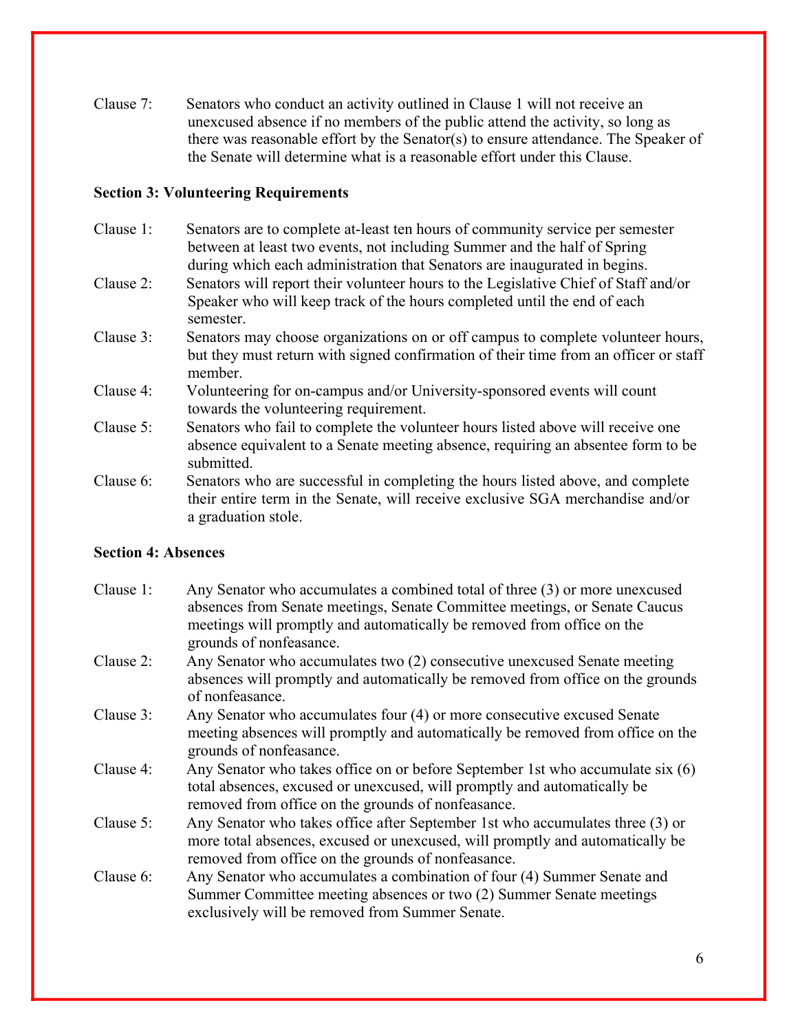Clause 7: Senators who conduct an activity outlined in Clause 1 will not receive an unexcused absence if no members of the public attend the activity, so long as there was reasonable effort by the Senator(s) to ensure attendance. The Speaker of the Senate will determine what is a reasonable effort under this Clause.

**Section 3: Volunteering Requirements**

Clause 1: Senators are to complete at-least ten hours of community service per semester between at least two events, not including Summer and the half of Spring during which each administration that Senators are inaugurated in begins.

Clause 2: Senators will report their volunteer hours to the Legislative Chief of Staff and/or Speaker who will keep track of the hours completed until the end of each semester.

Clause 3: Senators may choose organizations on or off campus to complete volunteer hours, but they must return with signed confirmation of their time from an officer or staff member.

Clause 4: Volunteering for on-campus and/or University-sponsored events will count towards the volunteering requirement.

Clause 5: Senators who fail to complete the volunteer hours listed above will receive one absence equivalent to a Senate meeting absence, requiring an absentee form to be submitted.

Clause 6: Senators who are successful in completing the hours listed above, and complete their entire term in the Senate, will receive exclusive SGA merchandise and/or a graduation stole.

**Section 4: Absences**

Clause 1: Any Senator who accumulates a combined total of three (3) or more unexcused absences from Senate meetings, Senate Committee meetings, or Senate Caucus meetings will promptly and automatically be removed from office on the grounds of nonfeasance.

Clause 2: Any Senator who accumulates two (2) consecutive unexcused Senate meeting absences will promptly and automatically be removed from office on the grounds of nonfeasance.

Clause 3: Any Senator who accumulates four (4) or more consecutive excused Senate meeting absences will promptly and automatically be removed from office on the grounds of nonfeasance.

Clause 4: Any Senator who takes office on or before September 1st who accumulate six (6) total absences, excused or unexcused, will promptly and automatically be removed from office on the grounds of nonfeasance.

Clause 5: Any Senator who takes office after September 1st who accumulates three (3) or more total absences, excused or unexcused, will promptly and automatically be removed from office on the grounds of nonfeasance.

Clause 6: Any Senator who accumulates a combination of four (4) Summer Senate and Summer Committee meeting absences or two (2) Summer Senate meetings exclusively will be removed from Summer Senate.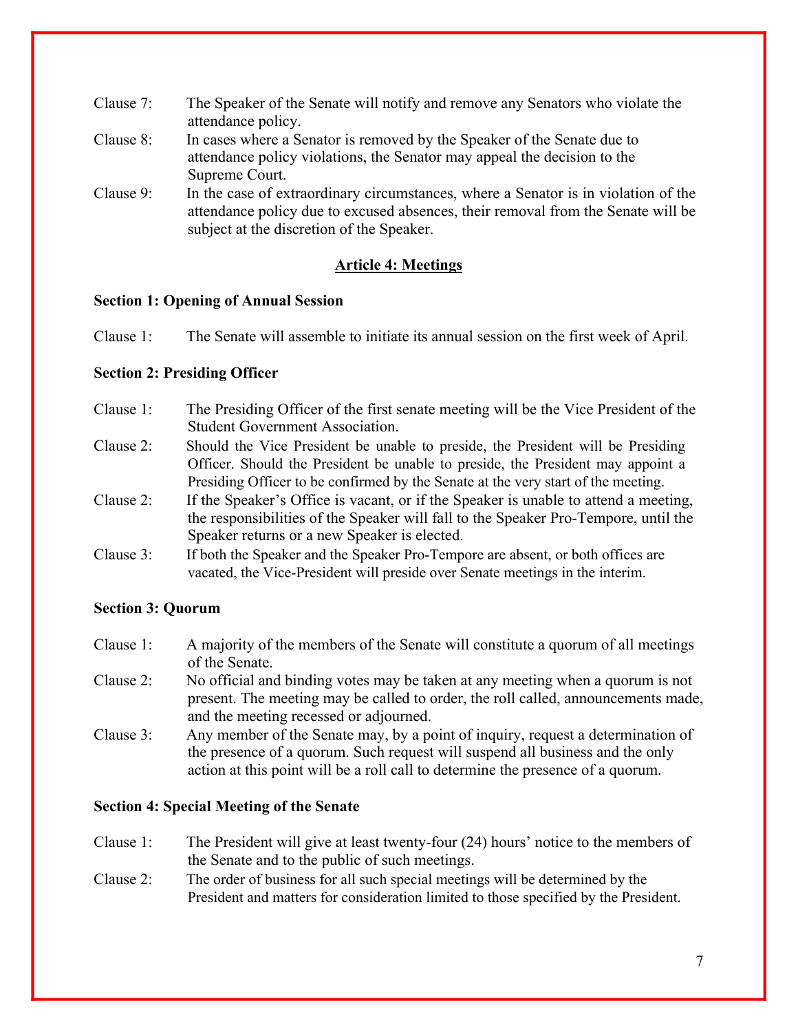Clause 7: The Speaker of the Senate will notify and remove any Senators who violate the attendance policy.

Clause 8: In cases where a Senator is removed by the Speaker of the Senate due to attendance policy violations, the Senator may appeal the decision to the Supreme Court.

Clause 9: In the case of extraordinary circumstances, where a Senator is in violation of the attendance policy due to excused absences, their removal from the Senate will be subject at the discretion of the Speaker.

## Article 4: Meetings

**Section 1: Opening of Annual Session**

Clause 1: The Senate will assemble to initiate its annual session on the first week of April.

**Section 2: Presiding Officer**

Clause 1: The Presiding Officer of the first senate meeting will be the Vice President of the Student Government Association.

Clause 2: Should the Vice President be unable to preside, the President will be Presiding Officer. Should the President be unable to preside, the President may appoint a Presiding Officer to be confirmed by the Senate at the very start of the meeting.

Clause 2: If the Speaker's Office is vacant, or if the Speaker is unable to attend a meeting, the responsibilities of the Speaker will fall to the Speaker Pro-Tempore, until the Speaker returns or a new Speaker is elected.

Clause 3: If both the Speaker and the Speaker Pro-Tempore are absent, or both offices are vacated, the Vice-President will preside over Senate meetings in the interim.

**Section 3: Quorum**

Clause 1: A majority of the members of the Senate will constitute a quorum of all meetings of the Senate.

Clause 2: No official and binding votes may be taken at any meeting when a quorum is not present. The meeting may be called to order, the roll called, announcements made, and the meeting recessed or adjourned.

Clause 3: Any member of the Senate may, by a point of inquiry, request a determination of the presence of a quorum. Such request will suspend all business and the only action at this point will be a roll call to determine the presence of a quorum.

**Section 4: Special Meeting of the Senate**

Clause 1: The President will give at least twenty-four (24) hours' notice to the members of the Senate and to the public of such meetings.

Clause 2: The order of business for all such special meetings will be determined by the President and matters for consideration limited to those specified by the President.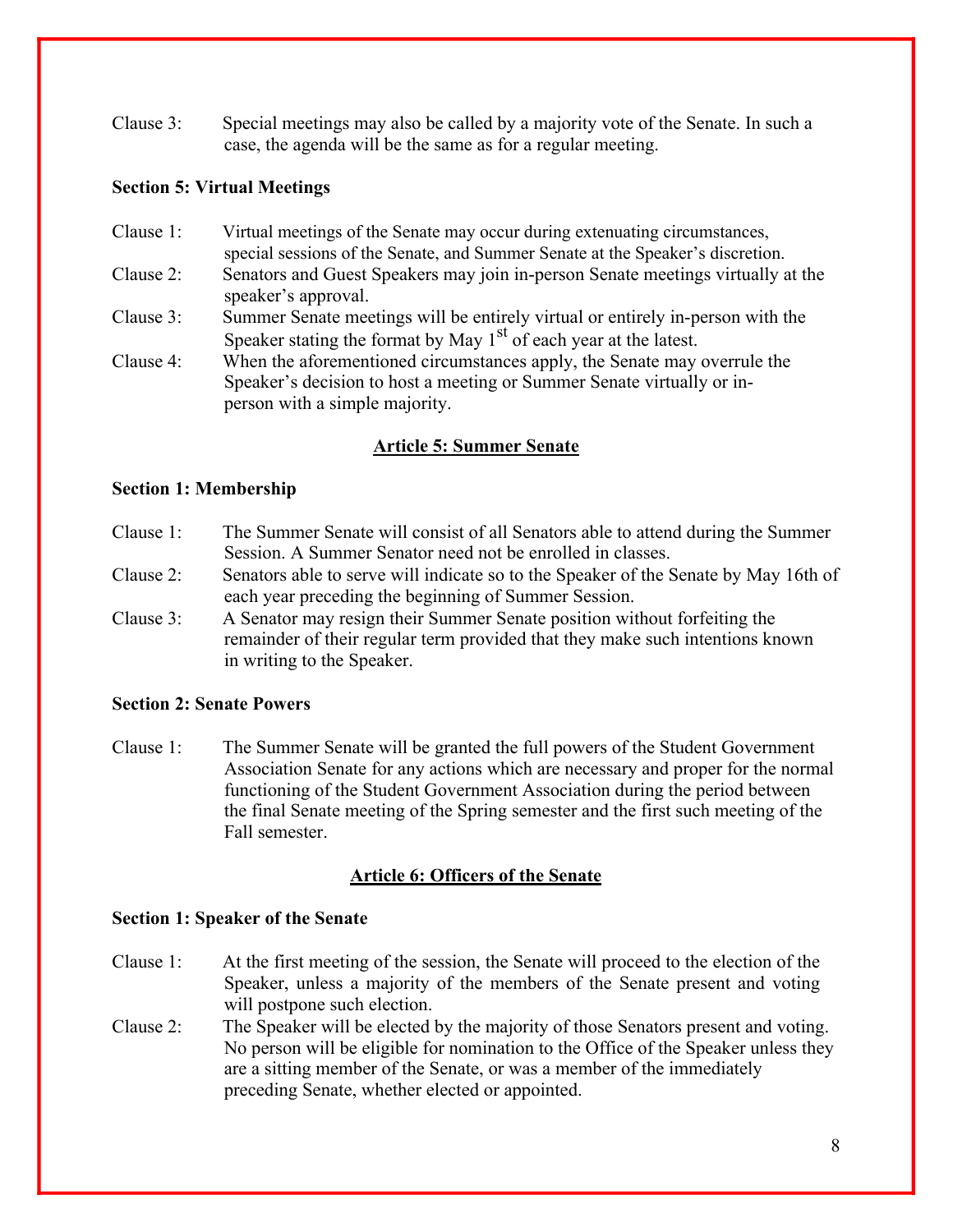Clause 3: Special meetings may also be called by a majority vote of the Senate. In such a case, the agenda will be the same as for a regular meeting.

**Section 5: Virtual Meetings**

Clause 1: Virtual meetings of the Senate may occur during extenuating circumstances, special sessions of the Senate, and Summer Senate at the Speaker's discretion.

Clause 2: Senators and Guest Speakers may join in-person Senate meetings virtually at the speaker's approval.

Clause 3: Summer Senate meetings will be entirely virtual or entirely in-person with the Speaker stating the format by May 1st of each year at the latest.

Clause 4: When the aforementioned circumstances apply, the Senate may overrule the Speaker's decision to host a meeting or Summer Senate virtually or in-person with a simple majority.

## Article 5: Summer Senate

**Section 1: Membership**

Clause 1: The Summer Senate will consist of all Senators able to attend during the Summer Session. A Summer Senator need not be enrolled in classes.

Clause 2: Senators able to serve will indicate so to the Speaker of the Senate by May 16th of each year preceding the beginning of Summer Session.

Clause 3: A Senator may resign their Summer Senate position without forfeiting the remainder of their regular term provided that they make such intentions known in writing to the Speaker.

**Section 2: Senate Powers**

Clause 1: The Summer Senate will be granted the full powers of the Student Government Association Senate for any actions which are necessary and proper for the normal functioning of the Student Government Association during the period between the final Senate meeting of the Spring semester and the first such meeting of the Fall semester.

## Article 6: Officers of the Senate

**Section 1: Speaker of the Senate**

Clause 1: At the first meeting of the session, the Senate will proceed to the election of the Speaker, unless a majority of the members of the Senate present and voting will postpone such election.

Clause 2: The Speaker will be elected by the majority of those Senators present and voting. No person will be eligible for nomination to the Office of the Speaker unless they are a sitting member of the Senate, or was a member of the immediately preceding Senate, whether elected or appointed.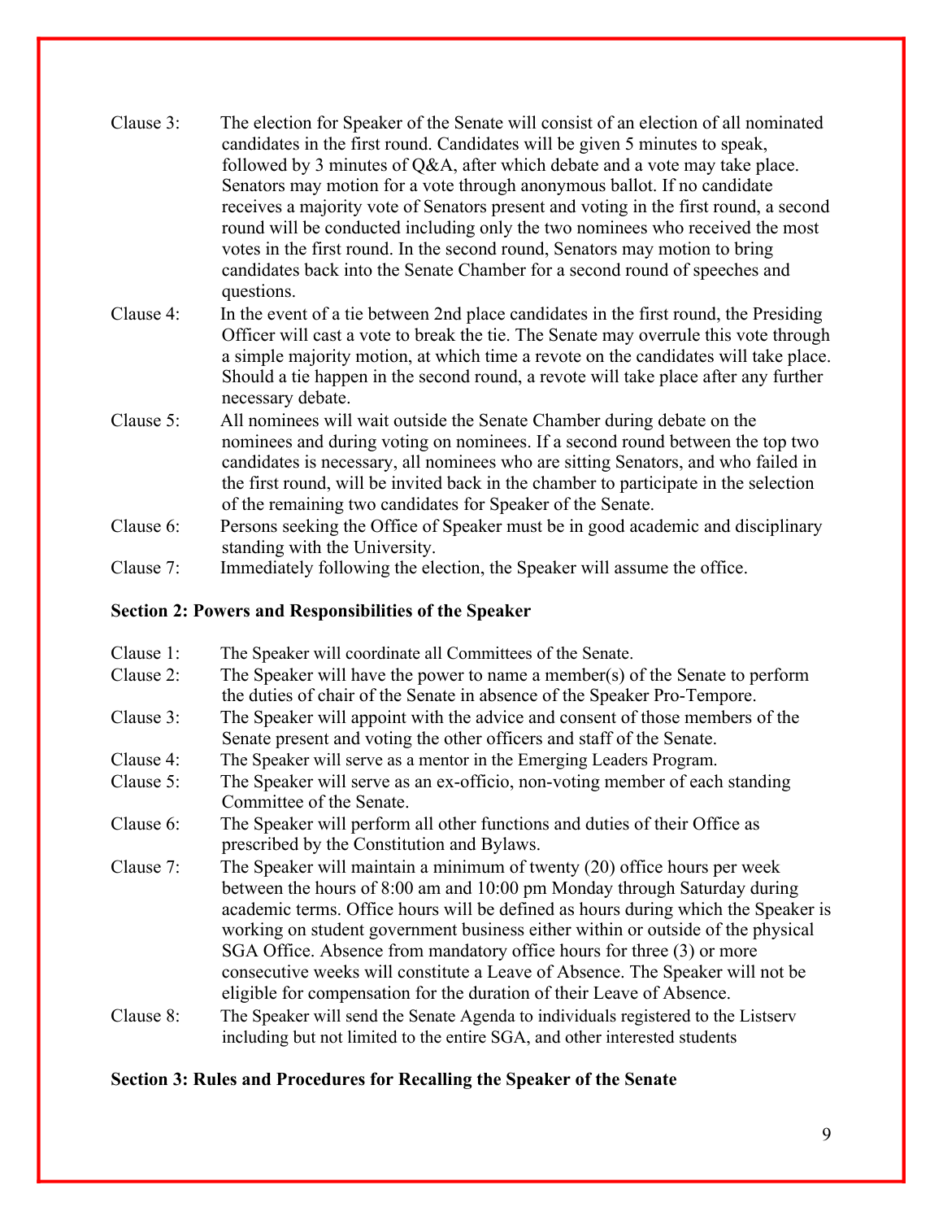Clause 3: The election for Speaker of the Senate will consist of an election of all nominated candidates in the first round. Candidates will be given 5 minutes to speak, followed by 3 minutes of Q&A, after which debate and a vote may take place. Senators may motion for a vote through anonymous ballot. If no candidate receives a majority vote of Senators present and voting in the first round, a second round will be conducted including only the two nominees who received the most votes in the first round. In the second round, Senators may motion to bring candidates back into the Senate Chamber for a second round of speeches and questions.

Clause 4: In the event of a tie between 2nd place candidates in the first round, the Presiding Officer will cast a vote to break the tie. The Senate may overrule this vote through a simple majority motion, at which time a revote on the candidates will take place. Should a tie happen in the second round, a revote will take place after any further necessary debate.

Clause 5: All nominees will wait outside the Senate Chamber during debate on the nominees and during voting on nominees. If a second round between the top two candidates is necessary, all nominees who are sitting Senators, and who failed in the first round, will be invited back in the chamber to participate in the selection of the remaining two candidates for Speaker of the Senate.

Clause 6: Persons seeking the Office of Speaker must be in good academic and disciplinary standing with the University.

Clause 7: Immediately following the election, the Speaker will assume the office.

**Section 2: Powers and Responsibilities of the Speaker**

Clause 1: The Speaker will coordinate all Committees of the Senate.

Clause 2: The Speaker will have the power to name a member(s) of the Senate to perform the duties of chair of the Senate in absence of the Speaker Pro-Tempore.

Clause 3: The Speaker will appoint with the advice and consent of those members of the Senate present and voting the other officers and staff of the Senate.

Clause 4: The Speaker will serve as a mentor in the Emerging Leaders Program.

Clause 5: The Speaker will serve as an ex-officio, non-voting member of each standing Committee of the Senate.

Clause 6: The Speaker will perform all other functions and duties of their Office as prescribed by the Constitution and Bylaws.

Clause 7: The Speaker will maintain a minimum of twenty (20) office hours per week between the hours of 8:00 am and 10:00 pm Monday through Saturday during academic terms. Office hours will be defined as hours during which the Speaker is working on student government business either within or outside of the physical SGA Office. Absence from mandatory office hours for three (3) or more consecutive weeks will constitute a Leave of Absence. The Speaker will not be eligible for compensation for the duration of their Leave of Absence.

Clause 8: The Speaker will send the Senate Agenda to individuals registered to the Listserv including but not limited to the entire SGA, and other interested students

**Section 3: Rules and Procedures for Recalling the Speaker of the Senate**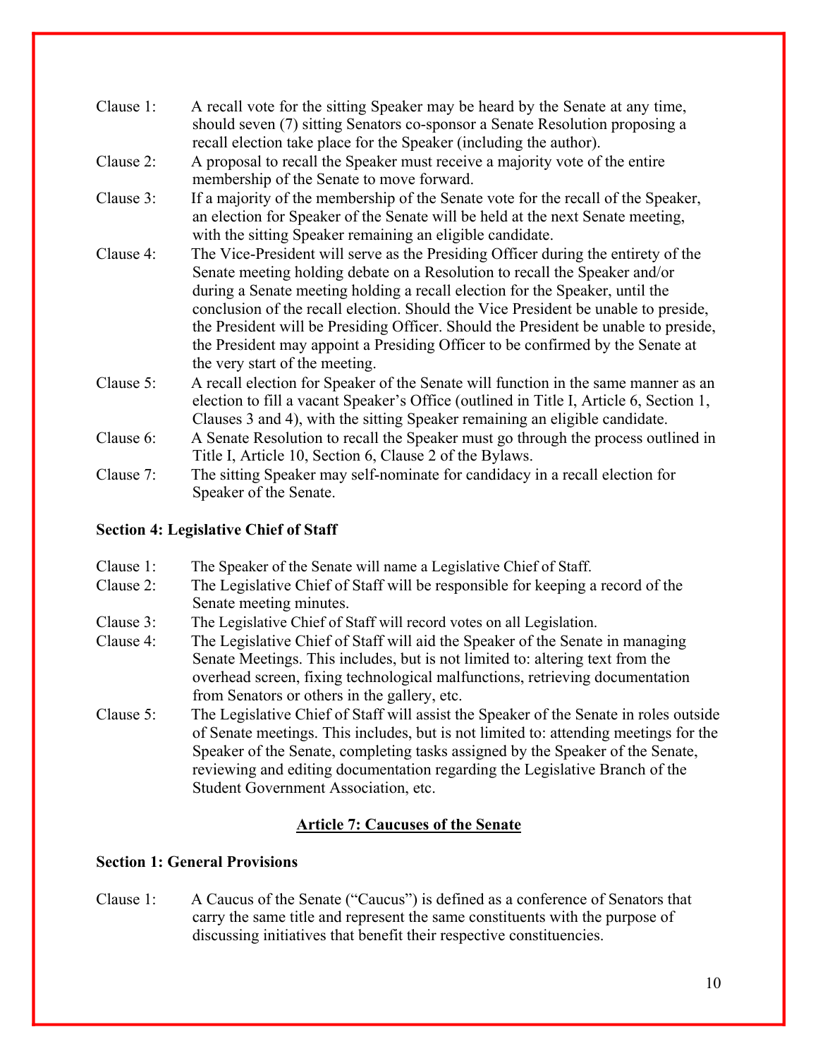Clause 1: A recall vote for the sitting Speaker may be heard by the Senate at any time, should seven (7) sitting Senators co-sponsor a Senate Resolution proposing a recall election take place for the Speaker (including the author).

Clause 2: A proposal to recall the Speaker must receive a majority vote of the entire membership of the Senate to move forward.

Clause 3: If a majority of the membership of the Senate vote for the recall of the Speaker, an election for Speaker of the Senate will be held at the next Senate meeting, with the sitting Speaker remaining an eligible candidate.

Clause 4: The Vice-President will serve as the Presiding Officer during the entirety of the Senate meeting holding debate on a Resolution to recall the Speaker and/or during a Senate meeting holding a recall election for the Speaker, until the conclusion of the recall election. Should the Vice President be unable to preside, the President will be Presiding Officer. Should the President be unable to preside, the President may appoint a Presiding Officer to be confirmed by the Senate at the very start of the meeting.

Clause 5: A recall election for Speaker of the Senate will function in the same manner as an election to fill a vacant Speaker's Office (outlined in Title I, Article 6, Section 1, Clauses 3 and 4), with the sitting Speaker remaining an eligible candidate.

Clause 6: A Senate Resolution to recall the Speaker must go through the process outlined in Title I, Article 10, Section 6, Clause 2 of the Bylaws.

Clause 7: The sitting Speaker may self-nominate for candidacy in a recall election for Speaker of the Senate.

**Section 4: Legislative Chief of Staff**

Clause 1: The Speaker of the Senate will name a Legislative Chief of Staff.

Clause 2: The Legislative Chief of Staff will be responsible for keeping a record of the Senate meeting minutes.

Clause 3: The Legislative Chief of Staff will record votes on all Legislation.

Clause 4: The Legislative Chief of Staff will aid the Speaker of the Senate in managing Senate Meetings. This includes, but is not limited to: altering text from the overhead screen, fixing technological malfunctions, retrieving documentation from Senators or others in the gallery, etc.

Clause 5: The Legislative Chief of Staff will assist the Speaker of the Senate in roles outside of Senate meetings. This includes, but is not limited to: attending meetings for the Speaker of the Senate, completing tasks assigned by the Speaker of the Senate, reviewing and editing documentation regarding the Legislative Branch of the Student Government Association, etc.

## Article 7: Caucuses of the Senate

**Section 1: General Provisions**

Clause 1: A Caucus of the Senate ("Caucus") is defined as a conference of Senators that carry the same title and represent the same constituents with the purpose of discussing initiatives that benefit their respective constituencies.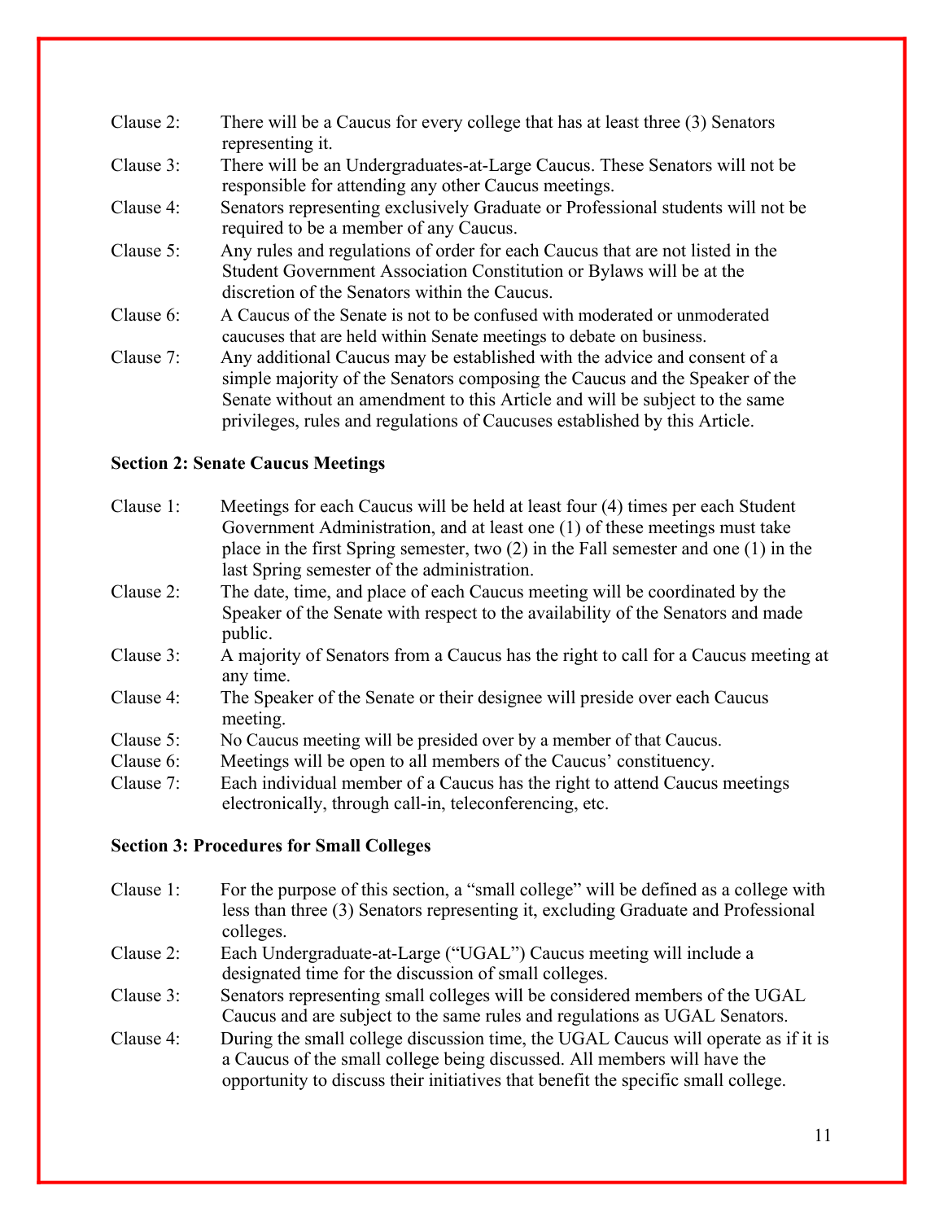Clause 2: There will be a Caucus for every college that has at least three (3) Senators representing it.

Clause 3: There will be an Undergraduates-at-Large Caucus. These Senators will not be responsible for attending any other Caucus meetings.

Clause 4: Senators representing exclusively Graduate or Professional students will not be required to be a member of any Caucus.

Clause 5: Any rules and regulations of order for each Caucus that are not listed in the Student Government Association Constitution or Bylaws will be at the discretion of the Senators within the Caucus.

Clause 6: A Caucus of the Senate is not to be confused with moderated or unmoderated caucuses that are held within Senate meetings to debate on business.

Clause 7: Any additional Caucus may be established with the advice and consent of a simple majority of the Senators composing the Caucus and the Speaker of the Senate without an amendment to this Article and will be subject to the same privileges, rules and regulations of Caucuses established by this Article.

**Section 2: Senate Caucus Meetings**

Clause 1: Meetings for each Caucus will be held at least four (4) times per each Student Government Administration, and at least one (1) of these meetings must take place in the first Spring semester, two (2) in the Fall semester and one (1) in the last Spring semester of the administration.

Clause 2: The date, time, and place of each Caucus meeting will be coordinated by the Speaker of the Senate with respect to the availability of the Senators and made public.

Clause 3: A majority of Senators from a Caucus has the right to call for a Caucus meeting at any time.

Clause 4: The Speaker of the Senate or their designee will preside over each Caucus meeting.

Clause 5: No Caucus meeting will be presided over by a member of that Caucus.

Clause 6: Meetings will be open to all members of the Caucus' constituency.

Clause 7: Each individual member of a Caucus has the right to attend Caucus meetings electronically, through call-in, teleconferencing, etc.

**Section 3: Procedures for Small Colleges**

Clause 1: For the purpose of this section, a "small college" will be defined as a college with less than three (3) Senators representing it, excluding Graduate and Professional colleges.

Clause 2: Each Undergraduate-at-Large ("UGAL") Caucus meeting will include a designated time for the discussion of small colleges.

Clause 3: Senators representing small colleges will be considered members of the UGAL Caucus and are subject to the same rules and regulations as UGAL Senators.

Clause 4: During the small college discussion time, the UGAL Caucus will operate as if it is a Caucus of the small college being discussed. All members will have the opportunity to discuss their initiatives that benefit the specific small college.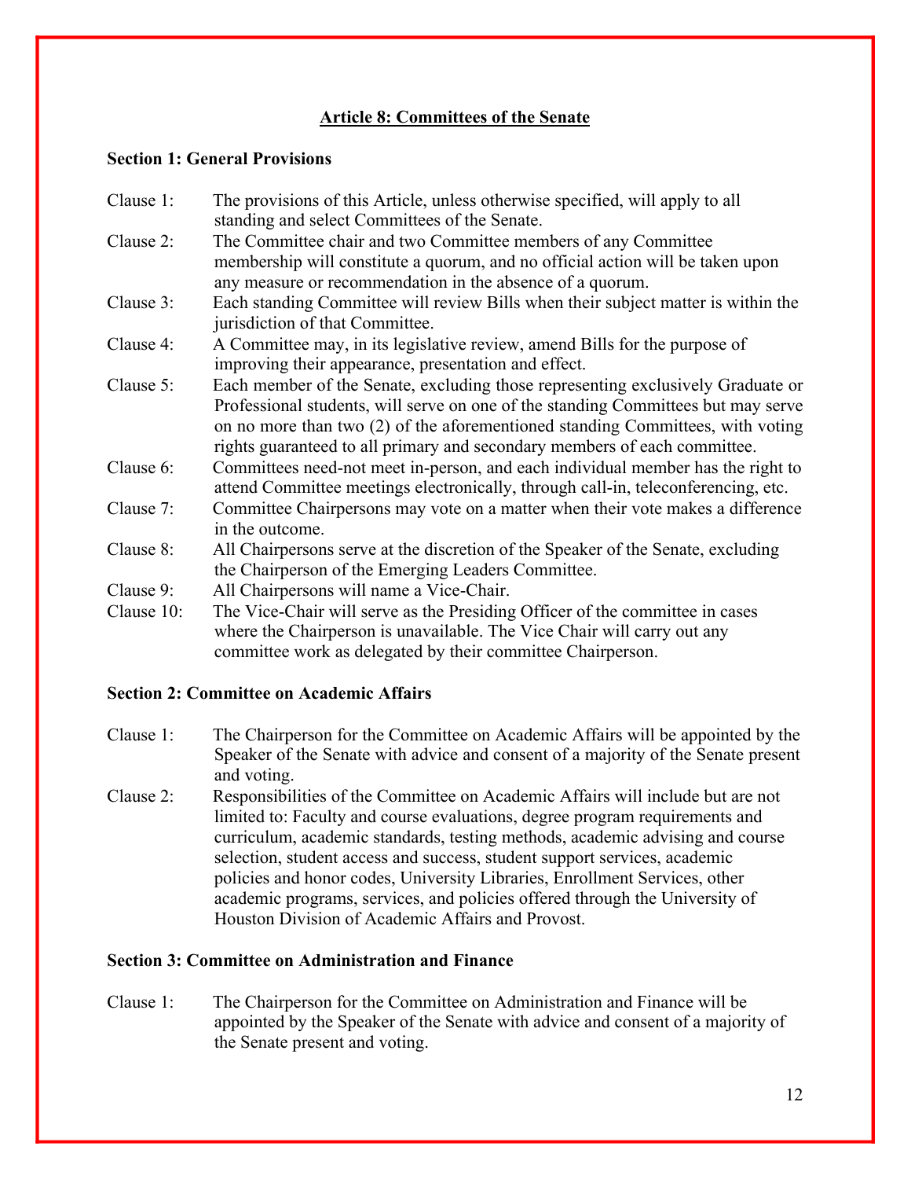## Article 8: Committees of the Senate

### Section 1: General Provisions

Clause 1: The provisions of this Article, unless otherwise specified, will apply to all standing and select Committees of the Senate.

Clause 2: The Committee chair and two Committee members of any Committee membership will constitute a quorum, and no official action will be taken upon any measure or recommendation in the absence of a quorum.

Clause 3: Each standing Committee will review Bills when their subject matter is within the jurisdiction of that Committee.

Clause 4: A Committee may, in its legislative review, amend Bills for the purpose of improving their appearance, presentation and effect.

Clause 5: Each member of the Senate, excluding those representing exclusively Graduate or Professional students, will serve on one of the standing Committees but may serve on no more than two (2) of the aforementioned standing Committees, with voting rights guaranteed to all primary and secondary members of each committee.

Clause 6: Committees need-not meet in-person, and each individual member has the right to attend Committee meetings electronically, through call-in, teleconferencing, etc.

Clause 7: Committee Chairpersons may vote on a matter when their vote makes a difference in the outcome.

Clause 8: All Chairpersons serve at the discretion of the Speaker of the Senate, excluding the Chairperson of the Emerging Leaders Committee.

Clause 9: All Chairpersons will name a Vice-Chair.

Clause 10: The Vice-Chair will serve as the Presiding Officer of the committee in cases where the Chairperson is unavailable. The Vice Chair will carry out any committee work as delegated by their committee Chairperson.

### Section 2: Committee on Academic Affairs

Clause 1: The Chairperson for the Committee on Academic Affairs will be appointed by the Speaker of the Senate with advice and consent of a majority of the Senate present and voting.

Clause 2: Responsibilities of the Committee on Academic Affairs will include but are not limited to: Faculty and course evaluations, degree program requirements and curriculum, academic standards, testing methods, academic advising and course selection, student access and success, student support services, academic policies and honor codes, University Libraries, Enrollment Services, other academic programs, services, and policies offered through the University of Houston Division of Academic Affairs and Provost.

### Section 3: Committee on Administration and Finance

Clause 1: The Chairperson for the Committee on Administration and Finance will be appointed by the Speaker of the Senate with advice and consent of a majority of the Senate present and voting.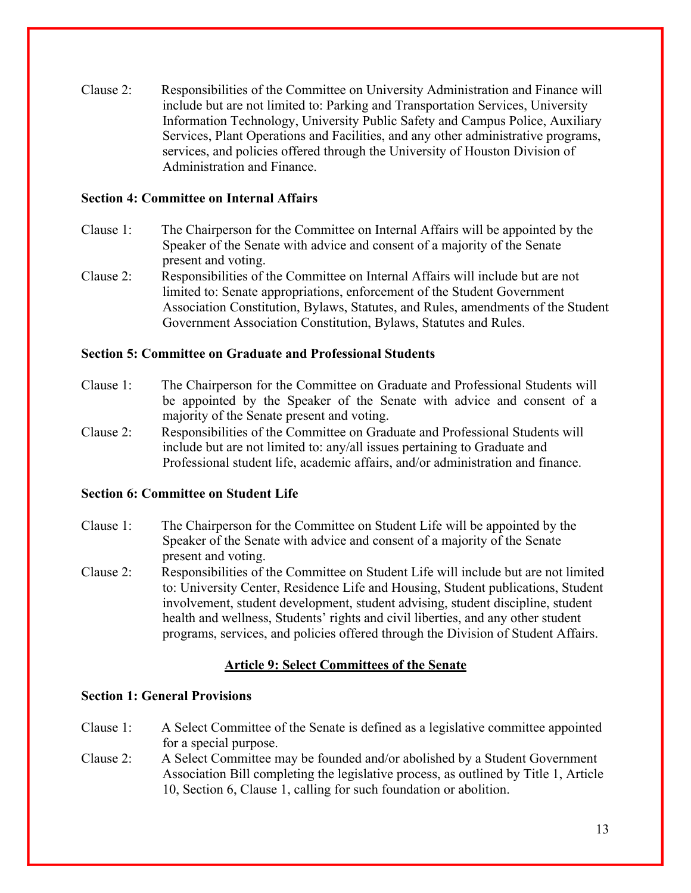Clause 2: Responsibilities of the Committee on University Administration and Finance will include but are not limited to: Parking and Transportation Services, University Information Technology, University Public Safety and Campus Police, Auxiliary Services, Plant Operations and Facilities, and any other administrative programs, services, and policies offered through the University of Houston Division of Administration and Finance.

**Section 4: Committee on Internal Affairs**

Clause 1: The Chairperson for the Committee on Internal Affairs will be appointed by the Speaker of the Senate with advice and consent of a majority of the Senate present and voting.

Clause 2: Responsibilities of the Committee on Internal Affairs will include but are not limited to: Senate appropriations, enforcement of the Student Government Association Constitution, Bylaws, Statutes, and Rules, amendments of the Student Government Association Constitution, Bylaws, Statutes and Rules.

**Section 5: Committee on Graduate and Professional Students**

Clause 1: The Chairperson for the Committee on Graduate and Professional Students will be appointed by the Speaker of the Senate with advice and consent of a majority of the Senate present and voting.

Clause 2: Responsibilities of the Committee on Graduate and Professional Students will include but are not limited to: any/all issues pertaining to Graduate and Professional student life, academic affairs, and/or administration and finance.

**Section 6: Committee on Student Life**

Clause 1: The Chairperson for the Committee on Student Life will be appointed by the Speaker of the Senate with advice and consent of a majority of the Senate present and voting.

Clause 2: Responsibilities of the Committee on Student Life will include but are not limited to: University Center, Residence Life and Housing, Student publications, Student involvement, student development, student advising, student discipline, student health and wellness, Students' rights and civil liberties, and any other student programs, services, and policies offered through the Division of Student Affairs.

## Article 9: Select Committees of the Senate

**Section 1: General Provisions**

Clause 1: A Select Committee of the Senate is defined as a legislative committee appointed for a special purpose.

Clause 2: A Select Committee may be founded and/or abolished by a Student Government Association Bill completing the legislative process, as outlined by Title 1, Article 10, Section 6, Clause 1, calling for such foundation or abolition.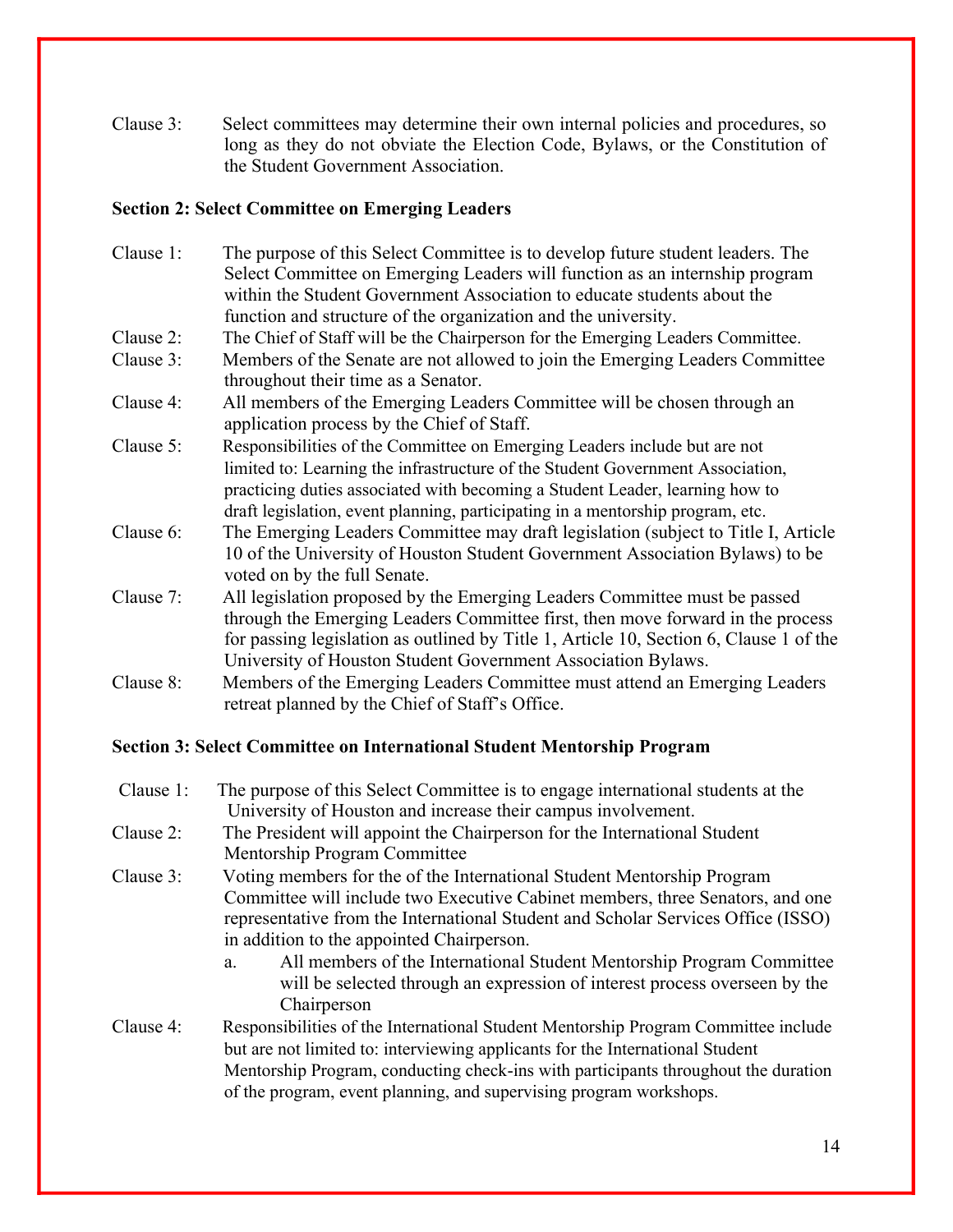Clause 3: Select committees may determine their own internal policies and procedures, so long as they do not obviate the Election Code, Bylaws, or the Constitution of the Student Government Association.

**Section 2: Select Committee on Emerging Leaders**

Clause 1: The purpose of this Select Committee is to develop future student leaders. The Select Committee on Emerging Leaders will function as an internship program within the Student Government Association to educate students about the function and structure of the organization and the university.

Clause 2: The Chief of Staff will be the Chairperson for the Emerging Leaders Committee.

Clause 3: Members of the Senate are not allowed to join the Emerging Leaders Committee throughout their time as a Senator.

Clause 4: All members of the Emerging Leaders Committee will be chosen through an application process by the Chief of Staff.

Clause 5: Responsibilities of the Committee on Emerging Leaders include but are not limited to: Learning the infrastructure of the Student Government Association, practicing duties associated with becoming a Student Leader, learning how to draft legislation, event planning, participating in a mentorship program, etc.

Clause 6: The Emerging Leaders Committee may draft legislation (subject to Title I, Article 10 of the University of Houston Student Government Association Bylaws) to be voted on by the full Senate.

Clause 7: All legislation proposed by the Emerging Leaders Committee must be passed through the Emerging Leaders Committee first, then move forward in the process for passing legislation as outlined by Title 1, Article 10, Section 6, Clause 1 of the University of Houston Student Government Association Bylaws.

Clause 8: Members of the Emerging Leaders Committee must attend an Emerging Leaders retreat planned by the Chief of Staff's Office.

**Section 3: Select Committee on International Student Mentorship Program**

Clause 1: The purpose of this Select Committee is to engage international students at the University of Houston and increase their campus involvement.

Clause 2: The President will appoint the Chairperson for the International Student Mentorship Program Committee

Clause 3: Voting members for the of the International Student Mentorship Program Committee will include two Executive Cabinet members, three Senators, and one representative from the International Student and Scholar Services Office (ISSO) in addition to the appointed Chairperson.

   a. All members of the International Student Mentorship Program Committee will be selected through an expression of interest process overseen by the Chairperson

Clause 4: Responsibilities of the International Student Mentorship Program Committee include but are not limited to: interviewing applicants for the International Student Mentorship Program, conducting check-ins with participants throughout the duration of the program, event planning, and supervising program workshops.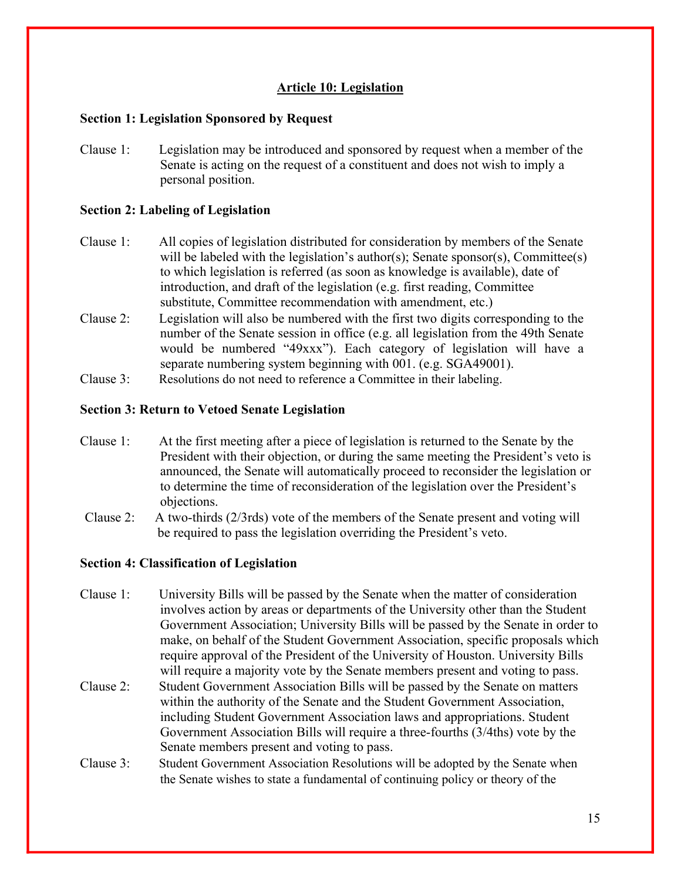## Article 10: Legislation

**Section 1: Legislation Sponsored by Request**

Clause 1: Legislation may be introduced and sponsored by request when a member of the Senate is acting on the request of a constituent and does not wish to imply a personal position.

**Section 2: Labeling of Legislation**

Clause 1: All copies of legislation distributed for consideration by members of the Senate will be labeled with the legislation's author(s); Senate sponsor(s), Committee(s) to which legislation is referred (as soon as knowledge is available), date of introduction, and draft of the legislation (e.g. first reading, Committee substitute, Committee recommendation with amendment, etc.)

Clause 2: Legislation will also be numbered with the first two digits corresponding to the number of the Senate session in office (e.g. all legislation from the 49th Senate would be numbered "49xxx"). Each category of legislation will have a separate numbering system beginning with 001. (e.g. SGA49001).

Clause 3: Resolutions do not need to reference a Committee in their labeling.

**Section 3: Return to Vetoed Senate Legislation**

Clause 1: At the first meeting after a piece of legislation is returned to the Senate by the President with their objection, or during the same meeting the President's veto is announced, the Senate will automatically proceed to reconsider the legislation or to determine the time of reconsideration of the legislation over the President's objections.

Clause 2: A two-thirds (2/3rds) vote of the members of the Senate present and voting will be required to pass the legislation overriding the President's veto.

**Section 4: Classification of Legislation**

Clause 1: University Bills will be passed by the Senate when the matter of consideration involves action by areas or departments of the University other than the Student Government Association; University Bills will be passed by the Senate in order to make, on behalf of the Student Government Association, specific proposals which require approval of the President of the University of Houston. University Bills will require a majority vote by the Senate members present and voting to pass.

Clause 2: Student Government Association Bills will be passed by the Senate on matters within the authority of the Senate and the Student Government Association, including Student Government Association laws and appropriations. Student Government Association Bills will require a three-fourths (3/4ths) vote by the Senate members present and voting to pass.

Clause 3: Student Government Association Resolutions will be adopted by the Senate when the Senate wishes to state a fundamental of continuing policy or theory of the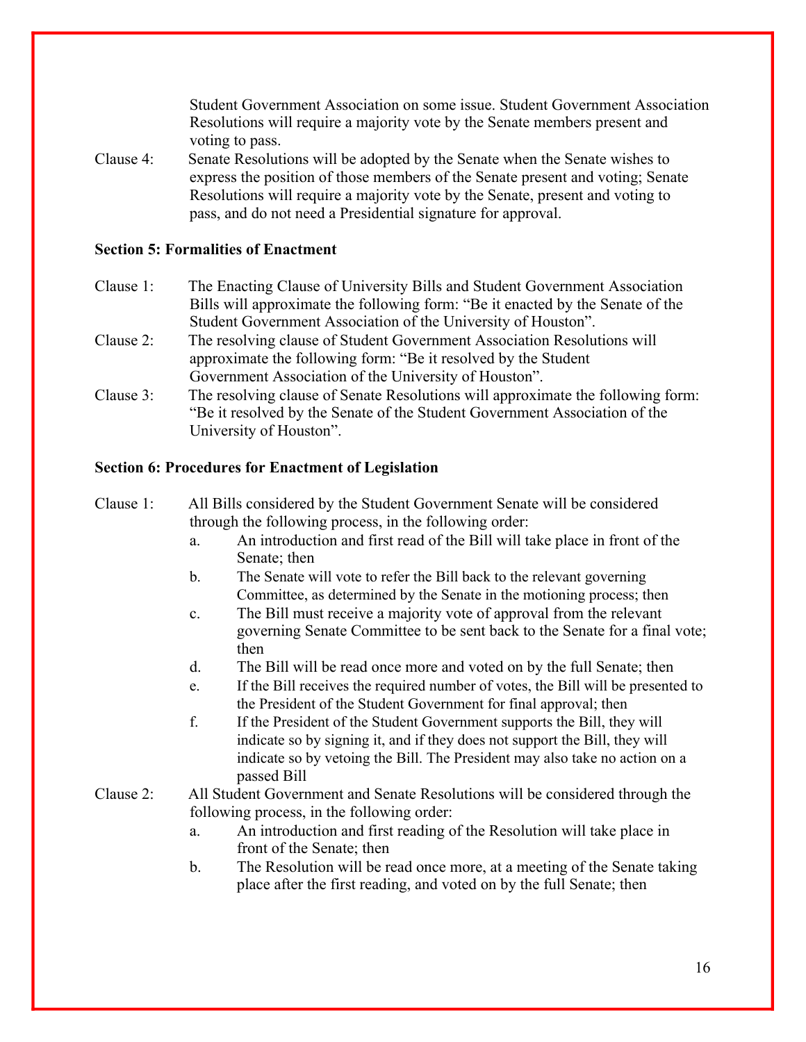Student Government Association on some issue. Student Government Association Resolutions will require a majority vote by the Senate members present and voting to pass.

Clause 4: Senate Resolutions will be adopted by the Senate when the Senate wishes to express the position of those members of the Senate present and voting; Senate Resolutions will require a majority vote by the Senate, present and voting to pass, and do not need a Presidential signature for approval.

**Section 5: Formalities of Enactment**

Clause 1: The Enacting Clause of University Bills and Student Government Association Bills will approximate the following form: "Be it enacted by the Senate of the Student Government Association of the University of Houston".

Clause 2: The resolving clause of Student Government Association Resolutions will approximate the following form: "Be it resolved by the Student Government Association of the University of Houston".

Clause 3: The resolving clause of Senate Resolutions will approximate the following form: "Be it resolved by the Senate of the Student Government Association of the University of Houston".

**Section 6: Procedures for Enactment of Legislation**

Clause 1: All Bills considered by the Student Government Senate will be considered through the following process, in the following order:

a. An introduction and first read of the Bill will take place in front of the Senate; then
b. The Senate will vote to refer the Bill back to the relevant governing Committee, as determined by the Senate in the motioning process; then
c. The Bill must receive a majority vote of approval from the relevant governing Senate Committee to be sent back to the Senate for a final vote; then
d. The Bill will be read once more and voted on by the full Senate; then
e. If the Bill receives the required number of votes, the Bill will be presented to the President of the Student Government for final approval; then
f. If the President of the Student Government supports the Bill, they will indicate so by signing it, and if they does not support the Bill, they will indicate so by vetoing the Bill. The President may also take no action on a passed Bill

Clause 2: All Student Government and Senate Resolutions will be considered through the following process, in the following order:

a. An introduction and first reading of the Resolution will take place in front of the Senate; then
b. The Resolution will be read once more, at a meeting of the Senate taking place after the first reading, and voted on by the full Senate; then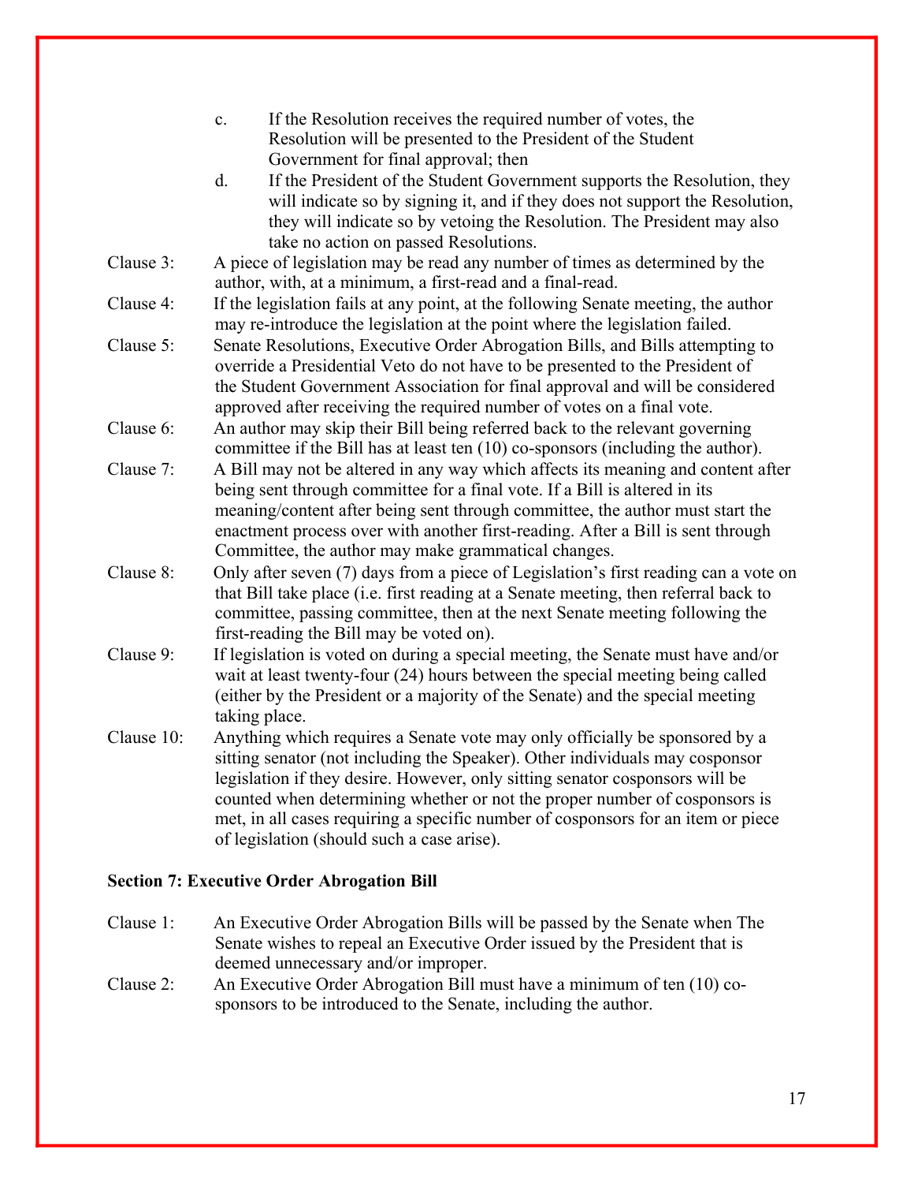c. If the Resolution receives the required number of votes, the Resolution will be presented to the President of the Student Government for final approval; then

d. If the President of the Student Government supports the Resolution, they will indicate so by signing it, and if they does not support the Resolution, they will indicate so by vetoing the Resolution. The President may also take no action on passed Resolutions.

Clause 3: A piece of legislation may be read any number of times as determined by the author, with, at a minimum, a first-read and a final-read.

Clause 4: If the legislation fails at any point, at the following Senate meeting, the author may re-introduce the legislation at the point where the legislation failed.

Clause 5: Senate Resolutions, Executive Order Abrogation Bills, and Bills attempting to override a Presidential Veto do not have to be presented to the President of the Student Government Association for final approval and will be considered approved after receiving the required number of votes on a final vote.

Clause 6: An author may skip their Bill being referred back to the relevant governing committee if the Bill has at least ten (10) co-sponsors (including the author).

Clause 7: A Bill may not be altered in any way which affects its meaning and content after being sent through committee for a final vote. If a Bill is altered in its meaning/content after being sent through committee, the author must start the enactment process over with another first-reading. After a Bill is sent through Committee, the author may make grammatical changes.

Clause 8: Only after seven (7) days from a piece of Legislation's first reading can a vote on that Bill take place (i.e. first reading at a Senate meeting, then referral back to committee, passing committee, then at the next Senate meeting following the first-reading the Bill may be voted on).

Clause 9: If legislation is voted on during a special meeting, the Senate must have and/or wait at least twenty-four (24) hours between the special meeting being called (either by the President or a majority of the Senate) and the special meeting taking place.

Clause 10: Anything which requires a Senate vote may only officially be sponsored by a sitting senator (not including the Speaker). Other individuals may cosponsor legislation if they desire. However, only sitting senator cosponsors will be counted when determining whether or not the proper number of cosponsors is met, in all cases requiring a specific number of cosponsors for an item or piece of legislation (should such a case arise).

**Section 7: Executive Order Abrogation Bill**

Clause 1: An Executive Order Abrogation Bills will be passed by the Senate when The Senate wishes to repeal an Executive Order issued by the President that is deemed unnecessary and/or improper.

Clause 2: An Executive Order Abrogation Bill must have a minimum of ten (10) co-sponsors to be introduced to the Senate, including the author.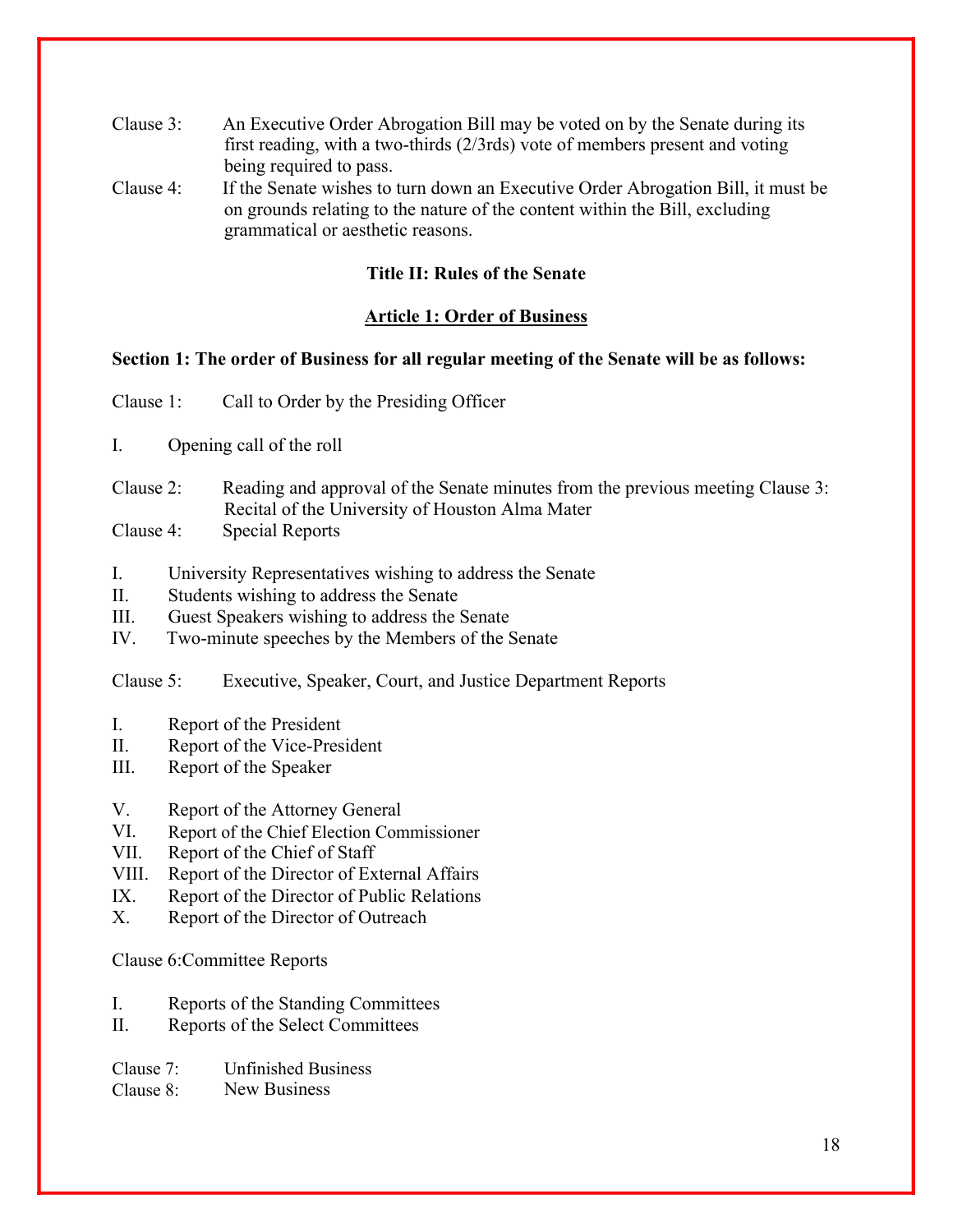Clause 3: An Executive Order Abrogation Bill may be voted on by the Senate during its first reading, with a two-thirds (2/3rds) vote of members present and voting being required to pass.

Clause 4: If the Senate wishes to turn down an Executive Order Abrogation Bill, it must be on grounds relating to the nature of the content within the Bill, excluding grammatical or aesthetic reasons.

## Title II: Rules of the Senate

### Article 1: Order of Business

**Section 1: The order of Business for all regular meeting of the Senate will be as follows:**

Clause 1: Call to Order by the Presiding Officer

I. Opening call of the roll

Clause 2: Reading and approval of the Senate minutes from the previous meeting Clause 3: Recital of the University of Houston Alma Mater

Clause 4: Special Reports

I. University Representatives wishing to address the Senate
II. Students wishing to address the Senate
III. Guest Speakers wishing to address the Senate
IV. Two-minute speeches by the Members of the Senate

Clause 5: Executive, Speaker, Court, and Justice Department Reports

I. Report of the President
II. Report of the Vice-President
III. Report of the Speaker

V. Report of the Attorney General
VI. Report of the Chief Election Commissioner
VII. Report of the Chief of Staff
VIII. Report of the Director of External Affairs
IX. Report of the Director of Public Relations
X. Report of the Director of Outreach

Clause 6:Committee Reports

I. Reports of the Standing Committees
II. Reports of the Select Committees

Clause 7: Unfinished Business

Clause 8: New Business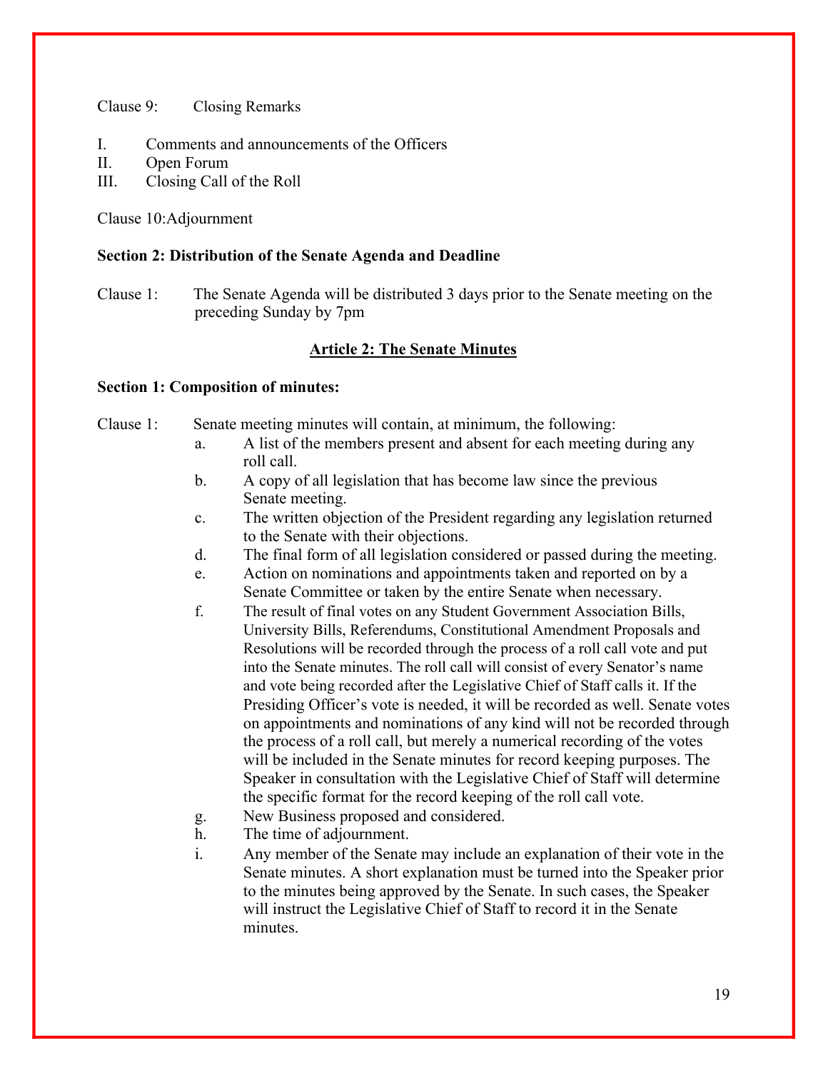Clause 9: Closing Remarks

I. Comments and announcements of the Officers
II. Open Forum
III. Closing Call of the Roll

Clause 10: Adjournment

**Section 2: Distribution of the Senate Agenda and Deadline**

Clause 1: The Senate Agenda will be distributed 3 days prior to the Senate meeting on the preceding Sunday by 7pm

## Article 2: The Senate Minutes

**Section 1: Composition of minutes:**

Clause 1: Senate meeting minutes will contain, at minimum, the following:

a. A list of the members present and absent for each meeting during any roll call.

b. A copy of all legislation that has become law since the previous Senate meeting.

c. The written objection of the President regarding any legislation returned to the Senate with their objections.

d. The final form of all legislation considered or passed during the meeting.

e. Action on nominations and appointments taken and reported on by a Senate Committee or taken by the entire Senate when necessary.

f. The result of final votes on any Student Government Association Bills, University Bills, Referendums, Constitutional Amendment Proposals and Resolutions will be recorded through the process of a roll call vote and put into the Senate minutes. The roll call will consist of every Senator's name and vote being recorded after the Legislative Chief of Staff calls it. If the Presiding Officer's vote is needed, it will be recorded as well. Senate votes on appointments and nominations of any kind will not be recorded through the process of a roll call, but merely a numerical recording of the votes will be included in the Senate minutes for record keeping purposes. The Speaker in consultation with the Legislative Chief of Staff will determine the specific format for the record keeping of the roll call vote.

g. New Business proposed and considered.

h. The time of adjournment.

i. Any member of the Senate may include an explanation of their vote in the Senate minutes. A short explanation must be turned into the Speaker prior to the minutes being approved by the Senate. In such cases, the Speaker will instruct the Legislative Chief of Staff to record it in the Senate minutes.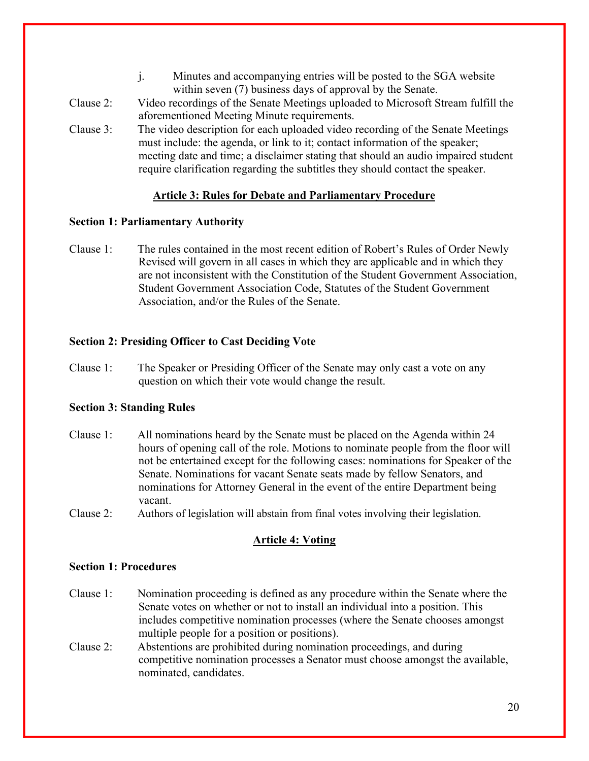j. Minutes and accompanying entries will be posted to the SGA website within seven (7) business days of approval by the Senate.

Clause 2: Video recordings of the Senate Meetings uploaded to Microsoft Stream fulfill the aforementioned Meeting Minute requirements.

Clause 3: The video description for each uploaded video recording of the Senate Meetings must include: the agenda, or link to it; contact information of the speaker; meeting date and time; a disclaimer stating that should an audio impaired student require clarification regarding the subtitles they should contact the speaker.

## Article 3: Rules for Debate and Parliamentary Procedure

### Section 1: Parliamentary Authority

Clause 1: The rules contained in the most recent edition of Robert's Rules of Order Newly Revised will govern in all cases in which they are applicable and in which they are not inconsistent with the Constitution of the Student Government Association, Student Government Association Code, Statutes of the Student Government Association, and/or the Rules of the Senate.

### Section 2: Presiding Officer to Cast Deciding Vote

Clause 1: The Speaker or Presiding Officer of the Senate may only cast a vote on any question on which their vote would change the result.

### Section 3: Standing Rules

Clause 1: All nominations heard by the Senate must be placed on the Agenda within 24 hours of opening call of the role. Motions to nominate people from the floor will not be entertained except for the following cases: nominations for Speaker of the Senate. Nominations for vacant Senate seats made by fellow Senators, and nominations for Attorney General in the event of the entire Department being vacant.

Clause 2: Authors of legislation will abstain from final votes involving their legislation.

## Article 4: Voting

### Section 1: Procedures

Clause 1: Nomination proceeding is defined as any procedure within the Senate where the Senate votes on whether or not to install an individual into a position. This includes competitive nomination processes (where the Senate chooses amongst multiple people for a position or positions).

Clause 2: Abstentions are prohibited during nomination proceedings, and during competitive nomination processes a Senator must choose amongst the available, nominated, candidates.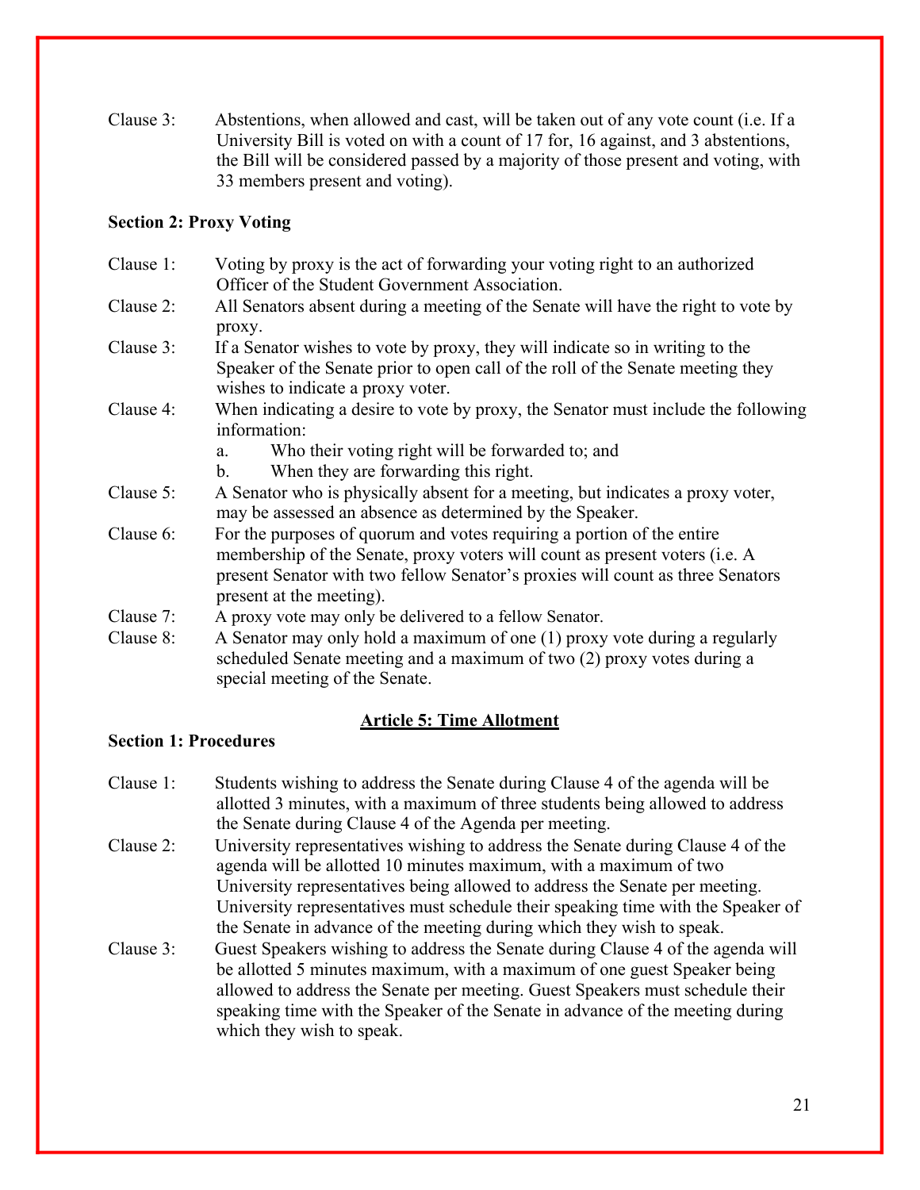Clause 3: Abstentions, when allowed and cast, will be taken out of any vote count (i.e. If a University Bill is voted on with a count of 17 for, 16 against, and 3 abstentions, the Bill will be considered passed by a majority of those present and voting, with 33 members present and voting).

**Section 2: Proxy Voting**

Clause 1: Voting by proxy is the act of forwarding your voting right to an authorized Officer of the Student Government Association.

Clause 2: All Senators absent during a meeting of the Senate will have the right to vote by proxy.

Clause 3: If a Senator wishes to vote by proxy, they will indicate so in writing to the Speaker of the Senate prior to open call of the roll of the Senate meeting they wishes to indicate a proxy voter.

Clause 4: When indicating a desire to vote by proxy, the Senator must include the following information:

- a. Who their voting right will be forwarded to; and
- b. When they are forwarding this right.

Clause 5: A Senator who is physically absent for a meeting, but indicates a proxy voter, may be assessed an absence as determined by the Speaker.

Clause 6: For the purposes of quorum and votes requiring a portion of the entire membership of the Senate, proxy voters will count as present voters (i.e. A present Senator with two fellow Senator's proxies will count as three Senators present at the meeting).

Clause 7: A proxy vote may only be delivered to a fellow Senator.

Clause 8: A Senator may only hold a maximum of one (1) proxy vote during a regularly scheduled Senate meeting and a maximum of two (2) proxy votes during a special meeting of the Senate.

## Article 5: Time Allotment

**Section 1: Procedures**

Clause 1: Students wishing to address the Senate during Clause 4 of the agenda will be allotted 3 minutes, with a maximum of three students being allowed to address the Senate during Clause 4 of the Agenda per meeting.

Clause 2: University representatives wishing to address the Senate during Clause 4 of the agenda will be allotted 10 minutes maximum, with a maximum of two University representatives being allowed to address the Senate per meeting. University representatives must schedule their speaking time with the Speaker of the Senate in advance of the meeting during which they wish to speak.

Clause 3: Guest Speakers wishing to address the Senate during Clause 4 of the agenda will be allotted 5 minutes maximum, with a maximum of one guest Speaker being allowed to address the Senate per meeting. Guest Speakers must schedule their speaking time with the Speaker of the Senate in advance of the meeting during which they wish to speak.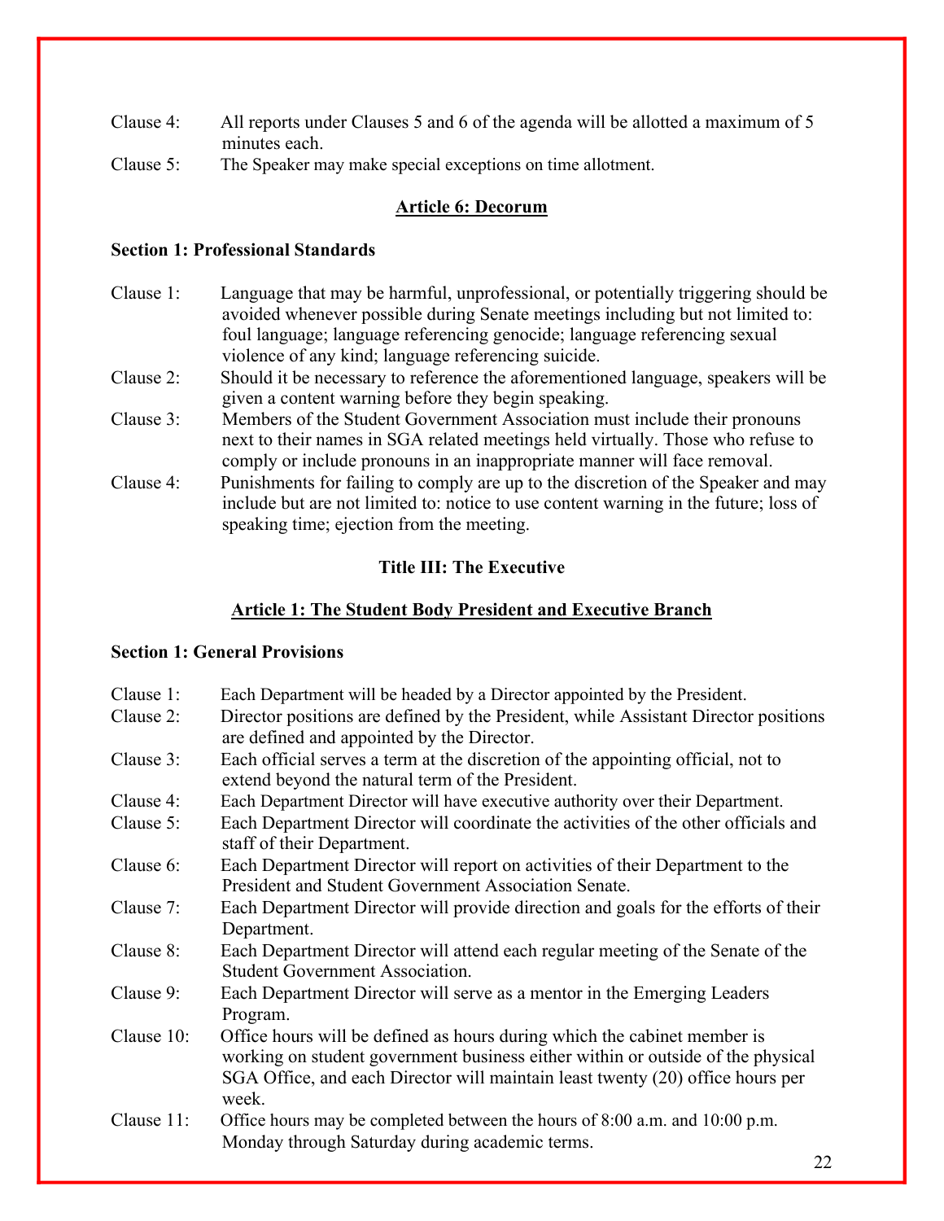Clause 4: All reports under Clauses 5 and 6 of the agenda will be allotted a maximum of 5 minutes each.

Clause 5: The Speaker may make special exceptions on time allotment.

## Article 6: Decorum

### Section 1: Professional Standards

Clause 1: Language that may be harmful, unprofessional, or potentially triggering should be avoided whenever possible during Senate meetings including but not limited to: foul language; language referencing genocide; language referencing sexual violence of any kind; language referencing suicide.

Clause 2: Should it be necessary to reference the aforementioned language, speakers will be given a content warning before they begin speaking.

Clause 3: Members of the Student Government Association must include their pronouns next to their names in SGA related meetings held virtually. Those who refuse to comply or include pronouns in an inappropriate manner will face removal.

Clause 4: Punishments for failing to comply are up to the discretion of the Speaker and may include but are not limited to: notice to use content warning in the future; loss of speaking time; ejection from the meeting.

# Title III: The Executive

## Article 1: The Student Body President and Executive Branch

### Section 1: General Provisions

Clause 1: Each Department will be headed by a Director appointed by the President.

Clause 2: Director positions are defined by the President, while Assistant Director positions are defined and appointed by the Director.

Clause 3: Each official serves a term at the discretion of the appointing official, not to extend beyond the natural term of the President.

Clause 4: Each Department Director will have executive authority over their Department.

Clause 5: Each Department Director will coordinate the activities of the other officials and staff of their Department.

Clause 6: Each Department Director will report on activities of their Department to the President and Student Government Association Senate.

Clause 7: Each Department Director will provide direction and goals for the efforts of their Department.

Clause 8: Each Department Director will attend each regular meeting of the Senate of the Student Government Association.

Clause 9: Each Department Director will serve as a mentor in the Emerging Leaders Program.

Clause 10: Office hours will be defined as hours during which the cabinet member is working on student government business either within or outside of the physical SGA Office, and each Director will maintain least twenty (20) office hours per week.

Clause 11: Office hours may be completed between the hours of 8:00 a.m. and 10:00 p.m. Monday through Saturday during academic terms.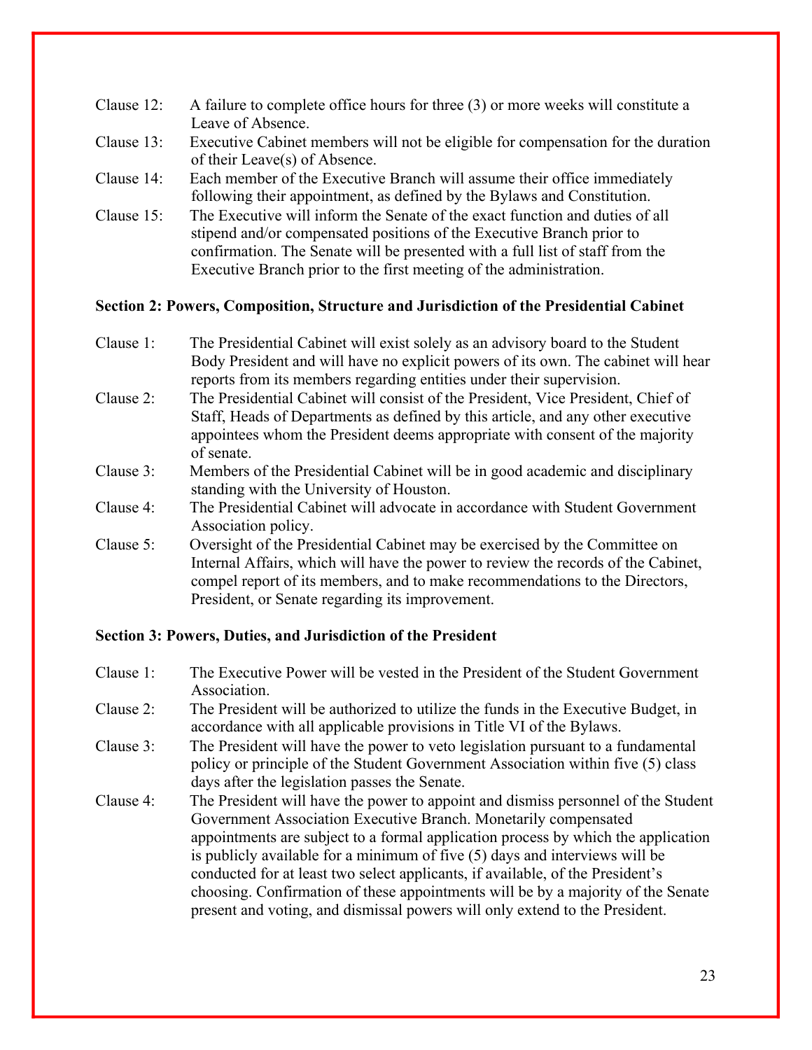Clause 12: A failure to complete office hours for three (3) or more weeks will constitute a Leave of Absence.

Clause 13: Executive Cabinet members will not be eligible for compensation for the duration of their Leave(s) of Absence.

Clause 14: Each member of the Executive Branch will assume their office immediately following their appointment, as defined by the Bylaws and Constitution.

Clause 15: The Executive will inform the Senate of the exact function and duties of all stipend and/or compensated positions of the Executive Branch prior to confirmation. The Senate will be presented with a full list of staff from the Executive Branch prior to the first meeting of the administration.

**Section 2: Powers, Composition, Structure and Jurisdiction of the Presidential Cabinet**

Clause 1: The Presidential Cabinet will exist solely as an advisory board to the Student Body President and will have no explicit powers of its own. The cabinet will hear reports from its members regarding entities under their supervision.

Clause 2: The Presidential Cabinet will consist of the President, Vice President, Chief of Staff, Heads of Departments as defined by this article, and any other executive appointees whom the President deems appropriate with consent of the majority of senate.

Clause 3: Members of the Presidential Cabinet will be in good academic and disciplinary standing with the University of Houston.

Clause 4: The Presidential Cabinet will advocate in accordance with Student Government Association policy.

Clause 5: Oversight of the Presidential Cabinet may be exercised by the Committee on Internal Affairs, which will have the power to review the records of the Cabinet, compel report of its members, and to make recommendations to the Directors, President, or Senate regarding its improvement.

**Section 3: Powers, Duties, and Jurisdiction of the President**

Clause 1: The Executive Power will be vested in the President of the Student Government Association.

Clause 2: The President will be authorized to utilize the funds in the Executive Budget, in accordance with all applicable provisions in Title VI of the Bylaws.

Clause 3: The President will have the power to veto legislation pursuant to a fundamental policy or principle of the Student Government Association within five (5) class days after the legislation passes the Senate.

Clause 4: The President will have the power to appoint and dismiss personnel of the Student Government Association Executive Branch. Monetarily compensated appointments are subject to a formal application process by which the application is publicly available for a minimum of five (5) days and interviews will be conducted for at least two select applicants, if available, of the President's choosing. Confirmation of these appointments will be by a majority of the Senate present and voting, and dismissal powers will only extend to the President.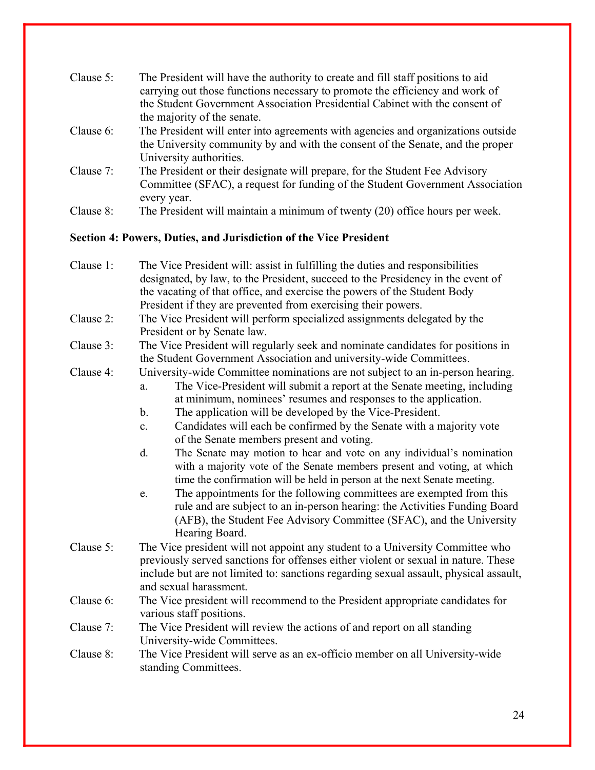Clause 5: The President will have the authority to create and fill staff positions to aid carrying out those functions necessary to promote the efficiency and work of the Student Government Association Presidential Cabinet with the consent of the majority of the senate.

Clause 6: The President will enter into agreements with agencies and organizations outside the University community by and with the consent of the Senate, and the proper University authorities.

Clause 7: The President or their designate will prepare, for the Student Fee Advisory Committee (SFAC), a request for funding of the Student Government Association every year.

Clause 8: The President will maintain a minimum of twenty (20) office hours per week.

**Section 4: Powers, Duties, and Jurisdiction of the Vice President**

Clause 1: The Vice President will: assist in fulfilling the duties and responsibilities designated, by law, to the President, succeed to the Presidency in the event of the vacating of that office, and exercise the powers of the Student Body President if they are prevented from exercising their powers.

Clause 2: The Vice President will perform specialized assignments delegated by the President or by Senate law.

Clause 3: The Vice President will regularly seek and nominate candidates for positions in the Student Government Association and university-wide Committees.

Clause 4: University-wide Committee nominations are not subject to an in-person hearing.

a. The Vice-President will submit a report at the Senate meeting, including at minimum, nominees' resumes and responses to the application.

b. The application will be developed by the Vice-President.

c. Candidates will each be confirmed by the Senate with a majority vote of the Senate members present and voting.

d. The Senate may motion to hear and vote on any individual's nomination with a majority vote of the Senate members present and voting, at which time the confirmation will be held in person at the next Senate meeting.

e. The appointments for the following committees are exempted from this rule and are subject to an in-person hearing: the Activities Funding Board (AFB), the Student Fee Advisory Committee (SFAC), and the University Hearing Board.

Clause 5: The Vice president will not appoint any student to a University Committee who previously served sanctions for offenses either violent or sexual in nature. These include but are not limited to: sanctions regarding sexual assault, physical assault, and sexual harassment.

Clause 6: The Vice president will recommend to the President appropriate candidates for various staff positions.

Clause 7: The Vice President will review the actions of and report on all standing University-wide Committees.

Clause 8: The Vice President will serve as an ex-officio member on all University-wide standing Committees.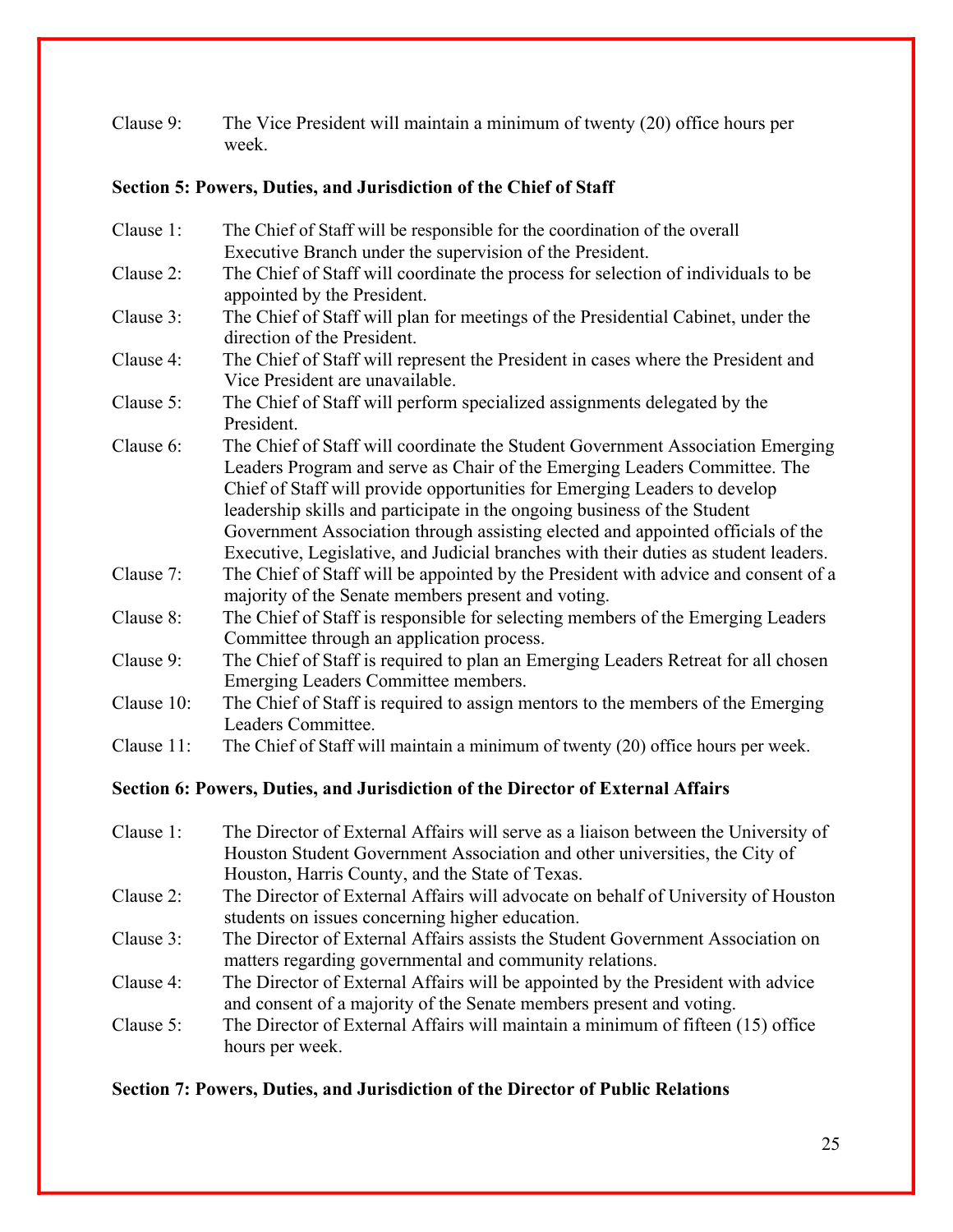Clause 9: The Vice President will maintain a minimum of twenty (20) office hours per week.

**Section 5: Powers, Duties, and Jurisdiction of the Chief of Staff**

Clause 1: The Chief of Staff will be responsible for the coordination of the overall Executive Branch under the supervision of the President.

Clause 2: The Chief of Staff will coordinate the process for selection of individuals to be appointed by the President.

Clause 3: The Chief of Staff will plan for meetings of the Presidential Cabinet, under the direction of the President.

Clause 4: The Chief of Staff will represent the President in cases where the President and Vice President are unavailable.

Clause 5: The Chief of Staff will perform specialized assignments delegated by the President.

Clause 6: The Chief of Staff will coordinate the Student Government Association Emerging Leaders Program and serve as Chair of the Emerging Leaders Committee. The Chief of Staff will provide opportunities for Emerging Leaders to develop leadership skills and participate in the ongoing business of the Student Government Association through assisting elected and appointed officials of the Executive, Legislative, and Judicial branches with their duties as student leaders.

Clause 7: The Chief of Staff will be appointed by the President with advice and consent of a majority of the Senate members present and voting.

Clause 8: The Chief of Staff is responsible for selecting members of the Emerging Leaders Committee through an application process.

Clause 9: The Chief of Staff is required to plan an Emerging Leaders Retreat for all chosen Emerging Leaders Committee members.

Clause 10: The Chief of Staff is required to assign mentors to the members of the Emerging Leaders Committee.

Clause 11: The Chief of Staff will maintain a minimum of twenty (20) office hours per week.

**Section 6: Powers, Duties, and Jurisdiction of the Director of External Affairs**

Clause 1: The Director of External Affairs will serve as a liaison between the University of Houston Student Government Association and other universities, the City of Houston, Harris County, and the State of Texas.

Clause 2: The Director of External Affairs will advocate on behalf of University of Houston students on issues concerning higher education.

Clause 3: The Director of External Affairs assists the Student Government Association on matters regarding governmental and community relations.

Clause 4: The Director of External Affairs will be appointed by the President with advice and consent of a majority of the Senate members present and voting.

Clause 5: The Director of External Affairs will maintain a minimum of fifteen (15) office hours per week.

**Section 7: Powers, Duties, and Jurisdiction of the Director of Public Relations**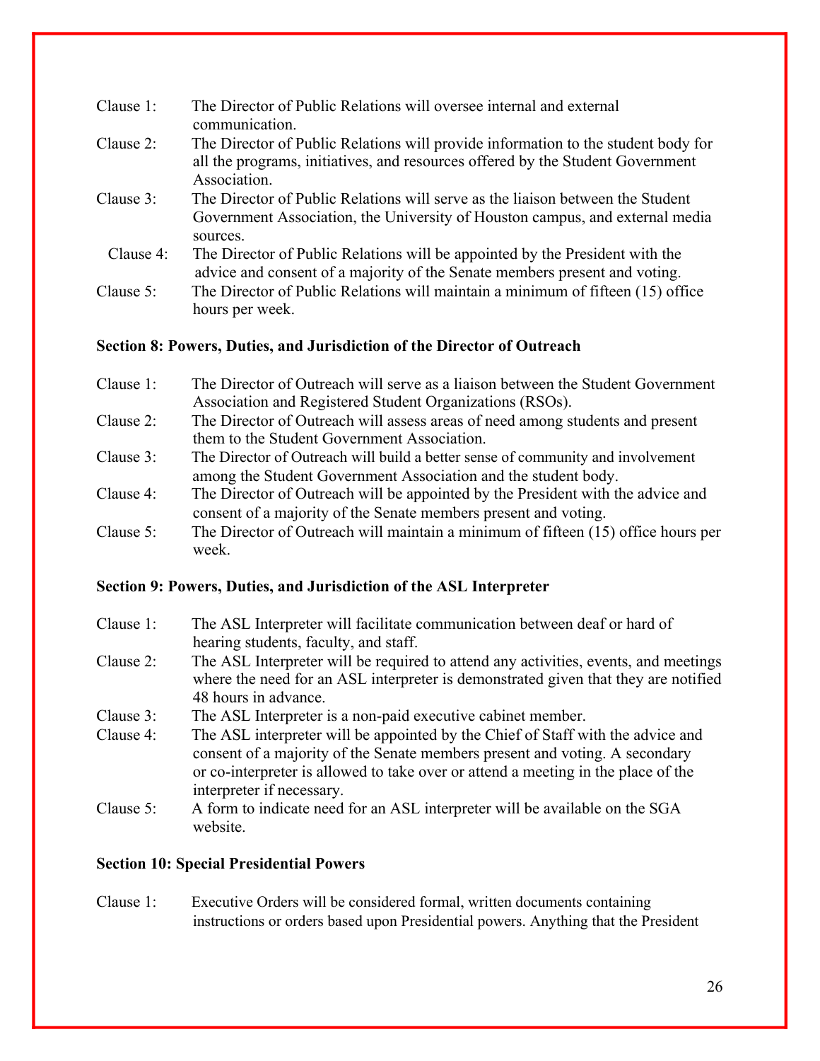Clause 1: The Director of Public Relations will oversee internal and external communication.

Clause 2: The Director of Public Relations will provide information to the student body for all the programs, initiatives, and resources offered by the Student Government Association.

Clause 3: The Director of Public Relations will serve as the liaison between the Student Government Association, the University of Houston campus, and external media sources.

Clause 4: The Director of Public Relations will be appointed by the President with the advice and consent of a majority of the Senate members present and voting.

Clause 5: The Director of Public Relations will maintain a minimum of fifteen (15) office hours per week.

**Section 8: Powers, Duties, and Jurisdiction of the Director of Outreach**

Clause 1: The Director of Outreach will serve as a liaison between the Student Government Association and Registered Student Organizations (RSOs).

Clause 2: The Director of Outreach will assess areas of need among students and present them to the Student Government Association.

Clause 3: The Director of Outreach will build a better sense of community and involvement among the Student Government Association and the student body.

Clause 4: The Director of Outreach will be appointed by the President with the advice and consent of a majority of the Senate members present and voting.

Clause 5: The Director of Outreach will maintain a minimum of fifteen (15) office hours per week.

**Section 9: Powers, Duties, and Jurisdiction of the ASL Interpreter**

Clause 1: The ASL Interpreter will facilitate communication between deaf or hard of hearing students, faculty, and staff.

Clause 2: The ASL Interpreter will be required to attend any activities, events, and meetings where the need for an ASL interpreter is demonstrated given that they are notified 48 hours in advance.

Clause 3: The ASL Interpreter is a non-paid executive cabinet member.

Clause 4: The ASL interpreter will be appointed by the Chief of Staff with the advice and consent of a majority of the Senate members present and voting. A secondary or co-interpreter is allowed to take over or attend a meeting in the place of the interpreter if necessary.

Clause 5: A form to indicate need for an ASL interpreter will be available on the SGA website.

**Section 10: Special Presidential Powers**

Clause 1: Executive Orders will be considered formal, written documents containing instructions or orders based upon Presidential powers. Anything that the President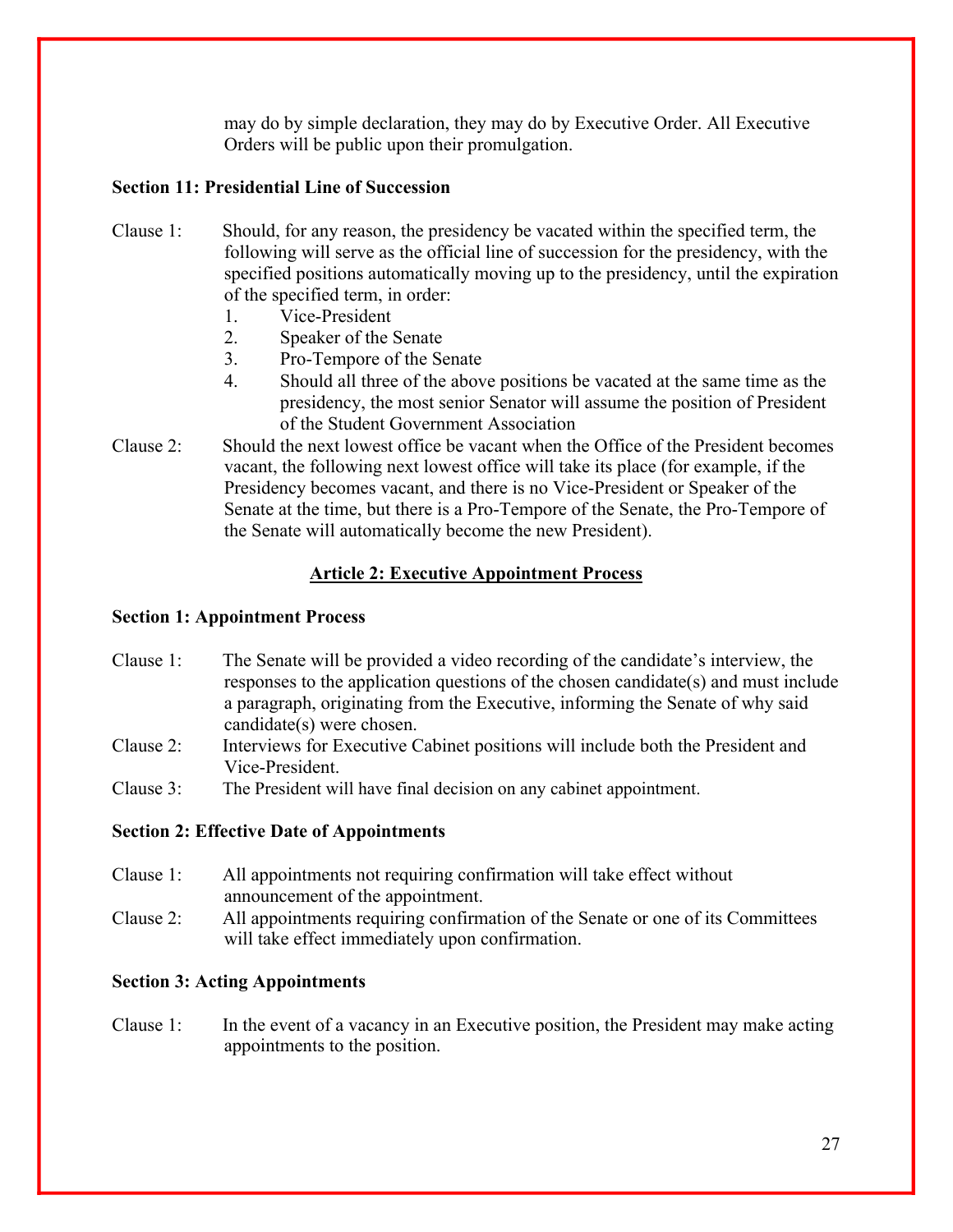may do by simple declaration, they may do by Executive Order. All Executive Orders will be public upon their promulgation.

**Section 11: Presidential Line of Succession**

Clause 1: Should, for any reason, the presidency be vacated within the specified term, the following will serve as the official line of succession for the presidency, with the specified positions automatically moving up to the presidency, until the expiration of the specified term, in order:

1. Vice-President
2. Speaker of the Senate
3. Pro-Tempore of the Senate
4. Should all three of the above positions be vacated at the same time as the presidency, the most senior Senator will assume the position of President of the Student Government Association

Clause 2: Should the next lowest office be vacant when the Office of the President becomes vacant, the following next lowest office will take its place (for example, if the Presidency becomes vacant, and there is no Vice-President or Speaker of the Senate at the time, but there is a Pro-Tempore of the Senate, the Pro-Tempore of the Senate will automatically become the new President).

## Article 2: Executive Appointment Process

**Section 1: Appointment Process**

Clause 1: The Senate will be provided a video recording of the candidate's interview, the responses to the application questions of the chosen candidate(s) and must include a paragraph, originating from the Executive, informing the Senate of why said candidate(s) were chosen.

Clause 2: Interviews for Executive Cabinet positions will include both the President and Vice-President.

Clause 3: The President will have final decision on any cabinet appointment.

**Section 2: Effective Date of Appointments**

Clause 1: All appointments not requiring confirmation will take effect without announcement of the appointment.

Clause 2: All appointments requiring confirmation of the Senate or one of its Committees will take effect immediately upon confirmation.

**Section 3: Acting Appointments**

Clause 1: In the event of a vacancy in an Executive position, the President may make acting appointments to the position.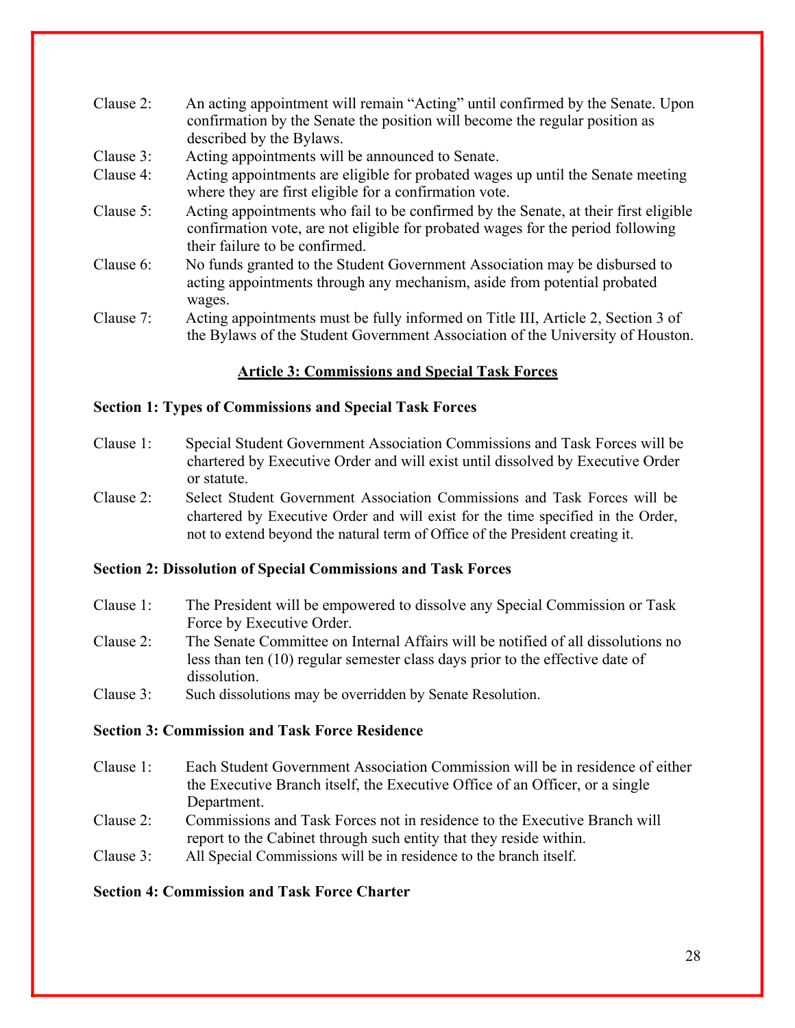Clause 2: An acting appointment will remain "Acting" until confirmed by the Senate. Upon confirmation by the Senate the position will become the regular position as described by the Bylaws.

Clause 3: Acting appointments will be announced to Senate.

Clause 4: Acting appointments are eligible for probated wages up until the Senate meeting where they are first eligible for a confirmation vote.

Clause 5: Acting appointments who fail to be confirmed by the Senate, at their first eligible confirmation vote, are not eligible for probated wages for the period following their failure to be confirmed.

Clause 6: No funds granted to the Student Government Association may be disbursed to acting appointments through any mechanism, aside from potential probated wages.

Clause 7: Acting appointments must be fully informed on Title III, Article 2, Section 3 of the Bylaws of the Student Government Association of the University of Houston.

## Article 3: Commissions and Special Task Forces

### Section 1: Types of Commissions and Special Task Forces

Clause 1: Special Student Government Association Commissions and Task Forces will be chartered by Executive Order and will exist until dissolved by Executive Order or statute.

Clause 2: Select Student Government Association Commissions and Task Forces will be chartered by Executive Order and will exist for the time specified in the Order, not to extend beyond the natural term of Office of the President creating it.

### Section 2: Dissolution of Special Commissions and Task Forces

Clause 1: The President will be empowered to dissolve any Special Commission or Task Force by Executive Order.

Clause 2: The Senate Committee on Internal Affairs will be notified of all dissolutions no less than ten (10) regular semester class days prior to the effective date of dissolution.

Clause 3: Such dissolutions may be overridden by Senate Resolution.

### Section 3: Commission and Task Force Residence

Clause 1: Each Student Government Association Commission will be in residence of either the Executive Branch itself, the Executive Office of an Officer, or a single Department.

Clause 2: Commissions and Task Forces not in residence to the Executive Branch will report to the Cabinet through such entity that they reside within.

Clause 3: All Special Commissions will be in residence to the branch itself.

### Section 4: Commission and Task Force Charter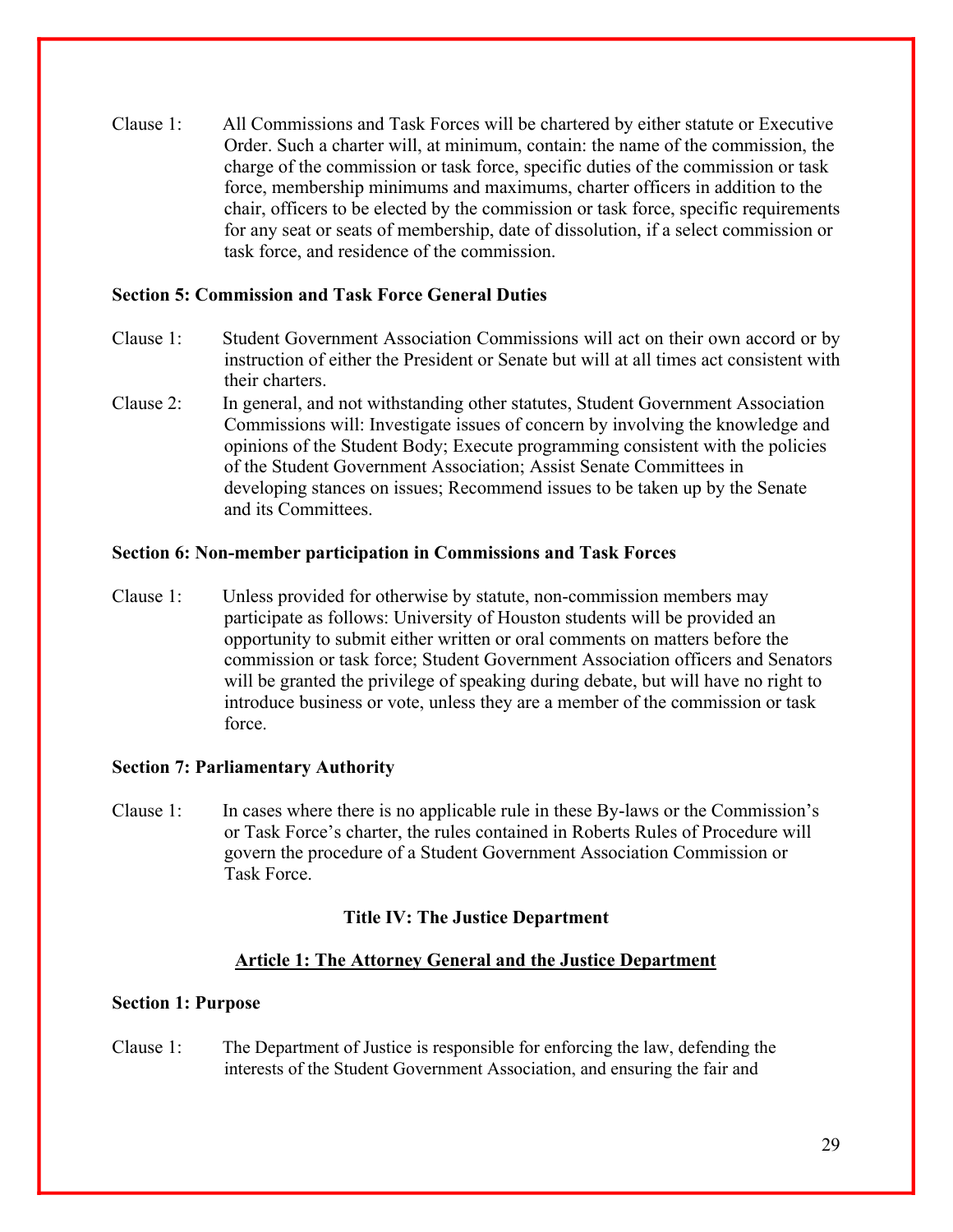Clause 1: All Commissions and Task Forces will be chartered by either statute or Executive Order. Such a charter will, at minimum, contain: the name of the commission, the charge of the commission or task force, specific duties of the commission or task force, membership minimums and maximums, charter officers in addition to the chair, officers to be elected by the commission or task force, specific requirements for any seat or seats of membership, date of dissolution, if a select commission or task force, and residence of the commission.

**Section 5: Commission and Task Force General Duties**

Clause 1: Student Government Association Commissions will act on their own accord or by instruction of either the President or Senate but will at all times act consistent with their charters.

Clause 2: In general, and not withstanding other statutes, Student Government Association Commissions will: Investigate issues of concern by involving the knowledge and opinions of the Student Body; Execute programming consistent with the policies of the Student Government Association; Assist Senate Committees in developing stances on issues; Recommend issues to be taken up by the Senate and its Committees.

**Section 6: Non-member participation in Commissions and Task Forces**

Clause 1: Unless provided for otherwise by statute, non-commission members may participate as follows: University of Houston students will be provided an opportunity to submit either written or oral comments on matters before the commission or task force; Student Government Association officers and Senators will be granted the privilege of speaking during debate, but will have no right to introduce business or vote, unless they are a member of the commission or task force.

**Section 7: Parliamentary Authority**

Clause 1: In cases where there is no applicable rule in these By-laws or the Commission's or Task Force's charter, the rules contained in Roberts Rules of Procedure will govern the procedure of a Student Government Association Commission or Task Force.

## Title IV: The Justice Department

### Article 1: The Attorney General and the Justice Department

**Section 1: Purpose**

Clause 1: The Department of Justice is responsible for enforcing the law, defending the interests of the Student Government Association, and ensuring the fair and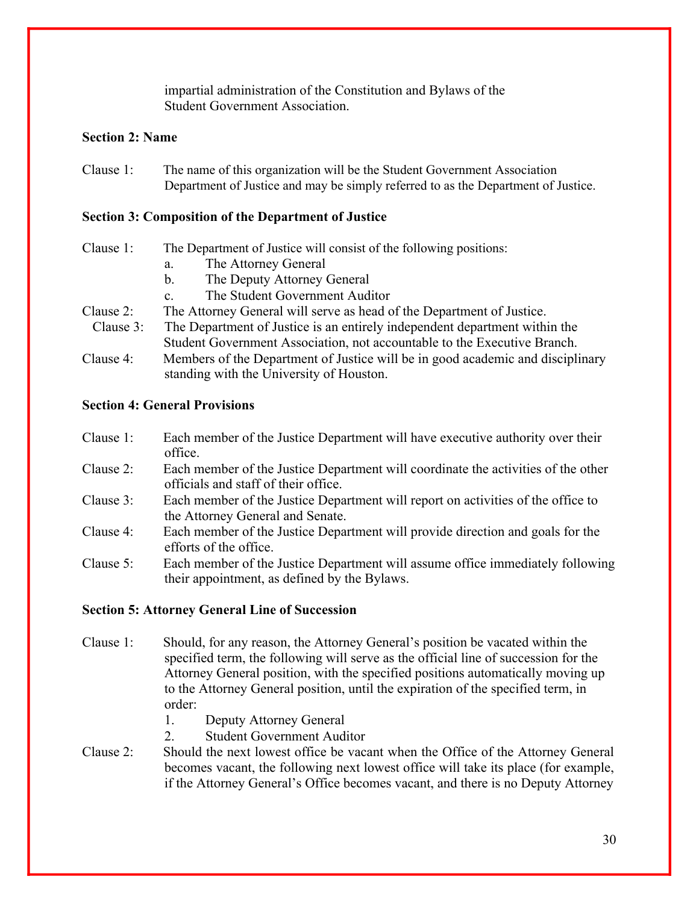impartial administration of the Constitution and Bylaws of the Student Government Association.

**Section 2: Name**

Clause 1: The name of this organization will be the Student Government Association Department of Justice and may be simply referred to as the Department of Justice.

**Section 3: Composition of the Department of Justice**

Clause 1: The Department of Justice will consist of the following positions:

- a. The Attorney General
- b. The Deputy Attorney General
- c. The Student Government Auditor

Clause 2: The Attorney General will serve as head of the Department of Justice.

Clause 3: The Department of Justice is an entirely independent department within the Student Government Association, not accountable to the Executive Branch.

Clause 4: Members of the Department of Justice will be in good academic and disciplinary standing with the University of Houston.

**Section 4: General Provisions**

Clause 1: Each member of the Justice Department will have executive authority over their office.

Clause 2: Each member of the Justice Department will coordinate the activities of the other officials and staff of their office.

Clause 3: Each member of the Justice Department will report on activities of the office to the Attorney General and Senate.

Clause 4: Each member of the Justice Department will provide direction and goals for the efforts of the office.

Clause 5: Each member of the Justice Department will assume office immediately following their appointment, as defined by the Bylaws.

**Section 5: Attorney General Line of Succession**

Clause 1: Should, for any reason, the Attorney General's position be vacated within the specified term, the following will serve as the official line of succession for the Attorney General position, with the specified positions automatically moving up to the Attorney General position, until the expiration of the specified term, in order:

1. Deputy Attorney General
2. Student Government Auditor

Clause 2: Should the next lowest office be vacant when the Office of the Attorney General becomes vacant, the following next lowest office will take its place (for example, if the Attorney General's Office becomes vacant, and there is no Deputy Attorney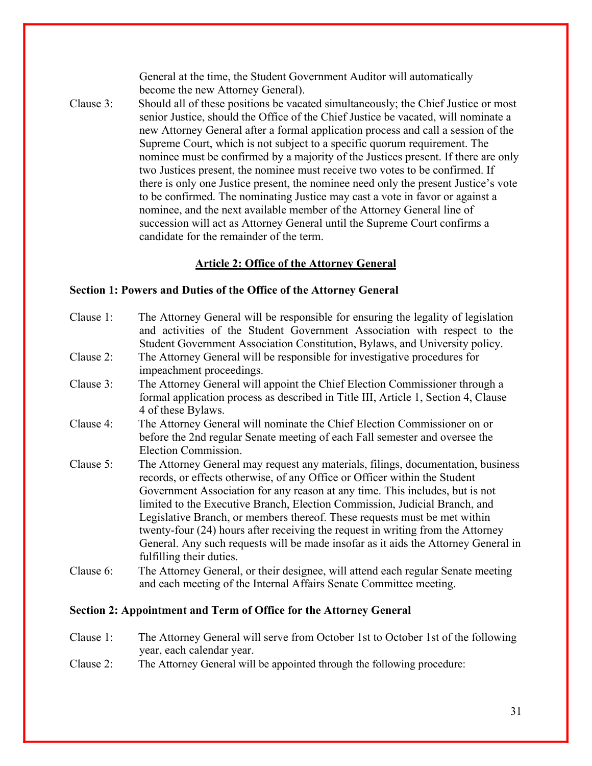General at the time, the Student Government Auditor will automatically become the new Attorney General).

Clause 3: Should all of these positions be vacated simultaneously; the Chief Justice or most senior Justice, should the Office of the Chief Justice be vacated, will nominate a new Attorney General after a formal application process and call a session of the Supreme Court, which is not subject to a specific quorum requirement. The nominee must be confirmed by a majority of the Justices present. If there are only two Justices present, the nominee must receive two votes to be confirmed. If there is only one Justice present, the nominee need only the present Justice's vote to be confirmed. The nominating Justice may cast a vote in favor or against a nominee, and the next available member of the Attorney General line of succession will act as Attorney General until the Supreme Court confirms a candidate for the remainder of the term.

## Article 2: Office of the Attorney General

### Section 1: Powers and Duties of the Office of the Attorney General

Clause 1: The Attorney General will be responsible for ensuring the legality of legislation and activities of the Student Government Association with respect to the Student Government Association Constitution, Bylaws, and University policy.

Clause 2: The Attorney General will be responsible for investigative procedures for impeachment proceedings.

Clause 3: The Attorney General will appoint the Chief Election Commissioner through a formal application process as described in Title III, Article 1, Section 4, Clause 4 of these Bylaws.

Clause 4: The Attorney General will nominate the Chief Election Commissioner on or before the 2nd regular Senate meeting of each Fall semester and oversee the Election Commission.

Clause 5: The Attorney General may request any materials, filings, documentation, business records, or effects otherwise, of any Office or Officer within the Student Government Association for any reason at any time. This includes, but is not limited to the Executive Branch, Election Commission, Judicial Branch, and Legislative Branch, or members thereof. These requests must be met within twenty-four (24) hours after receiving the request in writing from the Attorney General. Any such requests will be made insofar as it aids the Attorney General in fulfilling their duties.

Clause 6: The Attorney General, or their designee, will attend each regular Senate meeting and each meeting of the Internal Affairs Senate Committee meeting.

### Section 2: Appointment and Term of Office for the Attorney General

Clause 1: The Attorney General will serve from October 1st to October 1st of the following year, each calendar year.

Clause 2: The Attorney General will be appointed through the following procedure: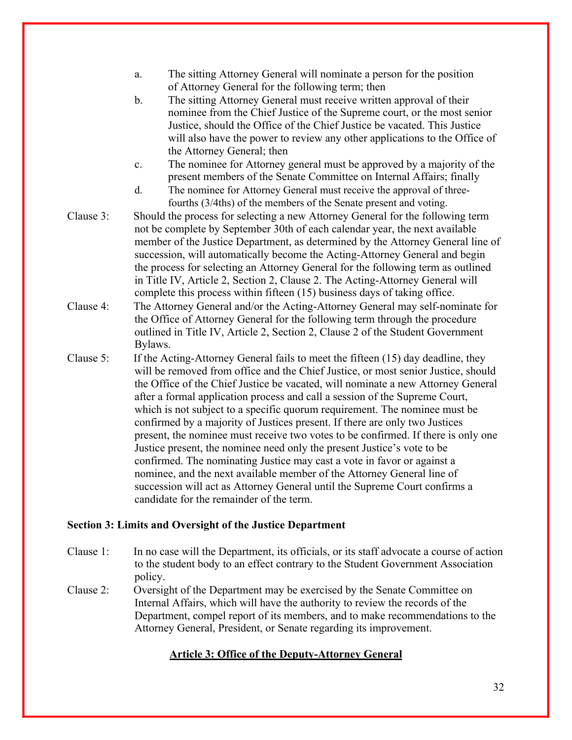a. The sitting Attorney General will nominate a person for the position of Attorney General for the following term; then

b. The sitting Attorney General must receive written approval of their nominee from the Chief Justice of the Supreme court, or the most senior Justice, should the Office of the Chief Justice be vacated. This Justice will also have the power to review any other applications to the Office of the Attorney General; then

c. The nominee for Attorney general must be approved by a majority of the present members of the Senate Committee on Internal Affairs; finally

d. The nominee for Attorney General must receive the approval of three-fourths (3/4ths) of the members of the Senate present and voting.

Clause 3: Should the process for selecting a new Attorney General for the following term not be complete by September 30th of each calendar year, the next available member of the Justice Department, as determined by the Attorney General line of succession, will automatically become the Acting-Attorney General and begin the process for selecting an Attorney General for the following term as outlined in Title IV, Article 2, Section 2, Clause 2. The Acting-Attorney General will complete this process within fifteen (15) business days of taking office.

Clause 4: The Attorney General and/or the Acting-Attorney General may self-nominate for the Office of Attorney General for the following term through the procedure outlined in Title IV, Article 2, Section 2, Clause 2 of the Student Government Bylaws.

Clause 5: If the Acting-Attorney General fails to meet the fifteen (15) day deadline, they will be removed from office and the Chief Justice, or most senior Justice, should the Office of the Chief Justice be vacated, will nominate a new Attorney General after a formal application process and call a session of the Supreme Court, which is not subject to a specific quorum requirement. The nominee must be confirmed by a majority of Justices present. If there are only two Justices present, the nominee must receive two votes to be confirmed. If there is only one Justice present, the nominee need only the present Justice's vote to be confirmed. The nominating Justice may cast a vote in favor or against a nominee, and the next available member of the Attorney General line of succession will act as Attorney General until the Supreme Court confirms a candidate for the remainder of the term.

**Section 3: Limits and Oversight of the Justice Department**

Clause 1: In no case will the Department, its officials, or its staff advocate a course of action to the student body to an effect contrary to the Student Government Association policy.

Clause 2: Oversight of the Department may be exercised by the Senate Committee on Internal Affairs, which will have the authority to review the records of the Department, compel report of its members, and to make recommendations to the Attorney General, President, or Senate regarding its improvement.

## Article 3: Office of the Deputy-Attorney General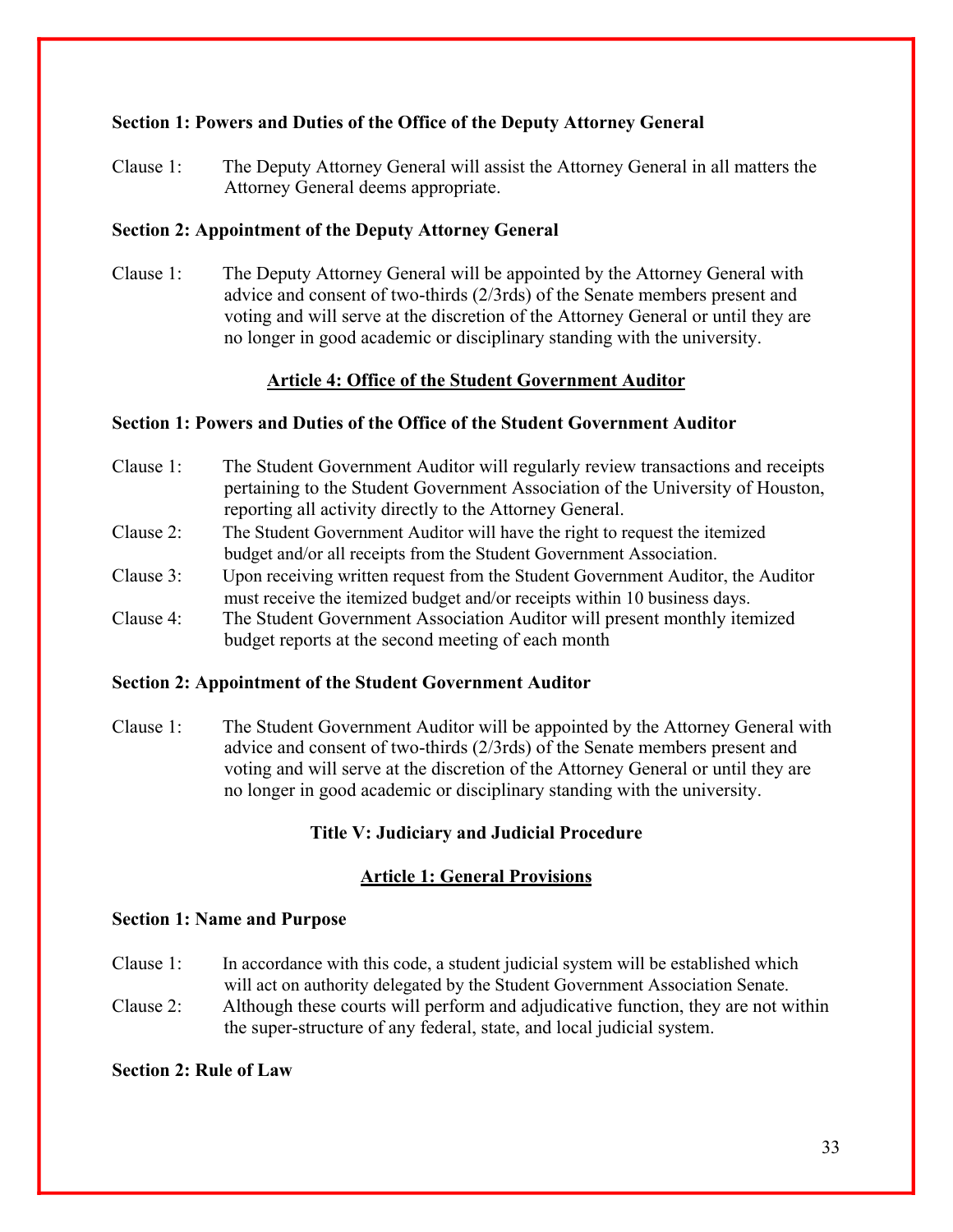**Section 1: Powers and Duties of the Office of the Deputy Attorney General**

Clause 1: The Deputy Attorney General will assist the Attorney General in all matters the Attorney General deems appropriate.

**Section 2: Appointment of the Deputy Attorney General**

Clause 1: The Deputy Attorney General will be appointed by the Attorney General with advice and consent of two-thirds (2/3rds) of the Senate members present and voting and will serve at the discretion of the Attorney General or until they are no longer in good academic or disciplinary standing with the university.

## Article 4: Office of the Student Government Auditor

**Section 1: Powers and Duties of the Office of the Student Government Auditor**

Clause 1: The Student Government Auditor will regularly review transactions and receipts pertaining to the Student Government Association of the University of Houston, reporting all activity directly to the Attorney General.

Clause 2: The Student Government Auditor will have the right to request the itemized budget and/or all receipts from the Student Government Association.

Clause 3: Upon receiving written request from the Student Government Auditor, the Auditor must receive the itemized budget and/or receipts within 10 business days.

Clause 4: The Student Government Association Auditor will present monthly itemized budget reports at the second meeting of each month

**Section 2: Appointment of the Student Government Auditor**

Clause 1: The Student Government Auditor will be appointed by the Attorney General with advice and consent of two-thirds (2/3rds) of the Senate members present and voting and will serve at the discretion of the Attorney General or until they are no longer in good academic or disciplinary standing with the university.

# Title V: Judiciary and Judicial Procedure

## Article 1: General Provisions

**Section 1: Name and Purpose**

Clause 1: In accordance with this code, a student judicial system will be established which will act on authority delegated by the Student Government Association Senate.

Clause 2: Although these courts will perform and adjudicative function, they are not within the super-structure of any federal, state, and local judicial system.

**Section 2: Rule of Law**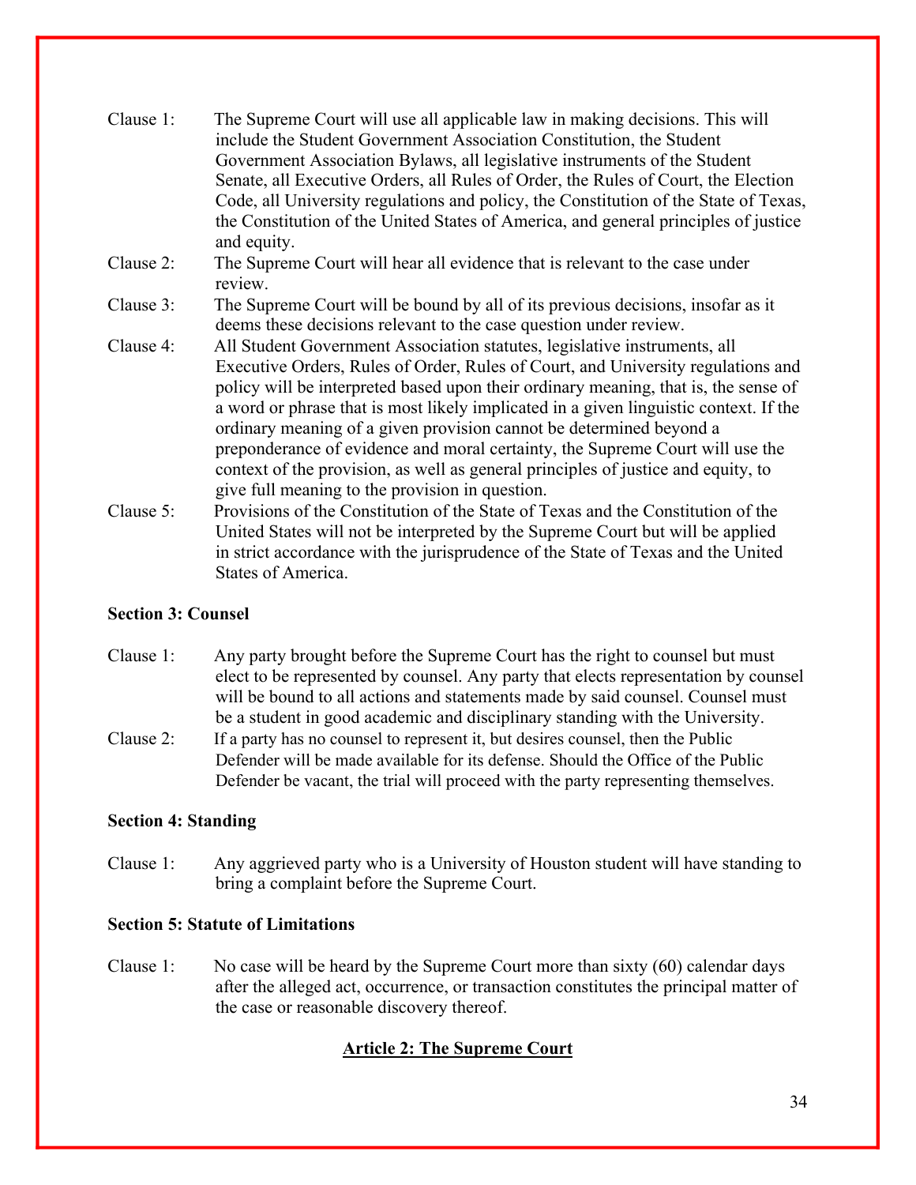Clause 1: The Supreme Court will use all applicable law in making decisions. This will include the Student Government Association Constitution, the Student Government Association Bylaws, all legislative instruments of the Student Senate, all Executive Orders, all Rules of Order, the Rules of Court, the Election Code, all University regulations and policy, the Constitution of the State of Texas, the Constitution of the United States of America, and general principles of justice and equity.

Clause 2: The Supreme Court will hear all evidence that is relevant to the case under review.

Clause 3: The Supreme Court will be bound by all of its previous decisions, insofar as it deems these decisions relevant to the case question under review.

Clause 4: All Student Government Association statutes, legislative instruments, all Executive Orders, Rules of Order, Rules of Court, and University regulations and policy will be interpreted based upon their ordinary meaning, that is, the sense of a word or phrase that is most likely implicated in a given linguistic context. If the ordinary meaning of a given provision cannot be determined beyond a preponderance of evidence and moral certainty, the Supreme Court will use the context of the provision, as well as general principles of justice and equity, to give full meaning to the provision in question.

Clause 5: Provisions of the Constitution of the State of Texas and the Constitution of the United States will not be interpreted by the Supreme Court but will be applied in strict accordance with the jurisprudence of the State of Texas and the United States of America.

**Section 3: Counsel**

Clause 1: Any party brought before the Supreme Court has the right to counsel but must elect to be represented by counsel. Any party that elects representation by counsel will be bound to all actions and statements made by said counsel. Counsel must be a student in good academic and disciplinary standing with the University.

Clause 2: If a party has no counsel to represent it, but desires counsel, then the Public Defender will be made available for its defense. Should the Office of the Public Defender be vacant, the trial will proceed with the party representing themselves.

**Section 4: Standing**

Clause 1: Any aggrieved party who is a University of Houston student will have standing to bring a complaint before the Supreme Court.

**Section 5: Statute of Limitations**

Clause 1: No case will be heard by the Supreme Court more than sixty (60) calendar days after the alleged act, occurrence, or transaction constitutes the principal matter of the case or reasonable discovery thereof.

## Article 2: The Supreme Court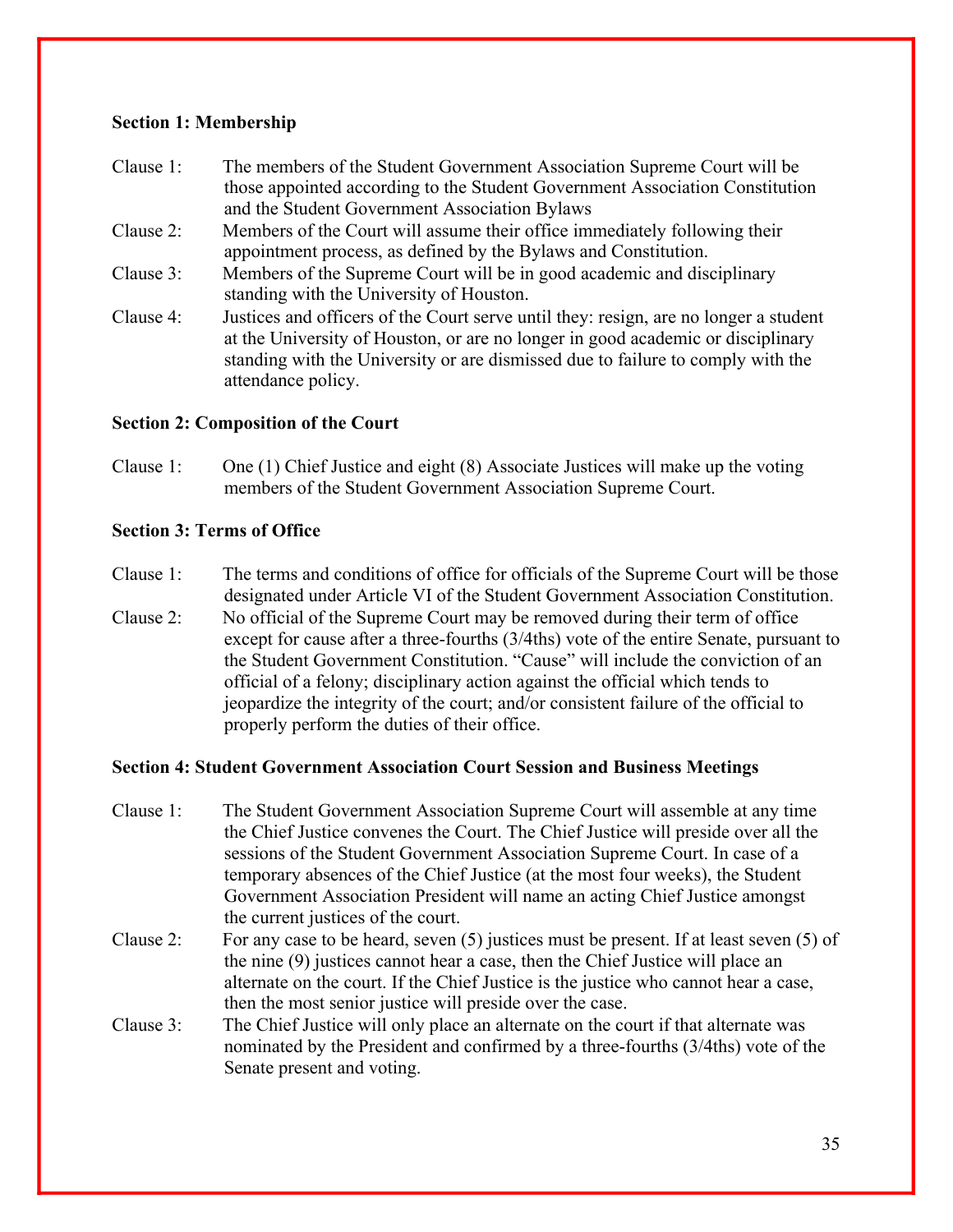**Section 1: Membership**

Clause 1: The members of the Student Government Association Supreme Court will be those appointed according to the Student Government Association Constitution and the Student Government Association Bylaws

Clause 2: Members of the Court will assume their office immediately following their appointment process, as defined by the Bylaws and Constitution.

Clause 3: Members of the Supreme Court will be in good academic and disciplinary standing with the University of Houston.

Clause 4: Justices and officers of the Court serve until they: resign, are no longer a student at the University of Houston, or are no longer in good academic or disciplinary standing with the University or are dismissed due to failure to comply with the attendance policy.

**Section 2: Composition of the Court**

Clause 1: One (1) Chief Justice and eight (8) Associate Justices will make up the voting members of the Student Government Association Supreme Court.

**Section 3: Terms of Office**

Clause 1: The terms and conditions of office for officials of the Supreme Court will be those designated under Article VI of the Student Government Association Constitution.

Clause 2: No official of the Supreme Court may be removed during their term of office except for cause after a three-fourths (3/4ths) vote of the entire Senate, pursuant to the Student Government Constitution. "Cause" will include the conviction of an official of a felony; disciplinary action against the official which tends to jeopardize the integrity of the court; and/or consistent failure of the official to properly perform the duties of their office.

**Section 4: Student Government Association Court Session and Business Meetings**

Clause 1: The Student Government Association Supreme Court will assemble at any time the Chief Justice convenes the Court. The Chief Justice will preside over all the sessions of the Student Government Association Supreme Court. In case of a temporary absences of the Chief Justice (at the most four weeks), the Student Government Association President will name an acting Chief Justice amongst the current justices of the court.

Clause 2: For any case to be heard, seven (5) justices must be present. If at least seven (5) of the nine (9) justices cannot hear a case, then the Chief Justice will place an alternate on the court. If the Chief Justice is the justice who cannot hear a case, then the most senior justice will preside over the case.

Clause 3: The Chief Justice will only place an alternate on the court if that alternate was nominated by the President and confirmed by a three-fourths (3/4ths) vote of the Senate present and voting.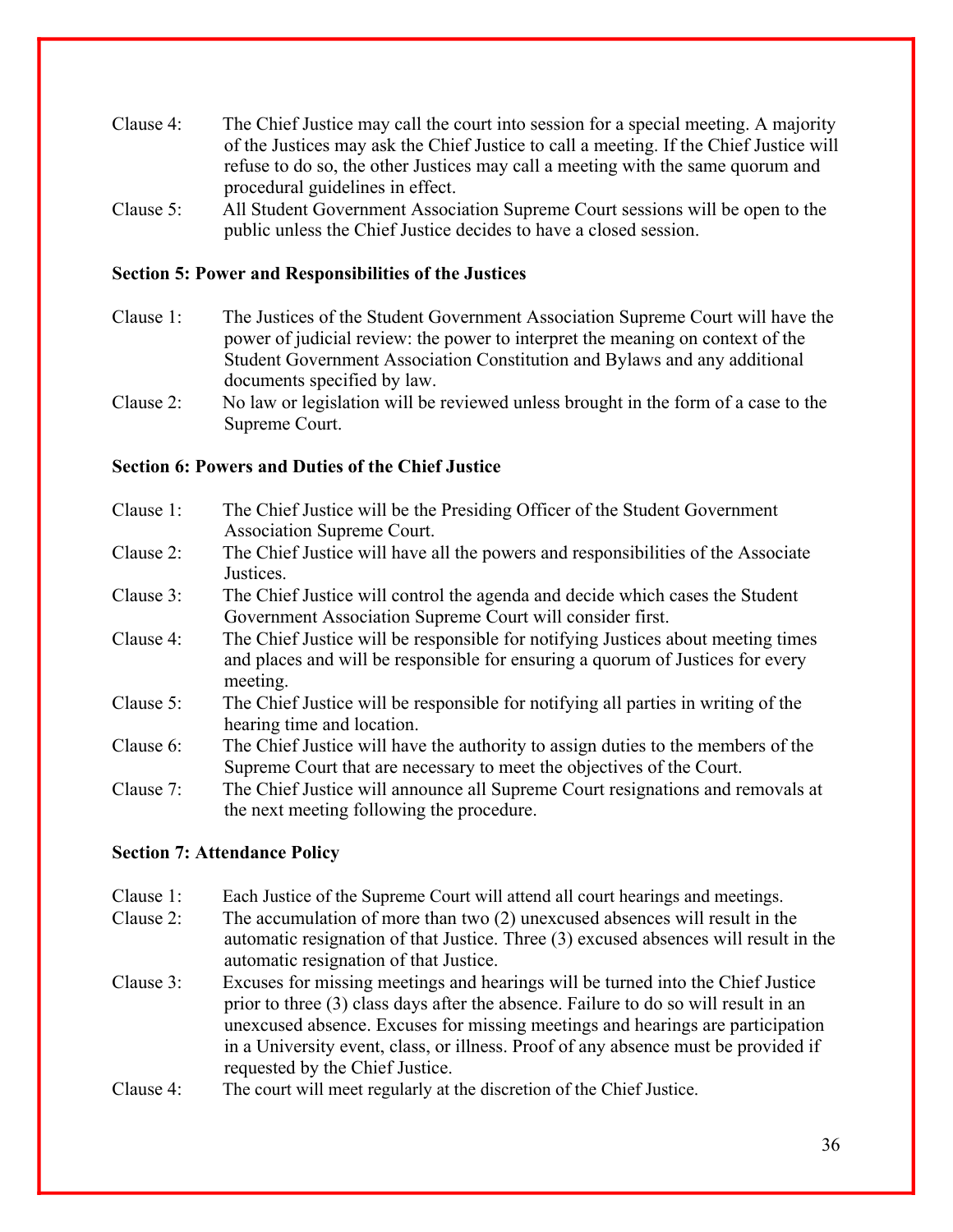Clause 4: The Chief Justice may call the court into session for a special meeting. A majority of the Justices may ask the Chief Justice to call a meeting. If the Chief Justice will refuse to do so, the other Justices may call a meeting with the same quorum and procedural guidelines in effect.

Clause 5: All Student Government Association Supreme Court sessions will be open to the public unless the Chief Justice decides to have a closed session.

**Section 5: Power and Responsibilities of the Justices**

Clause 1: The Justices of the Student Government Association Supreme Court will have the power of judicial review: the power to interpret the meaning on context of the Student Government Association Constitution and Bylaws and any additional documents specified by law.

Clause 2: No law or legislation will be reviewed unless brought in the form of a case to the Supreme Court.

**Section 6: Powers and Duties of the Chief Justice**

Clause 1: The Chief Justice will be the Presiding Officer of the Student Government Association Supreme Court.

Clause 2: The Chief Justice will have all the powers and responsibilities of the Associate Justices.

Clause 3: The Chief Justice will control the agenda and decide which cases the Student Government Association Supreme Court will consider first.

Clause 4: The Chief Justice will be responsible for notifying Justices about meeting times and places and will be responsible for ensuring a quorum of Justices for every meeting.

Clause 5: The Chief Justice will be responsible for notifying all parties in writing of the hearing time and location.

Clause 6: The Chief Justice will have the authority to assign duties to the members of the Supreme Court that are necessary to meet the objectives of the Court.

Clause 7: The Chief Justice will announce all Supreme Court resignations and removals at the next meeting following the procedure.

**Section 7: Attendance Policy**

Clause 1: Each Justice of the Supreme Court will attend all court hearings and meetings.

Clause 2: The accumulation of more than two (2) unexcused absences will result in the automatic resignation of that Justice. Three (3) excused absences will result in the automatic resignation of that Justice.

Clause 3: Excuses for missing meetings and hearings will be turned into the Chief Justice prior to three (3) class days after the absence. Failure to do so will result in an unexcused absence. Excuses for missing meetings and hearings are participation in a University event, class, or illness. Proof of any absence must be provided if requested by the Chief Justice.

Clause 4: The court will meet regularly at the discretion of the Chief Justice.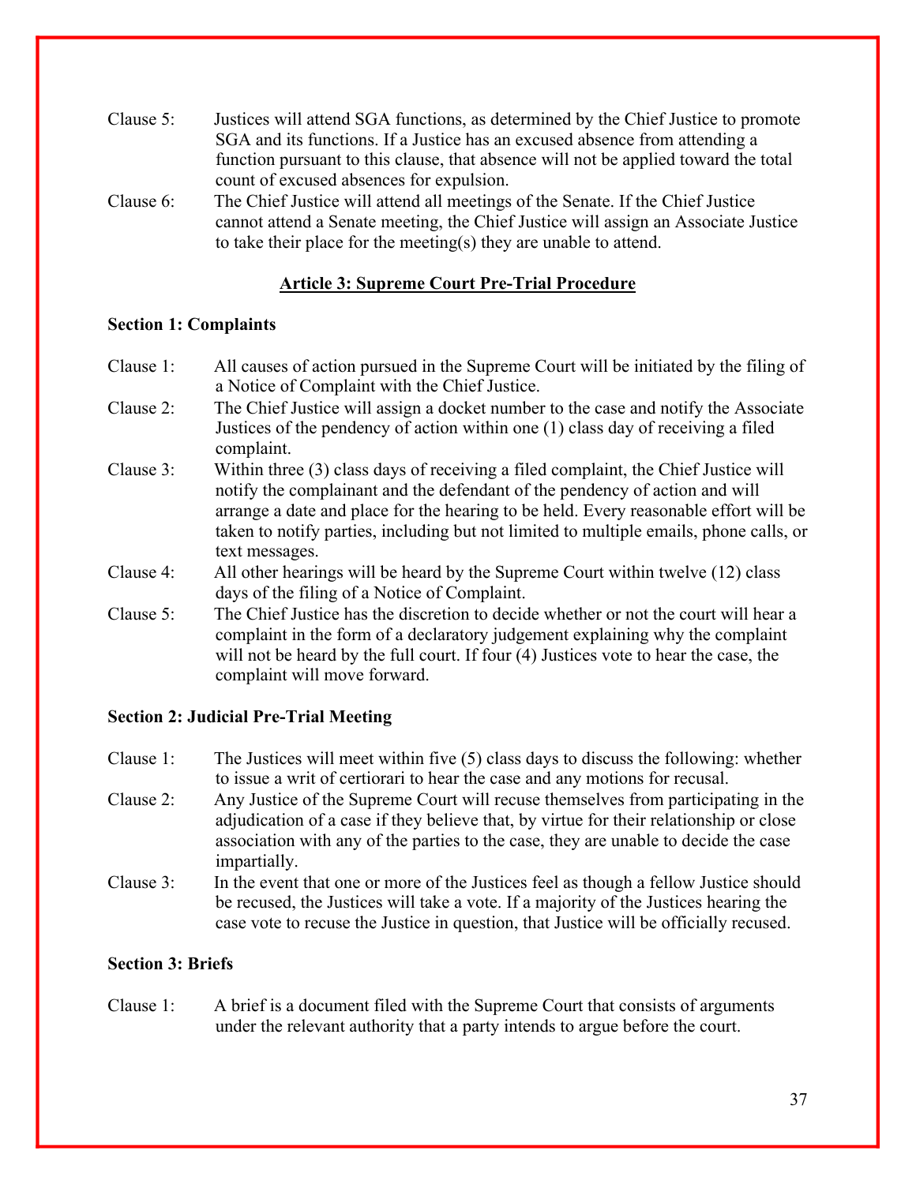Clause 5: Justices will attend SGA functions, as determined by the Chief Justice to promote SGA and its functions. If a Justice has an excused absence from attending a function pursuant to this clause, that absence will not be applied toward the total count of excused absences for expulsion.

Clause 6: The Chief Justice will attend all meetings of the Senate. If the Chief Justice cannot attend a Senate meeting, the Chief Justice will assign an Associate Justice to take their place for the meeting(s) they are unable to attend.

## Article 3: Supreme Court Pre-Trial Procedure

### Section 1: Complaints

Clause 1: All causes of action pursued in the Supreme Court will be initiated by the filing of a Notice of Complaint with the Chief Justice.

Clause 2: The Chief Justice will assign a docket number to the case and notify the Associate Justices of the pendency of action within one (1) class day of receiving a filed complaint.

Clause 3: Within three (3) class days of receiving a filed complaint, the Chief Justice will notify the complainant and the defendant of the pendency of action and will arrange a date and place for the hearing to be held. Every reasonable effort will be taken to notify parties, including but not limited to multiple emails, phone calls, or text messages.

Clause 4: All other hearings will be heard by the Supreme Court within twelve (12) class days of the filing of a Notice of Complaint.

Clause 5: The Chief Justice has the discretion to decide whether or not the court will hear a complaint in the form of a declaratory judgement explaining why the complaint will not be heard by the full court. If four (4) Justices vote to hear the case, the complaint will move forward.

### Section 2: Judicial Pre-Trial Meeting

Clause 1: The Justices will meet within five (5) class days to discuss the following: whether to issue a writ of certiorari to hear the case and any motions for recusal.

Clause 2: Any Justice of the Supreme Court will recuse themselves from participating in the adjudication of a case if they believe that, by virtue for their relationship or close association with any of the parties to the case, they are unable to decide the case impartially.

Clause 3: In the event that one or more of the Justices feel as though a fellow Justice should be recused, the Justices will take a vote. If a majority of the Justices hearing the case vote to recuse the Justice in question, that Justice will be officially recused.

### Section 3: Briefs

Clause 1: A brief is a document filed with the Supreme Court that consists of arguments under the relevant authority that a party intends to argue before the court.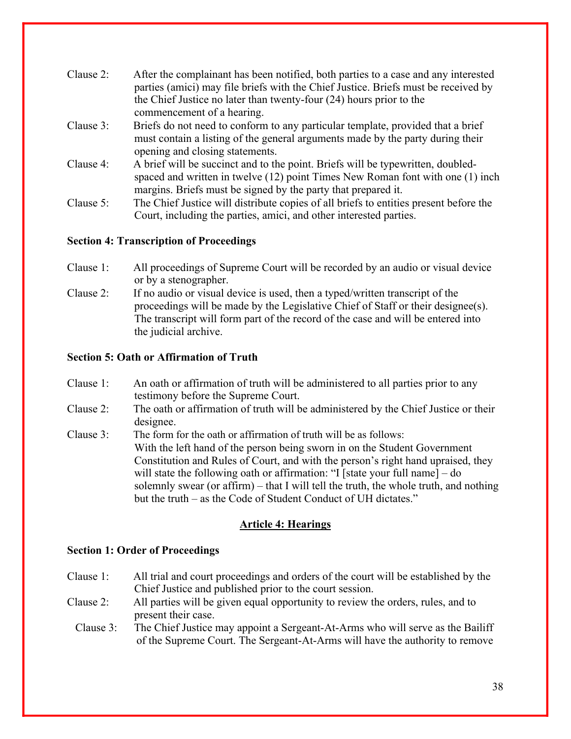Clause 2: After the complainant has been notified, both parties to a case and any interested parties (amici) may file briefs with the Chief Justice. Briefs must be received by the Chief Justice no later than twenty-four (24) hours prior to the commencement of a hearing.

Clause 3: Briefs do not need to conform to any particular template, provided that a brief must contain a listing of the general arguments made by the party during their opening and closing statements.

Clause 4: A brief will be succinct and to the point. Briefs will be typewritten, doubled-spaced and written in twelve (12) point Times New Roman font with one (1) inch margins. Briefs must be signed by the party that prepared it.

Clause 5: The Chief Justice will distribute copies of all briefs to entities present before the Court, including the parties, amici, and other interested parties.

**Section 4: Transcription of Proceedings**

Clause 1: All proceedings of Supreme Court will be recorded by an audio or visual device or by a stenographer.

Clause 2: If no audio or visual device is used, then a typed/written transcript of the proceedings will be made by the Legislative Chief of Staff or their designee(s). The transcript will form part of the record of the case and will be entered into the judicial archive.

**Section 5: Oath or Affirmation of Truth**

Clause 1: An oath or affirmation of truth will be administered to all parties prior to any testimony before the Supreme Court.

Clause 2: The oath or affirmation of truth will be administered by the Chief Justice or their designee.

Clause 3: The form for the oath or affirmation of truth will be as follows:
With the left hand of the person being sworn in on the Student Government Constitution and Rules of Court, and with the person's right hand upraised, they will state the following oath or affirmation: "I [state your full name] – do solemnly swear (or affirm) – that I will tell the truth, the whole truth, and nothing but the truth – as the Code of Student Conduct of UH dictates."

## Article 4: Hearings

**Section 1: Order of Proceedings**

Clause 1: All trial and court proceedings and orders of the court will be established by the Chief Justice and published prior to the court session.

Clause 2: All parties will be given equal opportunity to review the orders, rules, and to present their case.

Clause 3: The Chief Justice may appoint a Sergeant-At-Arms who will serve as the Bailiff of the Supreme Court. The Sergeant-At-Arms will have the authority to remove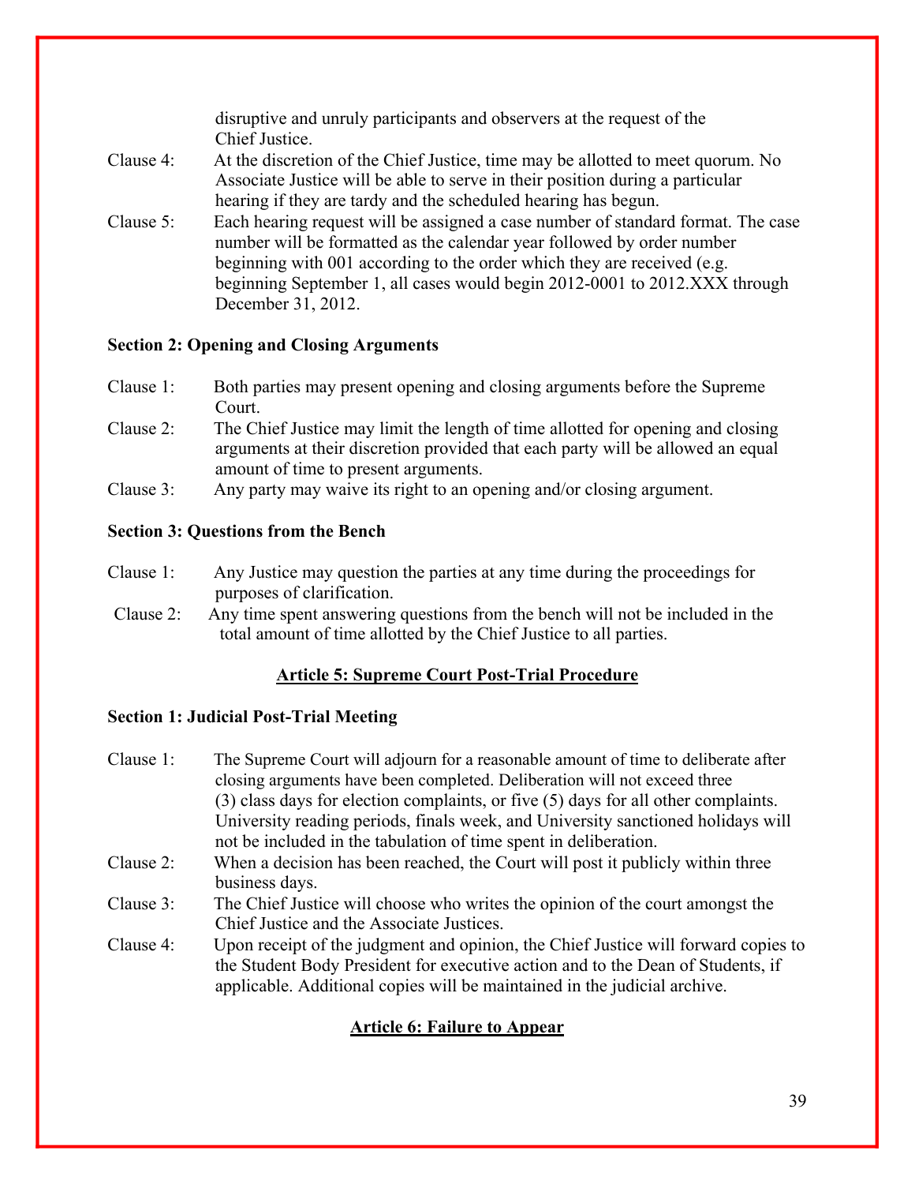disruptive and unruly participants and observers at the request of the Chief Justice.

Clause 4: At the discretion of the Chief Justice, time may be allotted to meet quorum. No Associate Justice will be able to serve in their position during a particular hearing if they are tardy and the scheduled hearing has begun.

Clause 5: Each hearing request will be assigned a case number of standard format. The case number will be formatted as the calendar year followed by order number beginning with 001 according to the order which they are received (e.g. beginning September 1, all cases would begin 2012-0001 to 2012.XXX through December 31, 2012.

**Section 2: Opening and Closing Arguments**

Clause 1: Both parties may present opening and closing arguments before the Supreme Court.

Clause 2: The Chief Justice may limit the length of time allotted for opening and closing arguments at their discretion provided that each party will be allowed an equal amount of time to present arguments.

Clause 3: Any party may waive its right to an opening and/or closing argument.

**Section 3: Questions from the Bench**

Clause 1: Any Justice may question the parties at any time during the proceedings for purposes of clarification.

Clause 2: Any time spent answering questions from the bench will not be included in the total amount of time allotted by the Chief Justice to all parties.

## Article 5: Supreme Court Post-Trial Procedure

**Section 1: Judicial Post-Trial Meeting**

Clause 1: The Supreme Court will adjourn for a reasonable amount of time to deliberate after closing arguments have been completed. Deliberation will not exceed three (3) class days for election complaints, or five (5) days for all other complaints. University reading periods, finals week, and University sanctioned holidays will not be included in the tabulation of time spent in deliberation.

Clause 2: When a decision has been reached, the Court will post it publicly within three business days.

Clause 3: The Chief Justice will choose who writes the opinion of the court amongst the Chief Justice and the Associate Justices.

Clause 4: Upon receipt of the judgment and opinion, the Chief Justice will forward copies to the Student Body President for executive action and to the Dean of Students, if applicable. Additional copies will be maintained in the judicial archive.

## Article 6: Failure to Appear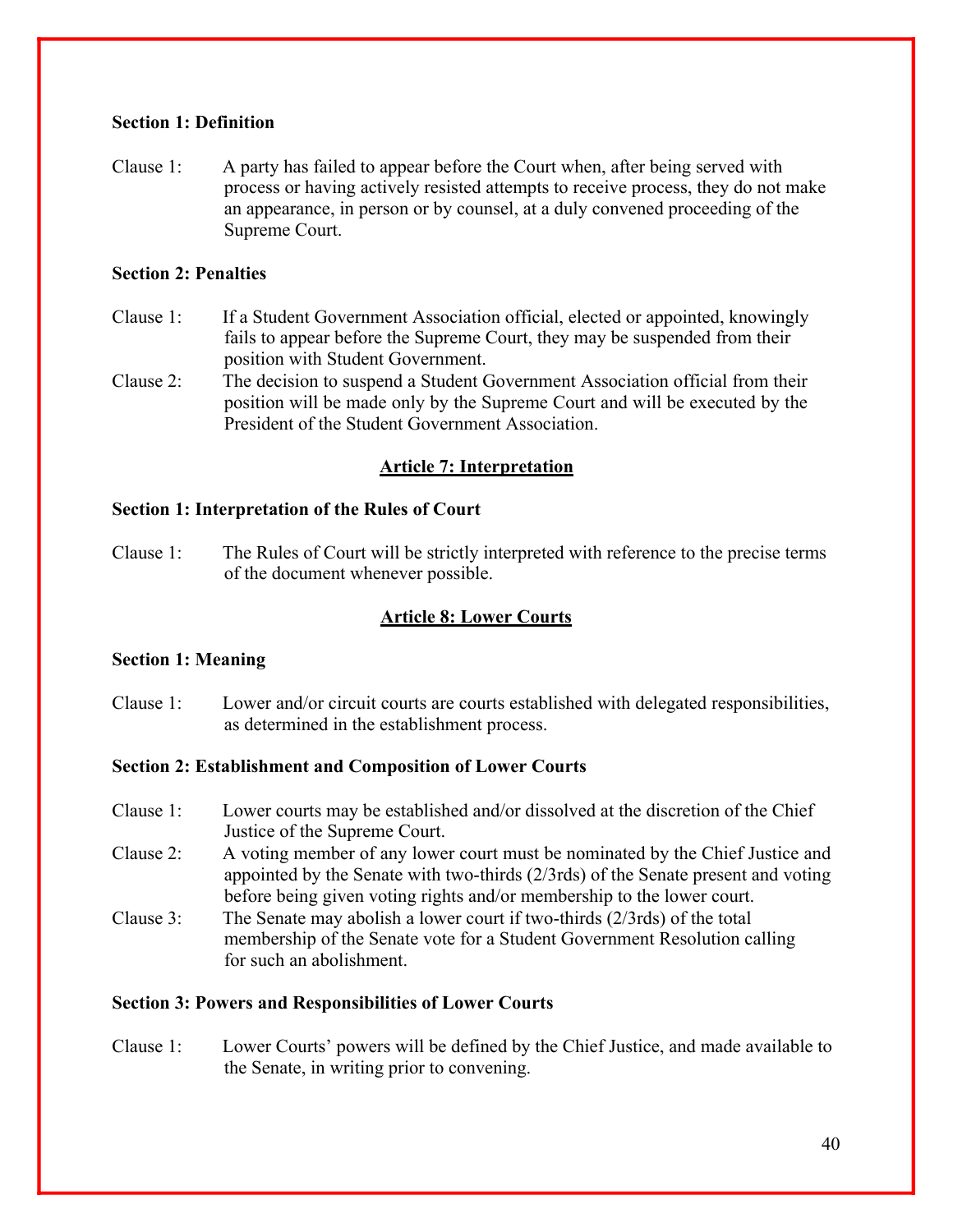**Section 1: Definition**

Clause 1: A party has failed to appear before the Court when, after being served with process or having actively resisted attempts to receive process, they do not make an appearance, in person or by counsel, at a duly convened proceeding of the Supreme Court.

**Section 2: Penalties**

Clause 1: If a Student Government Association official, elected or appointed, knowingly fails to appear before the Supreme Court, they may be suspended from their position with Student Government.

Clause 2: The decision to suspend a Student Government Association official from their position will be made only by the Supreme Court and will be executed by the President of the Student Government Association.

## Article 7: Interpretation

**Section 1: Interpretation of the Rules of Court**

Clause 1: The Rules of Court will be strictly interpreted with reference to the precise terms of the document whenever possible.

## Article 8: Lower Courts

**Section 1: Meaning**

Clause 1: Lower and/or circuit courts are courts established with delegated responsibilities, as determined in the establishment process.

**Section 2: Establishment and Composition of Lower Courts**

Clause 1: Lower courts may be established and/or dissolved at the discretion of the Chief Justice of the Supreme Court.

Clause 2: A voting member of any lower court must be nominated by the Chief Justice and appointed by the Senate with two-thirds (2/3rds) of the Senate present and voting before being given voting rights and/or membership to the lower court.

Clause 3: The Senate may abolish a lower court if two-thirds (2/3rds) of the total membership of the Senate vote for a Student Government Resolution calling for such an abolishment.

**Section 3: Powers and Responsibilities of Lower Courts**

Clause 1: Lower Courts' powers will be defined by the Chief Justice, and made available to the Senate, in writing prior to convening.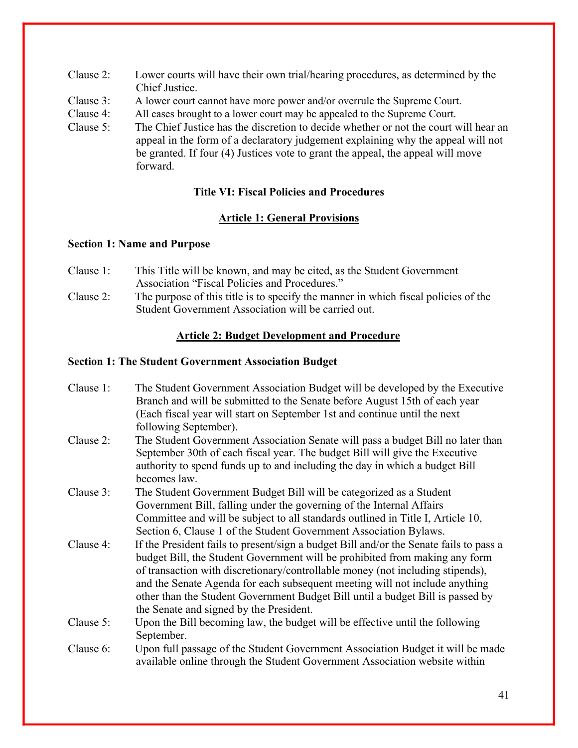Clause 2: Lower courts will have their own trial/hearing procedures, as determined by the Chief Justice.

Clause 3: A lower court cannot have more power and/or overrule the Supreme Court.

Clause 4: All cases brought to a lower court may be appealed to the Supreme Court.

Clause 5: The Chief Justice has the discretion to decide whether or not the court will hear an appeal in the form of a declaratory judgement explaining why the appeal will not be granted. If four (4) Justices vote to grant the appeal, the appeal will move forward.

## Title VI: Fiscal Policies and Procedures

### Article 1: General Provisions

#### Section 1: Name and Purpose

Clause 1: This Title will be known, and may be cited, as the Student Government Association "Fiscal Policies and Procedures."

Clause 2: The purpose of this title is to specify the manner in which fiscal policies of the Student Government Association will be carried out.

### Article 2: Budget Development and Procedure

#### Section 1: The Student Government Association Budget

Clause 1: The Student Government Association Budget will be developed by the Executive Branch and will be submitted to the Senate before August 15th of each year (Each fiscal year will start on September 1st and continue until the next following September).

Clause 2: The Student Government Association Senate will pass a budget Bill no later than September 30th of each fiscal year. The budget Bill will give the Executive authority to spend funds up to and including the day in which a budget Bill becomes law.

Clause 3: The Student Government Budget Bill will be categorized as a Student Government Bill, falling under the governing of the Internal Affairs Committee and will be subject to all standards outlined in Title I, Article 10, Section 6, Clause 1 of the Student Government Association Bylaws.

Clause 4: If the President fails to present/sign a budget Bill and/or the Senate fails to pass a budget Bill, the Student Government will be prohibited from making any form of transaction with discretionary/controllable money (not including stipends), and the Senate Agenda for each subsequent meeting will not include anything other than the Student Government Budget Bill until a budget Bill is passed by the Senate and signed by the President.

Clause 5: Upon the Bill becoming law, the budget will be effective until the following September.

Clause 6: Upon full passage of the Student Government Association Budget it will be made available online through the Student Government Association website within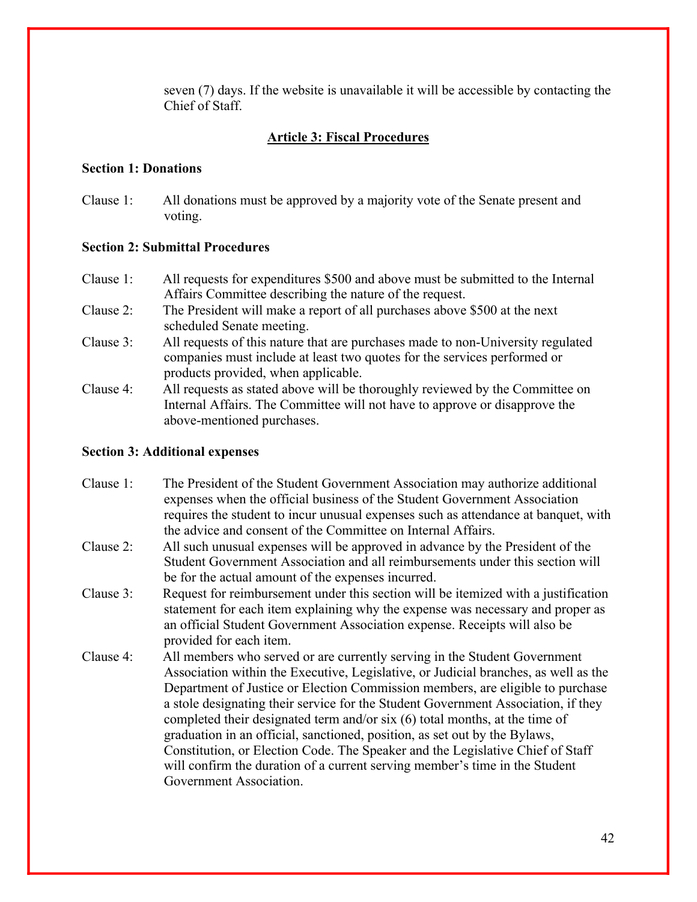seven (7) days. If the website is unavailable it will be accessible by contacting the Chief of Staff.

## Article 3: Fiscal Procedures

**Section 1: Donations**

Clause 1: All donations must be approved by a majority vote of the Senate present and voting.

**Section 2: Submittal Procedures**

Clause 1: All requests for expenditures $500 and above must be submitted to the Internal Affairs Committee describing the nature of the request.

Clause 2: The President will make a report of all purchases above $500 at the next scheduled Senate meeting.

Clause 3: All requests of this nature that are purchases made to non-University regulated companies must include at least two quotes for the services performed or products provided, when applicable.

Clause 4: All requests as stated above will be thoroughly reviewed by the Committee on Internal Affairs. The Committee will not have to approve or disapprove the above-mentioned purchases.

**Section 3: Additional expenses**

Clause 1: The President of the Student Government Association may authorize additional expenses when the official business of the Student Government Association requires the student to incur unusual expenses such as attendance at banquet, with the advice and consent of the Committee on Internal Affairs.

Clause 2: All such unusual expenses will be approved in advance by the President of the Student Government Association and all reimbursements under this section will be for the actual amount of the expenses incurred.

Clause 3: Request for reimbursement under this section will be itemized with a justification statement for each item explaining why the expense was necessary and proper as an official Student Government Association expense. Receipts will also be provided for each item.

Clause 4: All members who served or are currently serving in the Student Government Association within the Executive, Legislative, or Judicial branches, as well as the Department of Justice or Election Commission members, are eligible to purchase a stole designating their service for the Student Government Association, if they completed their designated term and/or six (6) total months, at the time of graduation in an official, sanctioned, position, as set out by the Bylaws, Constitution, or Election Code. The Speaker and the Legislative Chief of Staff will confirm the duration of a current serving member's time in the Student Government Association.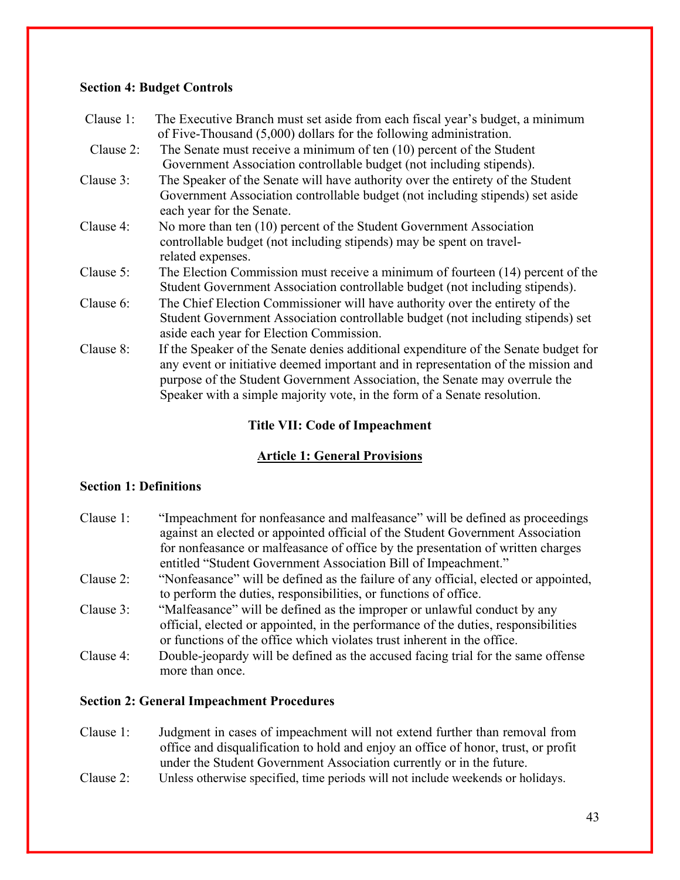**Section 4: Budget Controls**

Clause 1: The Executive Branch must set aside from each fiscal year's budget, a minimum of Five-Thousand (5,000) dollars for the following administration.

Clause 2: The Senate must receive a minimum of ten (10) percent of the Student Government Association controllable budget (not including stipends).

Clause 3: The Speaker of the Senate will have authority over the entirety of the Student Government Association controllable budget (not including stipends) set aside each year for the Senate.

Clause 4: No more than ten (10) percent of the Student Government Association controllable budget (not including stipends) may be spent on travel-related expenses.

Clause 5: The Election Commission must receive a minimum of fourteen (14) percent of the Student Government Association controllable budget (not including stipends).

Clause 6: The Chief Election Commissioner will have authority over the entirety of the Student Government Association controllable budget (not including stipends) set aside each year for Election Commission.

Clause 8: If the Speaker of the Senate denies additional expenditure of the Senate budget for any event or initiative deemed important and in representation of the mission and purpose of the Student Government Association, the Senate may overrule the Speaker with a simple majority vote, in the form of a Senate resolution.

## Title VII: Code of Impeachment

### Article 1: General Provisions

**Section 1: Definitions**

Clause 1: "Impeachment for nonfeasance and malfeasance" will be defined as proceedings against an elected or appointed official of the Student Government Association for nonfeasance or malfeasance of office by the presentation of written charges entitled "Student Government Association Bill of Impeachment."

Clause 2: "Nonfeasance" will be defined as the failure of any official, elected or appointed, to perform the duties, responsibilities, or functions of office.

Clause 3: "Malfeasance" will be defined as the improper or unlawful conduct by any official, elected or appointed, in the performance of the duties, responsibilities or functions of the office which violates trust inherent in the office.

Clause 4: Double-jeopardy will be defined as the accused facing trial for the same offense more than once.

**Section 2: General Impeachment Procedures**

Clause 1: Judgment in cases of impeachment will not extend further than removal from office and disqualification to hold and enjoy an office of honor, trust, or profit under the Student Government Association currently or in the future.

Clause 2: Unless otherwise specified, time periods will not include weekends or holidays.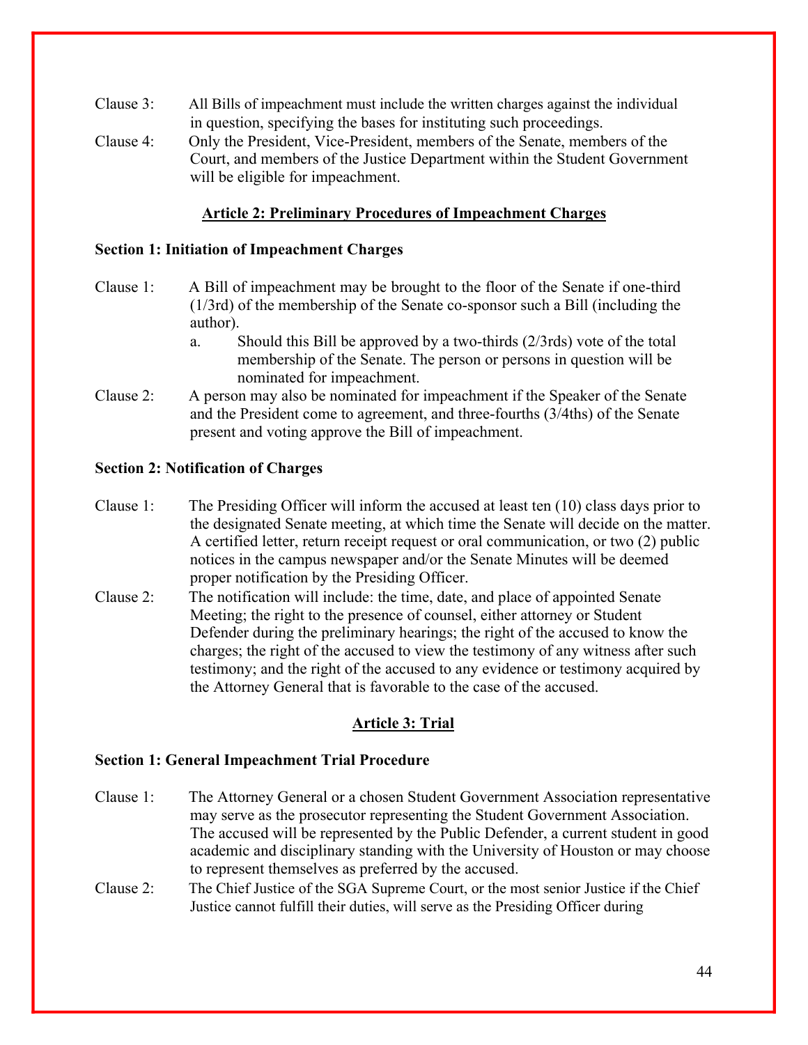Clause 3: All Bills of impeachment must include the written charges against the individual in question, specifying the bases for instituting such proceedings.

Clause 4: Only the President, Vice-President, members of the Senate, members of the Court, and members of the Justice Department within the Student Government will be eligible for impeachment.

## Article 2: Preliminary Procedures of Impeachment Charges

### Section 1: Initiation of Impeachment Charges

Clause 1: A Bill of impeachment may be brought to the floor of the Senate if one-third (1/3rd) of the membership of the Senate co-sponsor such a Bill (including the author).

a. Should this Bill be approved by a two-thirds (2/3rds) vote of the total membership of the Senate. The person or persons in question will be nominated for impeachment.

Clause 2: A person may also be nominated for impeachment if the Speaker of the Senate and the President come to agreement, and three-fourths (3/4ths) of the Senate present and voting approve the Bill of impeachment.

### Section 2: Notification of Charges

Clause 1: The Presiding Officer will inform the accused at least ten (10) class days prior to the designated Senate meeting, at which time the Senate will decide on the matter. A certified letter, return receipt request or oral communication, or two (2) public notices in the campus newspaper and/or the Senate Minutes will be deemed proper notification by the Presiding Officer.

Clause 2: The notification will include: the time, date, and place of appointed Senate Meeting; the right to the presence of counsel, either attorney or Student Defender during the preliminary hearings; the right of the accused to know the charges; the right of the accused to view the testimony of any witness after such testimony; and the right of the accused to any evidence or testimony acquired by the Attorney General that is favorable to the case of the accused.

## Article 3: Trial

### Section 1: General Impeachment Trial Procedure

Clause 1: The Attorney General or a chosen Student Government Association representative may serve as the prosecutor representing the Student Government Association. The accused will be represented by the Public Defender, a current student in good academic and disciplinary standing with the University of Houston or may choose to represent themselves as preferred by the accused.

Clause 2: The Chief Justice of the SGA Supreme Court, or the most senior Justice if the Chief Justice cannot fulfill their duties, will serve as the Presiding Officer during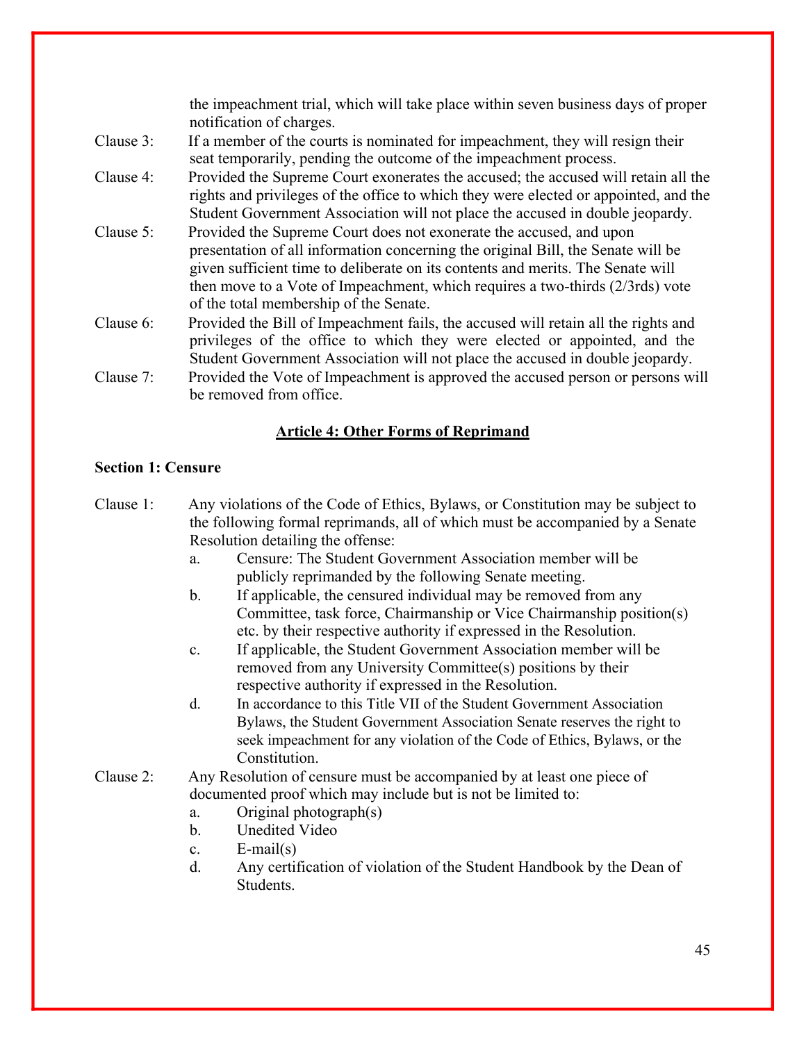the impeachment trial, which will take place within seven business days of proper notification of charges.

Clause 3: If a member of the courts is nominated for impeachment, they will resign their seat temporarily, pending the outcome of the impeachment process.

Clause 4: Provided the Supreme Court exonerates the accused; the accused will retain all the rights and privileges of the office to which they were elected or appointed, and the Student Government Association will not place the accused in double jeopardy.

Clause 5: Provided the Supreme Court does not exonerate the accused, and upon presentation of all information concerning the original Bill, the Senate will be given sufficient time to deliberate on its contents and merits. The Senate will then move to a Vote of Impeachment, which requires a two-thirds (2/3rds) vote of the total membership of the Senate.

Clause 6: Provided the Bill of Impeachment fails, the accused will retain all the rights and privileges of the office to which they were elected or appointed, and the Student Government Association will not place the accused in double jeopardy.

Clause 7: Provided the Vote of Impeachment is approved the accused person or persons will be removed from office.

## Article 4: Other Forms of Reprimand

### Section 1: Censure

Clause 1: Any violations of the Code of Ethics, Bylaws, or Constitution may be subject to the following formal reprimands, all of which must be accompanied by a Senate Resolution detailing the offense:

a. Censure: The Student Government Association member will be publicly reprimanded by the following Senate meeting.
b. If applicable, the censured individual may be removed from any Committee, task force, Chairmanship or Vice Chairmanship position(s) etc. by their respective authority if expressed in the Resolution.
c. If applicable, the Student Government Association member will be removed from any University Committee(s) positions by their respective authority if expressed in the Resolution.
d. In accordance to this Title VII of the Student Government Association Bylaws, the Student Government Association Senate reserves the right to seek impeachment for any violation of the Code of Ethics, Bylaws, or the Constitution.

Clause 2: Any Resolution of censure must be accompanied by at least one piece of documented proof which may include but is not be limited to:

a. Original photograph(s)
b. Unedited Video
c. E-mail(s)
d. Any certification of violation of the Student Handbook by the Dean of Students.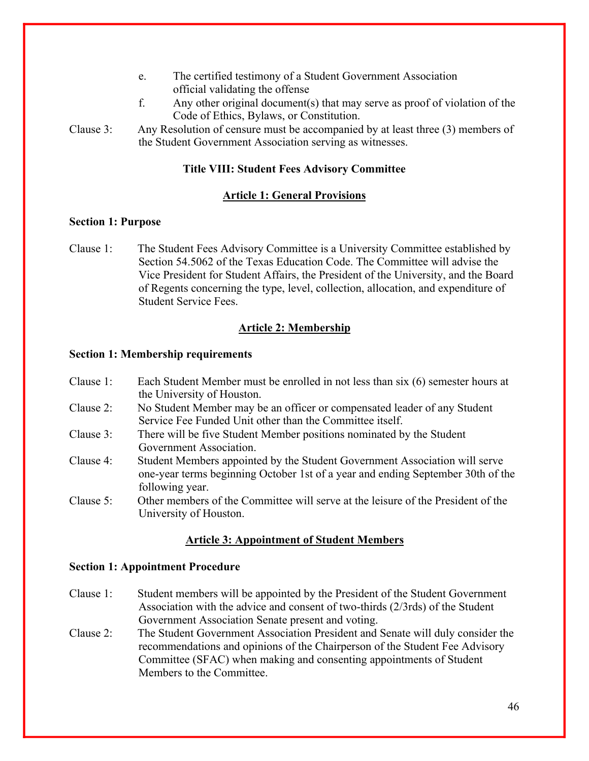e. The certified testimony of a Student Government Association official validating the offense

f. Any other original document(s) that may serve as proof of violation of the Code of Ethics, Bylaws, or Constitution.

Clause 3: Any Resolution of censure must be accompanied by at least three (3) members of the Student Government Association serving as witnesses.

## Title VIII: Student Fees Advisory Committee

### Article 1: General Provisions

#### Section 1: Purpose

Clause 1: The Student Fees Advisory Committee is a University Committee established by Section 54.5062 of the Texas Education Code. The Committee will advise the Vice President for Student Affairs, the President of the University, and the Board of Regents concerning the type, level, collection, allocation, and expenditure of Student Service Fees.

### Article 2: Membership

#### Section 1: Membership requirements

Clause 1: Each Student Member must be enrolled in not less than six (6) semester hours at the University of Houston.

Clause 2: No Student Member may be an officer or compensated leader of any Student Service Fee Funded Unit other than the Committee itself.

Clause 3: There will be five Student Member positions nominated by the Student Government Association.

Clause 4: Student Members appointed by the Student Government Association will serve one-year terms beginning October 1st of a year and ending September 30th of the following year.

Clause 5: Other members of the Committee will serve at the leisure of the President of the University of Houston.

### Article 3: Appointment of Student Members

#### Section 1: Appointment Procedure

Clause 1: Student members will be appointed by the President of the Student Government Association with the advice and consent of two-thirds (2/3rds) of the Student Government Association Senate present and voting.

Clause 2: The Student Government Association President and Senate will duly consider the recommendations and opinions of the Chairperson of the Student Fee Advisory Committee (SFAC) when making and consenting appointments of Student Members to the Committee.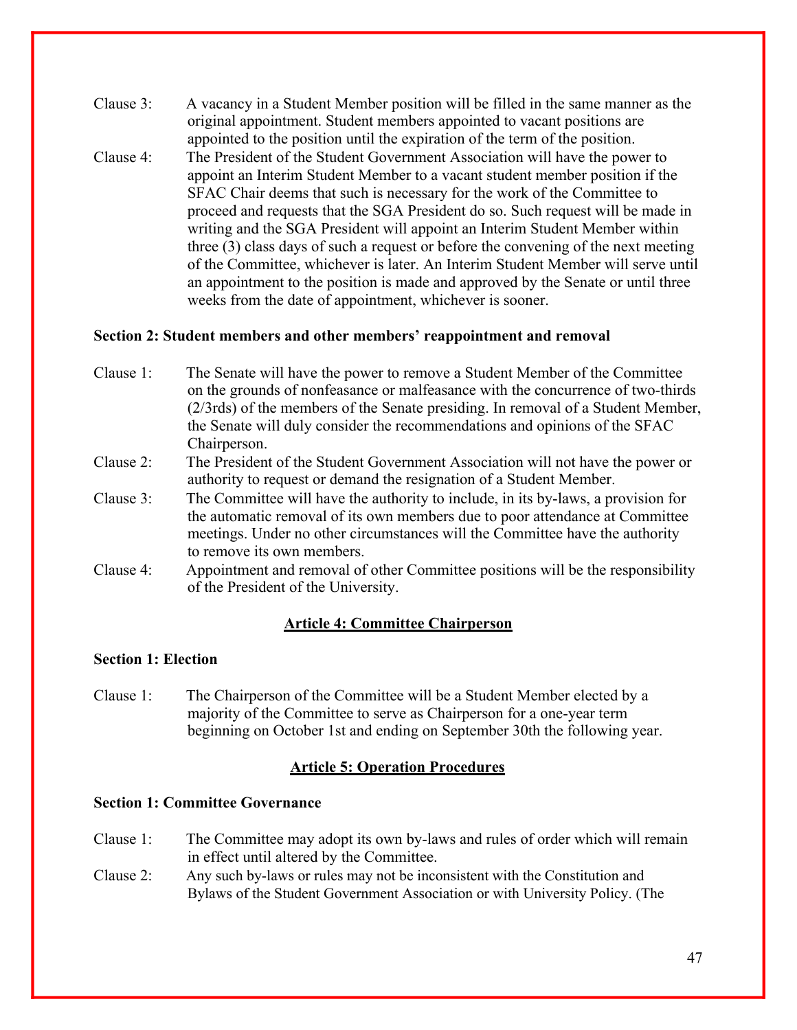Clause 3: A vacancy in a Student Member position will be filled in the same manner as the original appointment. Student members appointed to vacant positions are appointed to the position until the expiration of the term of the position.

Clause 4: The President of the Student Government Association will have the power to appoint an Interim Student Member to a vacant student member position if the SFAC Chair deems that such is necessary for the work of the Committee to proceed and requests that the SGA President do so. Such request will be made in writing and the SGA President will appoint an Interim Student Member within three (3) class days of such a request or before the convening of the next meeting of the Committee, whichever is later. An Interim Student Member will serve until an appointment to the position is made and approved by the Senate or until three weeks from the date of appointment, whichever is sooner.

**Section 2: Student members and other members' reappointment and removal**

Clause 1: The Senate will have the power to remove a Student Member of the Committee on the grounds of nonfeasance or malfeasance with the concurrence of two-thirds (2/3rds) of the members of the Senate presiding. In removal of a Student Member, the Senate will duly consider the recommendations and opinions of the SFAC Chairperson.

Clause 2: The President of the Student Government Association will not have the power or authority to request or demand the resignation of a Student Member.

Clause 3: The Committee will have the authority to include, in its by-laws, a provision for the automatic removal of its own members due to poor attendance at Committee meetings. Under no other circumstances will the Committee have the authority to remove its own members.

Clause 4: Appointment and removal of other Committee positions will be the responsibility of the President of the University.

## Article 4: Committee Chairperson

**Section 1: Election**

Clause 1: The Chairperson of the Committee will be a Student Member elected by a majority of the Committee to serve as Chairperson for a one-year term beginning on October 1st and ending on September 30th the following year.

## Article 5: Operation Procedures

**Section 1: Committee Governance**

Clause 1: The Committee may adopt its own by-laws and rules of order which will remain in effect until altered by the Committee.

Clause 2: Any such by-laws or rules may not be inconsistent with the Constitution and Bylaws of the Student Government Association or with University Policy. (The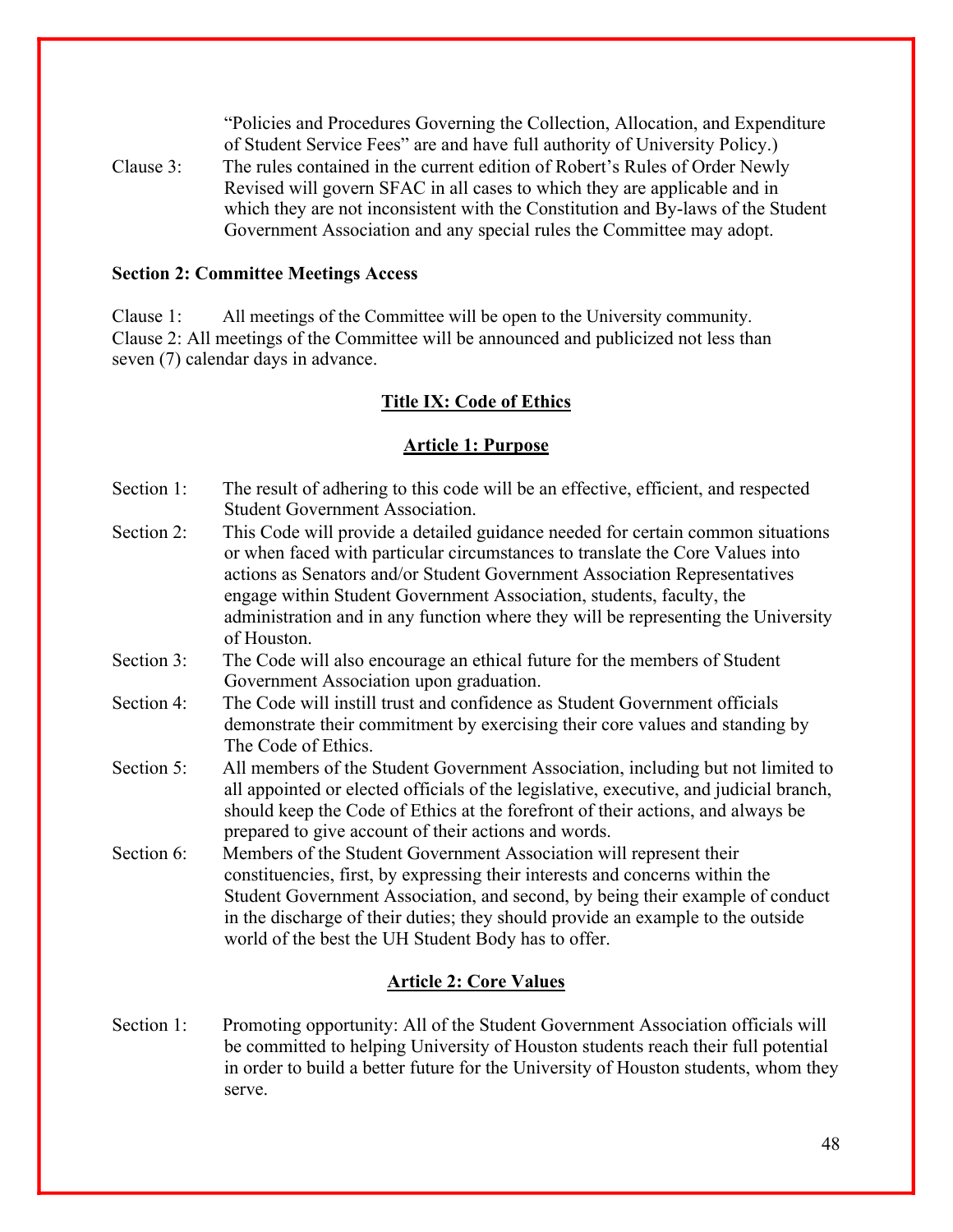"Policies and Procedures Governing the Collection, Allocation, and Expenditure of Student Service Fees" are and have full authority of University Policy.)

Clause 3: The rules contained in the current edition of Robert's Rules of Order Newly Revised will govern SFAC in all cases to which they are applicable and in which they are not inconsistent with the Constitution and By-laws of the Student Government Association and any special rules the Committee may adopt.

**Section 2: Committee Meetings Access**

Clause 1: All meetings of the Committee will be open to the University community.
Clause 2: All meetings of the Committee will be announced and publicized not less than seven (7) calendar days in advance.

## Title IX: Code of Ethics

### Article 1: Purpose

Section 1: The result of adhering to this code will be an effective, efficient, and respected Student Government Association.

Section 2: This Code will provide a detailed guidance needed for certain common situations or when faced with particular circumstances to translate the Core Values into actions as Senators and/or Student Government Association Representatives engage within Student Government Association, students, faculty, the administration and in any function where they will be representing the University of Houston.

Section 3: The Code will also encourage an ethical future for the members of Student Government Association upon graduation.

Section 4: The Code will instill trust and confidence as Student Government officials demonstrate their commitment by exercising their core values and standing by The Code of Ethics.

Section 5: All members of the Student Government Association, including but not limited to all appointed or elected officials of the legislative, executive, and judicial branch, should keep the Code of Ethics at the forefront of their actions, and always be prepared to give account of their actions and words.

Section 6: Members of the Student Government Association will represent their constituencies, first, by expressing their interests and concerns within the Student Government Association, and second, by being their example of conduct in the discharge of their duties; they should provide an example to the outside world of the best the UH Student Body has to offer.

### Article 2: Core Values

Section 1: Promoting opportunity: All of the Student Government Association officials will be committed to helping University of Houston students reach their full potential in order to build a better future for the University of Houston students, whom they serve.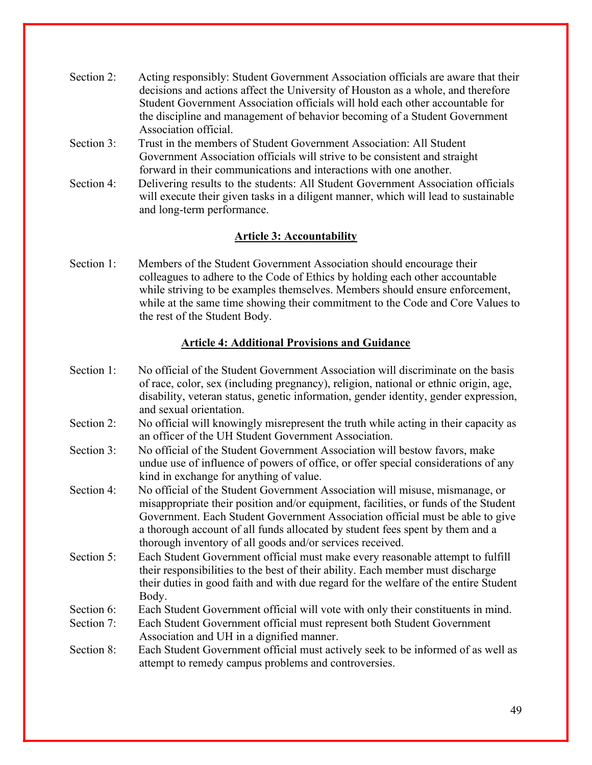Section 2: Acting responsibly: Student Government Association officials are aware that their decisions and actions affect the University of Houston as a whole, and therefore Student Government Association officials will hold each other accountable for the discipline and management of behavior becoming of a Student Government Association official.

Section 3: Trust in the members of Student Government Association: All Student Government Association officials will strive to be consistent and straight forward in their communications and interactions with one another.

Section 4: Delivering results to the students: All Student Government Association officials will execute their given tasks in a diligent manner, which will lead to sustainable and long-term performance.

## Article 3: Accountability

Section 1: Members of the Student Government Association should encourage their colleagues to adhere to the Code of Ethics by holding each other accountable while striving to be examples themselves. Members should ensure enforcement, while at the same time showing their commitment to the Code and Core Values to the rest of the Student Body.

## Article 4: Additional Provisions and Guidance

Section 1: No official of the Student Government Association will discriminate on the basis of race, color, sex (including pregnancy), religion, national or ethnic origin, age, disability, veteran status, genetic information, gender identity, gender expression, and sexual orientation.

Section 2: No official will knowingly misrepresent the truth while acting in their capacity as an officer of the UH Student Government Association.

Section 3: No official of the Student Government Association will bestow favors, make undue use of influence of powers of office, or offer special considerations of any kind in exchange for anything of value.

Section 4: No official of the Student Government Association will misuse, mismanage, or misappropriate their position and/or equipment, facilities, or funds of the Student Government. Each Student Government Association official must be able to give a thorough account of all funds allocated by student fees spent by them and a thorough inventory of all goods and/or services received.

Section 5: Each Student Government official must make every reasonable attempt to fulfill their responsibilities to the best of their ability. Each member must discharge their duties in good faith and with due regard for the welfare of the entire Student Body.

Section 6: Each Student Government official will vote with only their constituents in mind.

Section 7: Each Student Government official must represent both Student Government Association and UH in a dignified manner.

Section 8: Each Student Government official must actively seek to be informed of as well as attempt to remedy campus problems and controversies.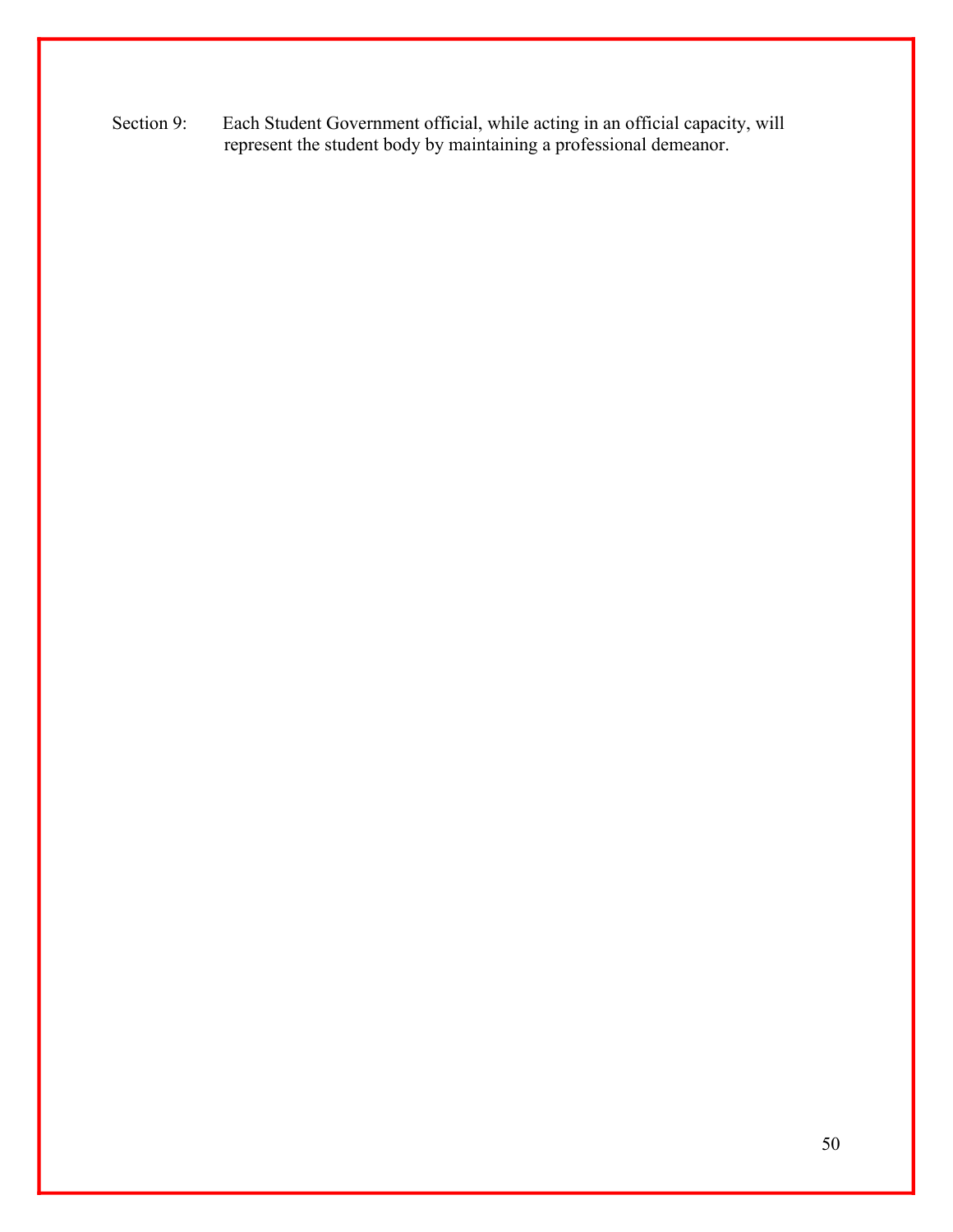Section 9: Each Student Government official, while acting in an official capacity, will represent the student body by maintaining a professional demeanor.